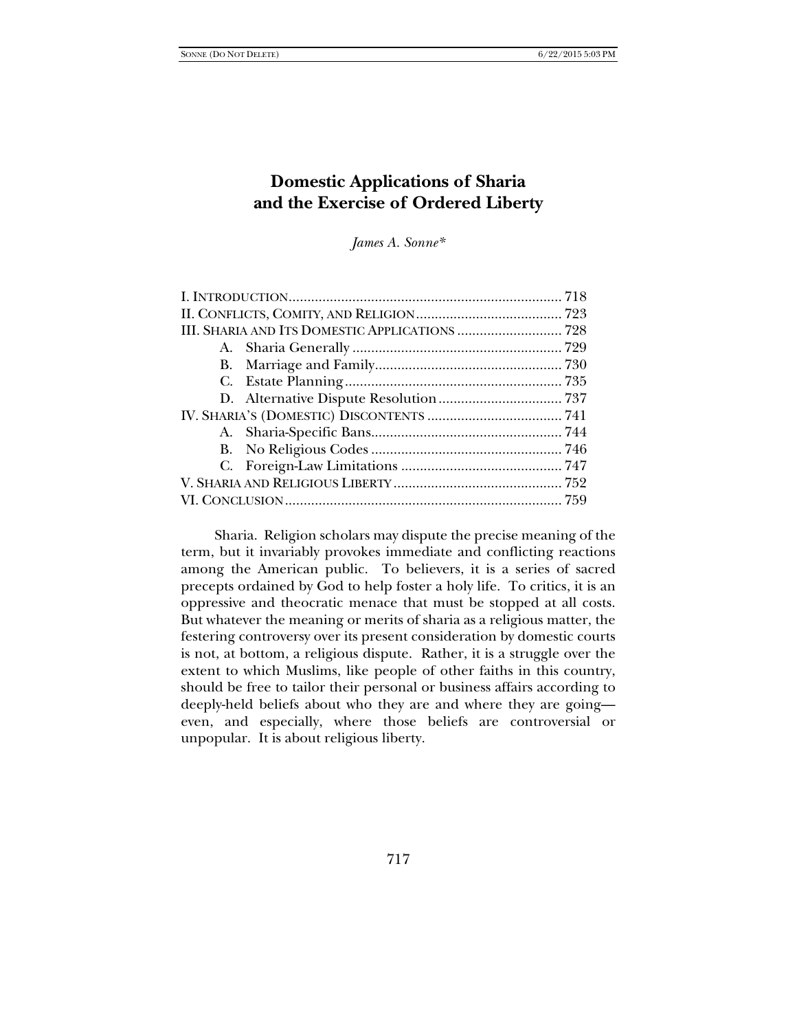# Domestic Applications of Sharia and the Exercise of Ordered Liberty

*James A. Sonne\**

| | |
|---|---|
| I. Introduction | 718 |
| II. Conflicts, Comity, and Religion | 723 |
| III. Sharia and Its Domestic Applications | 728 |
| A. Sharia Generally | 729 |
| B. Marriage and Family | 730 |
| C. Estate Planning | 735 |
| D. Alternative Dispute Resolution | 737 |
| IV. Sharia's (Domestic) Discontents | 741 |
| A. Sharia-Specific Bans | 744 |
| B. No Religious Codes | 746 |
| C. Foreign-Law Limitations | 747 |
| V. Sharia and Religious Liberty | 752 |
| VI. Conclusion | 759 |

Sharia. Religion scholars may dispute the precise meaning of the term, but it invariably provokes immediate and conflicting reactions among the American public. To believers, it is a series of sacred precepts ordained by God to help foster a holy life. To critics, it is an oppressive and theocratic menace that must be stopped at all costs. But whatever the meaning or merits of sharia as a religious matter, the festering controversy over its present consideration by domestic courts is not, at bottom, a religious dispute. Rather, it is a struggle over the extent to which Muslims, like people of other faiths in this country, should be free to tailor their personal or business affairs according to deeply-held beliefs about who they are and where they are going—even, and especially, where those beliefs are controversial or unpopular. It is about religious liberty.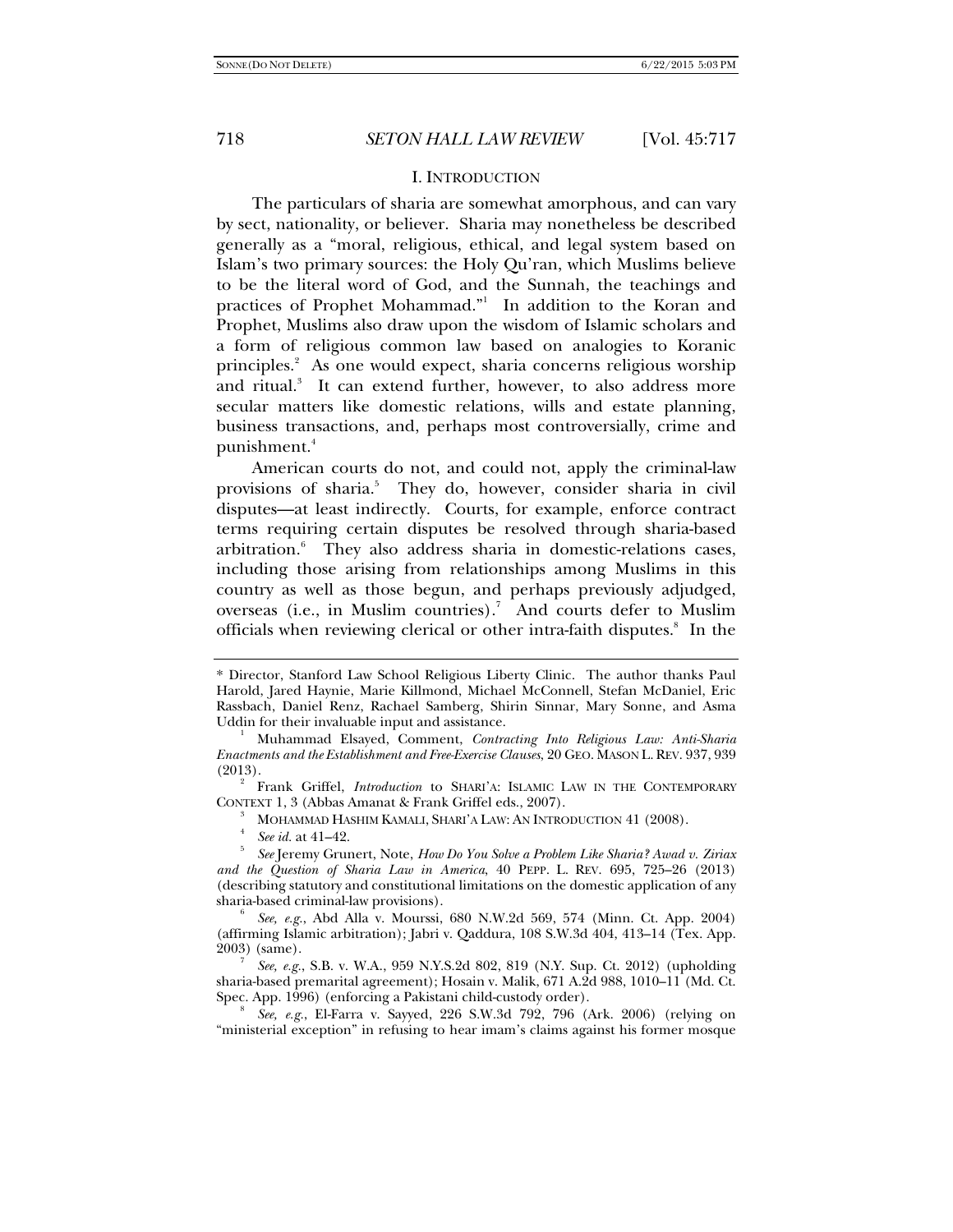## I. INTRODUCTION

The particulars of sharia are somewhat amorphous, and can vary by sect, nationality, or believer. Sharia may nonetheless be described generally as a "moral, religious, ethical, and legal system based on Islam's two primary sources: the Holy Qu'ran, which Muslims believe to be the literal word of God, and the Sunnah, the teachings and practices of Prophet Mohammad."[1] In addition to the Koran and Prophet, Muslims also draw upon the wisdom of Islamic scholars and a form of religious common law based on analogies to Koranic principles.[2] As one would expect, sharia concerns religious worship and ritual.[3] It can extend further, however, to also address more secular matters like domestic relations, wills and estate planning, business transactions, and, perhaps most controversially, crime and punishment.[4]

American courts do not, and could not, apply the criminal-law provisions of sharia.[5] They do, however, consider sharia in civil disputes—at least indirectly. Courts, for example, enforce contract terms requiring certain disputes be resolved through sharia-based arbitration.[6] They also address sharia in domestic-relations cases, including those arising from relationships among Muslims in this country as well as those begun, and perhaps previously adjudged, overseas (i.e., in Muslim countries).[7] And courts defer to Muslim officials when reviewing clerical or other intra-faith disputes.[8] In the

---

\* Director, Stanford Law School Religious Liberty Clinic. The author thanks Paul Harold, Jared Haynie, Marie Killmond, Michael McConnell, Stefan McDaniel, Eric Rassbach, Daniel Renz, Rachael Samberg, Shirin Sinnar, Mary Sonne, and Asma Uddin for their invaluable input and assistance.

[1] Muhammad Elsayed, Comment, *Contracting Into Religious Law: Anti-Sharia Enactments and the Establishment and Free-Exercise Clauses*, 20 GEO. MASON L. REV. 937, 939 (2013).

[2] Frank Griffel, *Introduction* to SHARI'A: ISLAMIC LAW IN THE CONTEMPORARY CONTEXT 1, 3 (Abbas Amanat & Frank Griffel eds., 2007).

[3] MOHAMMAD HASHIM KAMALI, SHARI'A LAW: AN INTRODUCTION 41 (2008).

[4] *See id.* at 41–42.

[5] *See* Jeremy Grunert, Note, *How Do You Solve a Problem Like Sharia? Awad v. Ziriax and the Question of Sharia Law in America*, 40 PEPP. L. REV. 695, 725–26 (2013) (describing statutory and constitutional limitations on the domestic application of any sharia-based criminal-law provisions).

[6] *See, e.g.*, Abd Alla v. Mourssi, 680 N.W.2d 569, 574 (Minn. Ct. App. 2004) (affirming Islamic arbitration); Jabri v. Qaddura, 108 S.W.3d 404, 413–14 (Tex. App. 2003) (same).

[7] *See, e.g.*, S.B. v. W.A., 959 N.Y.S.2d 802, 819 (N.Y. Sup. Ct. 2012) (upholding sharia-based premarital agreement); Hosain v. Malik, 671 A.2d 988, 1010–11 (Md. Ct. Spec. App. 1996) (enforcing a Pakistani child-custody order).

[8] *See, e.g.*, El-Farra v. Sayyed, 226 S.W.3d 792, 796 (Ark. 2006) (relying on "ministerial exception" in refusing to hear imam's claims against his former mosque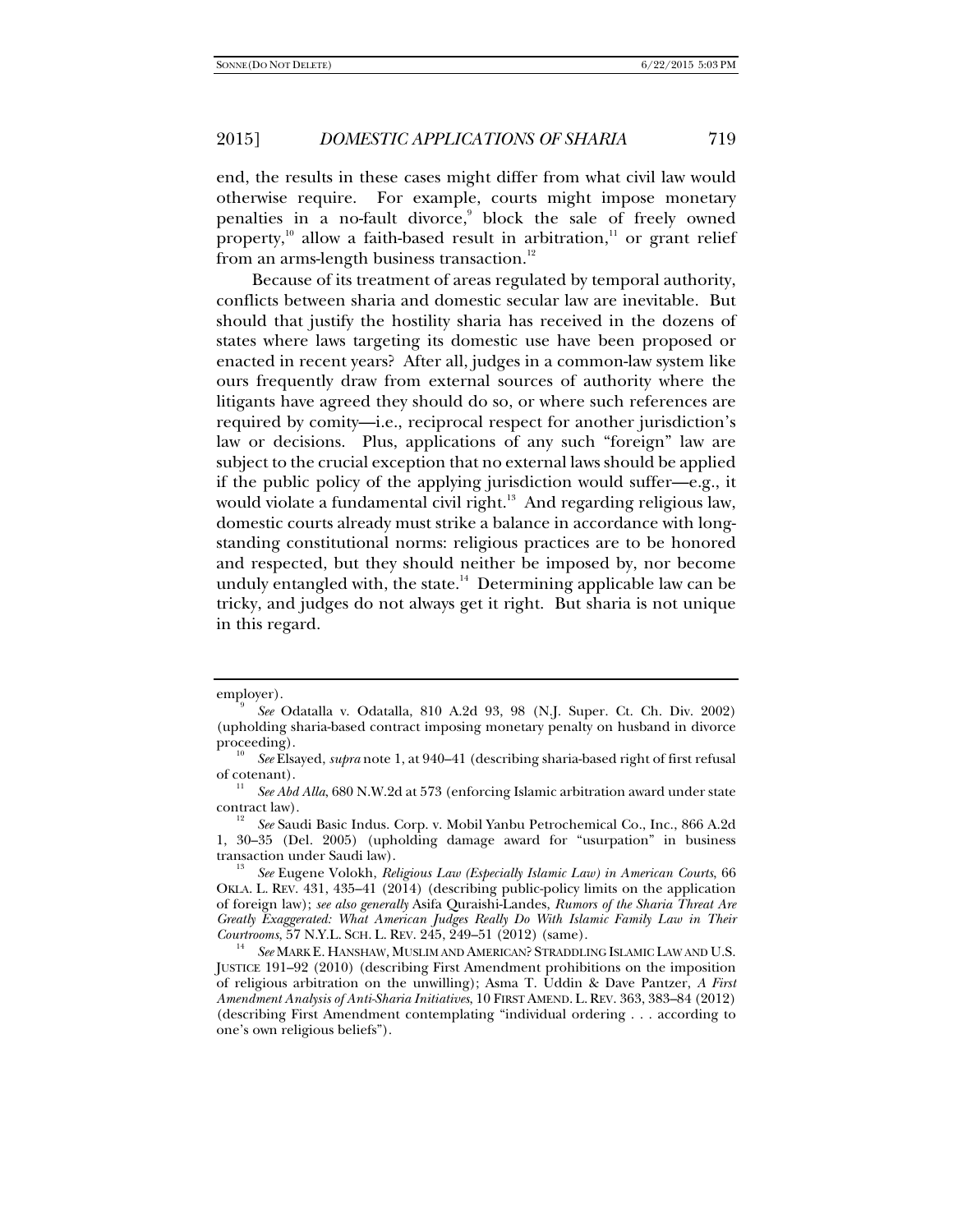end, the results in these cases might differ from what civil law would otherwise require. For example, courts might impose monetary penalties in a no-fault divorce,[9] block the sale of freely owned property,[10] allow a faith-based result in arbitration,[11] or grant relief from an arms-length business transaction.[12]

Because of its treatment of areas regulated by temporal authority, conflicts between sharia and domestic secular law are inevitable. But should that justify the hostility sharia has received in the dozens of states where laws targeting its domestic use have been proposed or enacted in recent years? After all, judges in a common-law system like ours frequently draw from external sources of authority where the litigants have agreed they should do so, or where such references are required by comity—i.e., reciprocal respect for another jurisdiction's law or decisions. Plus, applications of any such "foreign" law are subject to the crucial exception that no external laws should be applied if the public policy of the applying jurisdiction would suffer—e.g., it would violate a fundamental civil right.[13] And regarding religious law, domestic courts already must strike a balance in accordance with long-standing constitutional norms: religious practices are to be honored and respected, but they should neither be imposed by, nor become unduly entangled with, the state.[14] Determining applicable law can be tricky, and judges do not always get it right. But sharia is not unique in this regard.

---

employer).

[9] *See* Odatalla v. Odatalla, 810 A.2d 93, 98 (N.J. Super. Ct. Ch. Div. 2002) (upholding sharia-based contract imposing monetary penalty on husband in divorce proceeding).

[10] *See* Elsayed, *supra* note 1, at 940–41 (describing sharia-based right of first refusal of cotenant).

[11] *See Abd Alla*, 680 N.W.2d at 573 (enforcing Islamic arbitration award under state contract law).

[12] *See* Saudi Basic Indus. Corp. v. Mobil Yanbu Petrochemical Co., Inc., 866 A.2d 1, 30–35 (Del. 2005) (upholding damage award for "usurpation" in business transaction under Saudi law).

[13] *See* Eugene Volokh, *Religious Law (Especially Islamic Law) in American Courts,* 66 OKLA. L. REV. 431, 435–41 (2014) (describing public-policy limits on the application of foreign law); *see also generally* Asifa Quraishi-Landes, *Rumors of the Sharia Threat Are Greatly Exaggerated: What American Judges Really Do With Islamic Family Law in Their Courtrooms*, 57 N.Y.L. SCH. L. REV. 245, 249–51 (2012) (same).

[14] *See* MARK E. HANSHAW, MUSLIM AND AMERICAN? STRADDLING ISLAMIC LAW AND U.S. JUSTICE 191–92 (2010) (describing First Amendment prohibitions on the imposition of religious arbitration on the unwilling); Asma T. Uddin & Dave Pantzer, *A First Amendment Analysis of Anti-Sharia Initiatives*, 10 FIRST AMEND. L. REV. 363, 383–84 (2012) (describing First Amendment contemplating "individual ordering . . . according to one's own religious beliefs").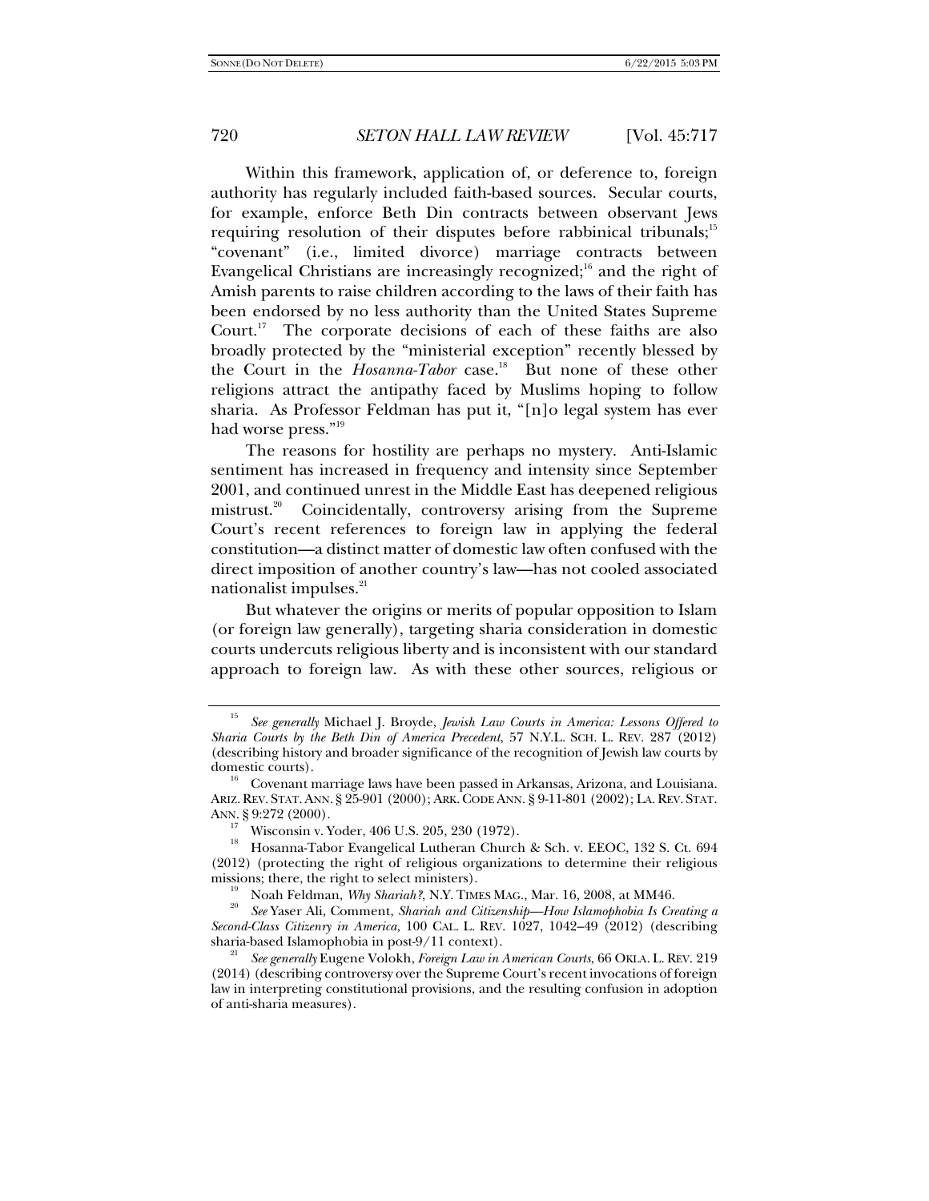Within this framework, application of, or deference to, foreign authority has regularly included faith-based sources. Secular courts, for example, enforce Beth Din contracts between observant Jews requiring resolution of their disputes before rabbinical tribunals;[15] "covenant" (i.e., limited divorce) marriage contracts between Evangelical Christians are increasingly recognized;[16] and the right of Amish parents to raise children according to the laws of their faith has been endorsed by no less authority than the United States Supreme Court.[17] The corporate decisions of each of these faiths are also broadly protected by the "ministerial exception" recently blessed by the Court in the *Hosanna-Tabor* case.[18] But none of these other religions attract the antipathy faced by Muslims hoping to follow sharia. As Professor Feldman has put it, "[n]o legal system has ever had worse press."[19]

The reasons for hostility are perhaps no mystery. Anti-Islamic sentiment has increased in frequency and intensity since September 2001, and continued unrest in the Middle East has deepened religious mistrust.[20] Coincidentally, controversy arising from the Supreme Court's recent references to foreign law in applying the federal constitution—a distinct matter of domestic law often confused with the direct imposition of another country's law—has not cooled associated nationalist impulses.[21]

But whatever the origins or merits of popular opposition to Islam (or foreign law generally), targeting sharia consideration in domestic courts undercuts religious liberty and is inconsistent with our standard approach to foreign law. As with these other sources, religious or

---

[15] *See generally* Michael J. Broyde, *Jewish Law Courts in America: Lessons Offered to Sharia Courts by the Beth Din of America Precedent*, 57 N.Y.L. SCH. L. REV. 287 (2012) (describing history and broader significance of the recognition of Jewish law courts by domestic courts).

[16] Covenant marriage laws have been passed in Arkansas, Arizona, and Louisiana. ARIZ. REV. STAT. ANN. § 25-901 (2000); ARK. CODE ANN. § 9-11-801 (2002); LA. REV. STAT. ANN. § 9:272 (2000).

[17] Wisconsin v. Yoder, 406 U.S. 205, 230 (1972).

[18] Hosanna-Tabor Evangelical Lutheran Church & Sch. v. EEOC, 132 S. Ct. 694 (2012) (protecting the right of religious organizations to determine their religious missions; there, the right to select ministers).

[19] Noah Feldman, *Why Shariah?*, N.Y. TIMES MAG., Mar. 16, 2008, at MM46.

[20] *See* Yaser Ali, Comment, *Shariah and Citizenship—How Islamophobia Is Creating a Second-Class Citizenry in America*, 100 CAL. L. REV. 1027, 1042–49 (2012) (describing sharia-based Islamophobia in post-9/11 context).

[21] *See generally* Eugene Volokh, *Foreign Law in American Courts*, 66 OKLA. L. REV. 219 (2014) (describing controversy over the Supreme Court's recent invocations of foreign law in interpreting constitutional provisions, and the resulting confusion in adoption of anti-sharia measures).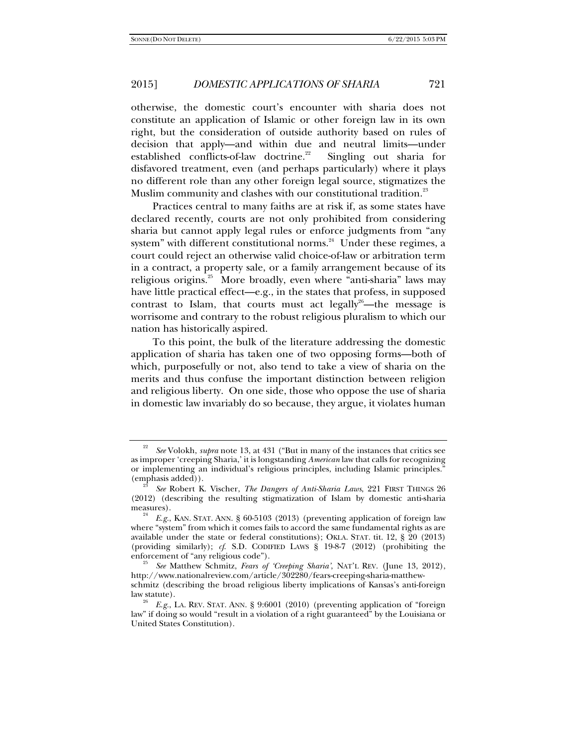otherwise, the domestic court's encounter with sharia does not constitute an application of Islamic or other foreign law in its own right, but the consideration of outside authority based on rules of decision that apply—and within due and neutral limits—under established conflicts-of-law doctrine.[22] Singling out sharia for disfavored treatment, even (and perhaps particularly) where it plays no different role than any other foreign legal source, stigmatizes the Muslim community and clashes with our constitutional tradition.[23]

Practices central to many faiths are at risk if, as some states have declared recently, courts are not only prohibited from considering sharia but cannot apply legal rules or enforce judgments from "any system" with different constitutional norms.[24] Under these regimes, a court could reject an otherwise valid choice-of-law or arbitration term in a contract, a property sale, or a family arrangement because of its religious origins.[25] More broadly, even where "anti-sharia" laws may have little practical effect—e.g., in the states that profess, in supposed contrast to Islam, that courts must act legally[26]—the message is worrisome and contrary to the robust religious pluralism to which our nation has historically aspired.

To this point, the bulk of the literature addressing the domestic application of sharia has taken one of two opposing forms—both of which, purposefully or not, also tend to take a view of sharia on the merits and thus confuse the important distinction between religion and religious liberty. On one side, those who oppose the use of sharia in domestic law invariably do so because, they argue, it violates human

---

[22] *See* Volokh, *supra* note 13, at 431 ("But in many of the instances that critics see as improper 'creeping Sharia,' it is longstanding *American* law that calls for recognizing or implementing an individual's religious principles, including Islamic principles." (emphasis added)).

[23] *See* Robert K. Vischer, *The Dangers of Anti-Sharia Laws*, 221 FIRST THINGS 26 (2012) (describing the resulting stigmatization of Islam by domestic anti-sharia measures).

[24] *E.g.*, KAN. STAT. ANN. § 60-5103 (2013) (preventing application of foreign law where "system" from which it comes fails to accord the same fundamental rights as are available under the state or federal constitutions); OKLA. STAT. tit. 12, § 20 (2013) (providing similarly); *cf.* S.D. CODIFIED LAWS § 19-8-7 (2012) (prohibiting the enforcement of "any religious code").

[25] *See* Matthew Schmitz, *Fears of 'Creeping Sharia'*, NAT'L REV. (June 13, 2012), http://www.nationalreview.com/article/302280/fears-creeping-sharia-matthew-schmitz (describing the broad religious liberty implications of Kansas's anti-foreign law statute).

[26] *E.g.*, LA. REV. STAT. ANN. § 9:6001 (2010) (preventing application of "foreign law" if doing so would "result in a violation of a right guaranteed" by the Louisiana or United States Constitution).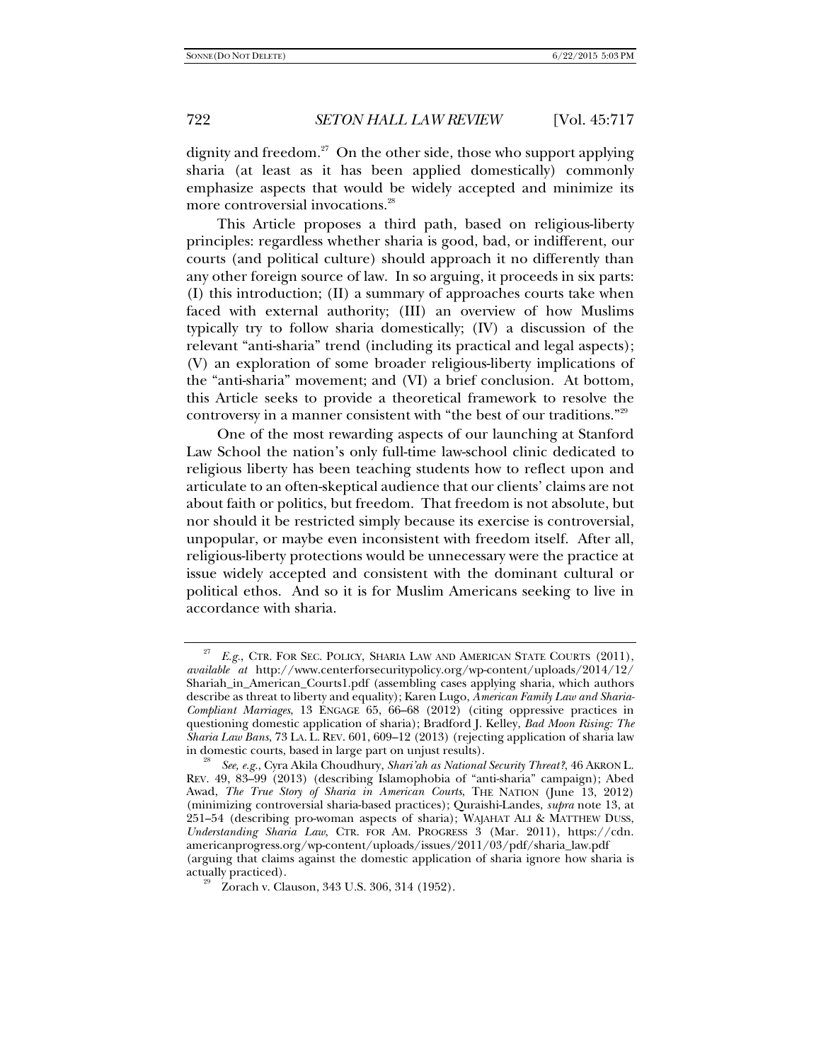dignity and freedom.[27] On the other side, those who support applying sharia (at least as it has been applied domestically) commonly emphasize aspects that would be widely accepted and minimize its more controversial invocations.[28]

This Article proposes a third path, based on religious-liberty principles: regardless whether sharia is good, bad, or indifferent, our courts (and political culture) should approach it no differently than any other foreign source of law. In so arguing, it proceeds in six parts: (I) this introduction; (II) a summary of approaches courts take when faced with external authority; (III) an overview of how Muslims typically try to follow sharia domestically; (IV) a discussion of the relevant "anti-sharia" trend (including its practical and legal aspects); (V) an exploration of some broader religious-liberty implications of the "anti-sharia" movement; and (VI) a brief conclusion. At bottom, this Article seeks to provide a theoretical framework to resolve the controversy in a manner consistent with "the best of our traditions."[29]

One of the most rewarding aspects of our launching at Stanford Law School the nation's only full-time law-school clinic dedicated to religious liberty has been teaching students how to reflect upon and articulate to an often-skeptical audience that our clients' claims are not about faith or politics, but freedom. That freedom is not absolute, but nor should it be restricted simply because its exercise is controversial, unpopular, or maybe even inconsistent with freedom itself. After all, religious-liberty protections would be unnecessary were the practice at issue widely accepted and consistent with the dominant cultural or political ethos. And so it is for Muslim Americans seeking to live in accordance with sharia.

---

[27] *E.g.*, CTR. FOR SEC. POLICY, SHARIA LAW AND AMERICAN STATE COURTS (2011), *available at* http://www.centerforsecuritypolicy.org/wp-content/uploads/2014/12/Shariah_in_American_Courts1.pdf (assembling cases applying sharia, which authors describe as threat to liberty and equality); Karen Lugo, *American Family Law and Sharia-Compliant Marriages*, 13 ENGAGE 65, 66–68 (2012) (citing oppressive practices in questioning domestic application of sharia); Bradford J. Kelley, *Bad Moon Rising: The Sharia Law Bans*, 73 LA. L. REV. 601, 609–12 (2013) (rejecting application of sharia law in domestic courts, based in large part on unjust results).

[28] *See, e.g.*, Cyra Akila Choudhury, *Shari'ah as National Security Threat?*, 46 AKRON L. REV. 49, 83–99 (2013) (describing Islamophobia of "anti-sharia" campaign); Abed Awad, *The True Story of Sharia in American Courts*, THE NATION (June 13, 2012) (minimizing controversial sharia-based practices); Quraishi-Landes, *supra* note 13, at 251–54 (describing pro-woman aspects of sharia); WAJAHAT ALI & MATTHEW DUSS, *Understanding Sharia Law*, CTR. FOR AM. PROGRESS 3 (Mar. 2011), https://cdn.americanprogress.org/wp-content/uploads/issues/2011/03/pdf/sharia_law.pdf (arguing that claims against the domestic application of sharia ignore how sharia is actually practiced).

[29] Zorach v. Clauson, 343 U.S. 306, 314 (1952).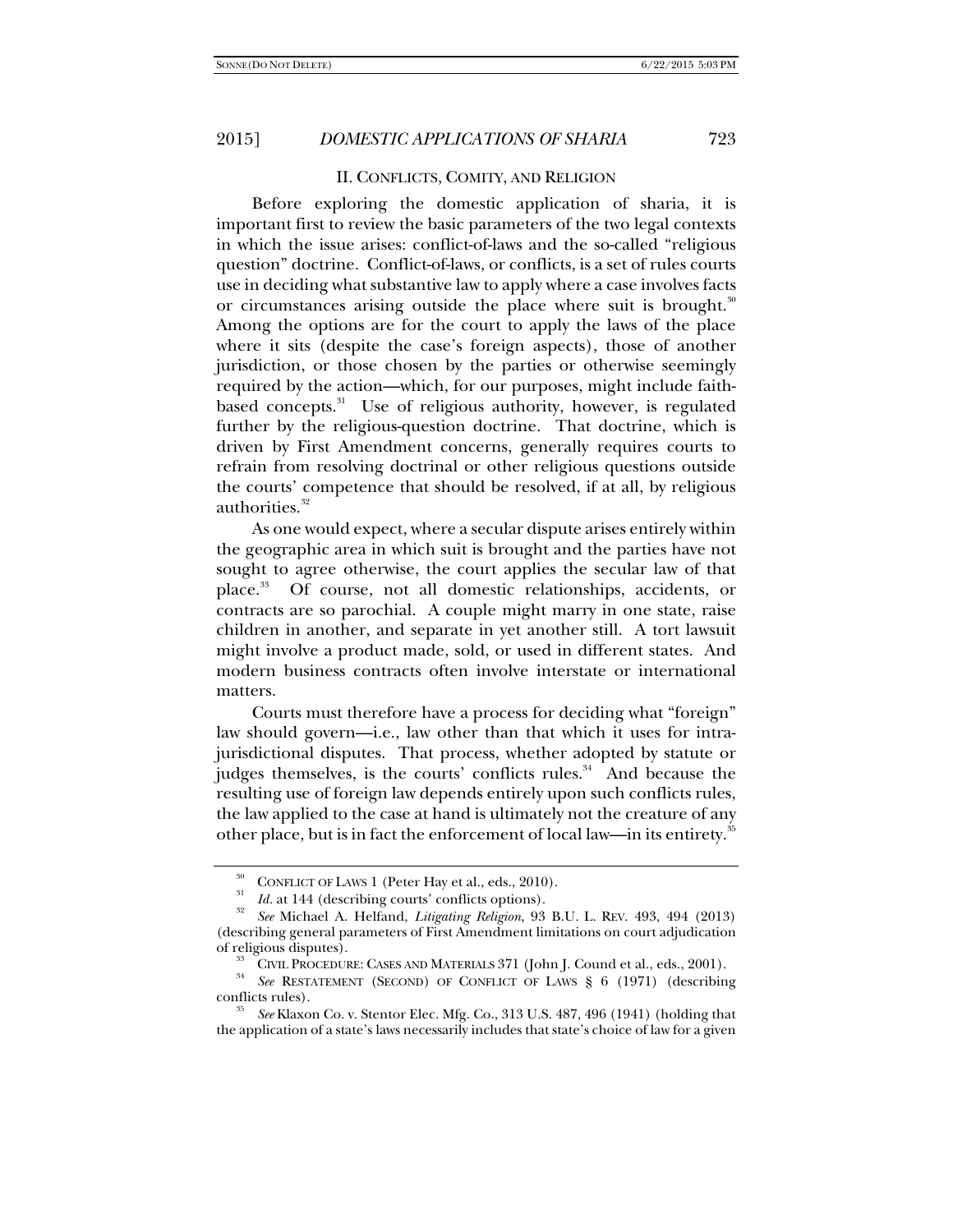## II. CONFLICTS, COMITY, AND RELIGION

Before exploring the domestic application of sharia, it is important first to review the basic parameters of the two legal contexts in which the issue arises: conflict-of-laws and the so-called "religious question" doctrine. Conflict-of-laws, or conflicts, is a set of rules courts use in deciding what substantive law to apply where a case involves facts or circumstances arising outside the place where suit is brought.[30] Among the options are for the court to apply the laws of the place where it sits (despite the case's foreign aspects), those of another jurisdiction, or those chosen by the parties or otherwise seemingly required by the action—which, for our purposes, might include faith-based concepts.[31] Use of religious authority, however, is regulated further by the religious-question doctrine. That doctrine, which is driven by First Amendment concerns, generally requires courts to refrain from resolving doctrinal or other religious questions outside the courts' competence that should be resolved, if at all, by religious authorities.[32]

As one would expect, where a secular dispute arises entirely within the geographic area in which suit is brought and the parties have not sought to agree otherwise, the court applies the secular law of that place.[33] Of course, not all domestic relationships, accidents, or contracts are so parochial. A couple might marry in one state, raise children in another, and separate in yet another still. A tort lawsuit might involve a product made, sold, or used in different states. And modern business contracts often involve interstate or international matters.

Courts must therefore have a process for deciding what "foreign" law should govern—i.e., law other than that which it uses for intra-jurisdictional disputes. That process, whether adopted by statute or judges themselves, is the courts' conflicts rules.[34] And because the resulting use of foreign law depends entirely upon such conflicts rules, the law applied to the case at hand is ultimately not the creature of any other place, but is in fact the enforcement of local law—in its entirety.[35]

---

[30] CONFLICT OF LAWS 1 (Peter Hay et al., eds., 2010).

[31] *Id.* at 144 (describing courts' conflicts options).

[32] *See* Michael A. Helfand, *Litigating Religion*, 93 B.U. L. REV. 493, 494 (2013) (describing general parameters of First Amendment limitations on court adjudication of religious disputes).

[33] CIVIL PROCEDURE: CASES AND MATERIALS 371 (John J. Cound et al., eds., 2001).

[34] *See* RESTATEMENT (SECOND) OF CONFLICT OF LAWS § 6 (1971) (describing conflicts rules).

[35] *See* Klaxon Co. v. Stentor Elec. Mfg. Co., 313 U.S. 487, 496 (1941) (holding that the application of a state's laws necessarily includes that state's choice of law for a given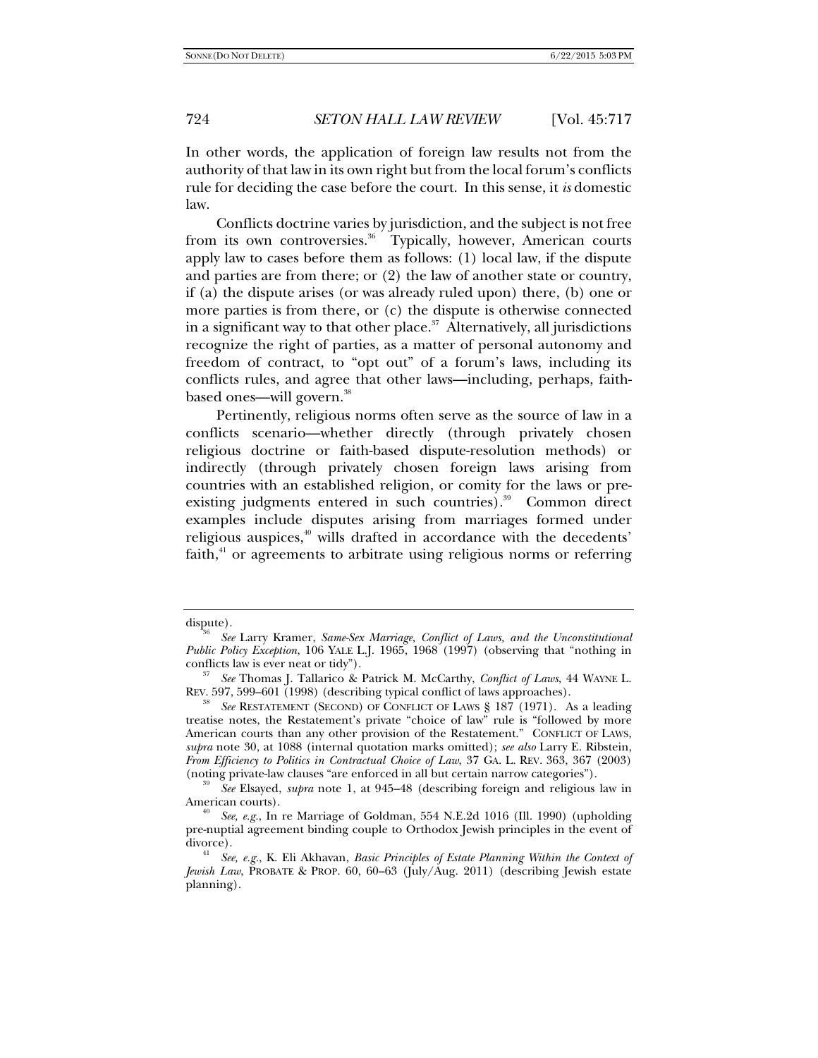In other words, the application of foreign law results not from the authority of that law in its own right but from the local forum's conflicts rule for deciding the case before the court. In this sense, it *is* domestic law.

Conflicts doctrine varies by jurisdiction, and the subject is not free from its own controversies.[36] Typically, however, American courts apply law to cases before them as follows: (1) local law, if the dispute and parties are from there; or (2) the law of another state or country, if (a) the dispute arises (or was already ruled upon) there, (b) one or more parties is from there, or (c) the dispute is otherwise connected in a significant way to that other place.[37] Alternatively, all jurisdictions recognize the right of parties, as a matter of personal autonomy and freedom of contract, to "opt out" of a forum's laws, including its conflicts rules, and agree that other laws—including, perhaps, faith-based ones—will govern.[38]

Pertinently, religious norms often serve as the source of law in a conflicts scenario—whether directly (through privately chosen religious doctrine or faith-based dispute-resolution methods) or indirectly (through privately chosen foreign laws arising from countries with an established religion, or comity for the laws or pre-existing judgments entered in such countries).[39] Common direct examples include disputes arising from marriages formed under religious auspices,[40] wills drafted in accordance with the decedents' faith,[41] or agreements to arbitrate using religious norms or referring

---

dispute).

[36] *See* Larry Kramer, *Same-Sex Marriage, Conflict of Laws, and the Unconstitutional Public Policy Exception*, 106 YALE L.J. 1965, 1968 (1997) (observing that "nothing in conflicts law is ever neat or tidy").

[37] *See* Thomas J. Tallarico & Patrick M. McCarthy, *Conflict of Laws*, 44 WAYNE L. REV. 597, 599–601 (1998) (describing typical conflict of laws approaches).

[38] *See* RESTATEMENT (SECOND) OF CONFLICT OF LAWS § 187 (1971). As a leading treatise notes, the Restatement's private "choice of law" rule is "followed by more American courts than any other provision of the Restatement." CONFLICT OF LAWS, *supra* note 30, at 1088 (internal quotation marks omitted); *see also* Larry E. Ribstein, *From Efficiency to Politics in Contractual Choice of Law*, 37 GA. L. REV. 363, 367 (2003) (noting private-law clauses "are enforced in all but certain narrow categories").

[39] *See* Elsayed, *supra* note 1, at 945–48 (describing foreign and religious law in American courts).

[40] *See, e.g.*, In re Marriage of Goldman, 554 N.E.2d 1016 (Ill. 1990) (upholding pre-nuptial agreement binding couple to Orthodox Jewish principles in the event of divorce).

[41] *See, e.g.*, K. Eli Akhavan, *Basic Principles of Estate Planning Within the Context of Jewish Law*, PROBATE & PROP. 60, 60–63 (July/Aug. 2011) (describing Jewish estate planning).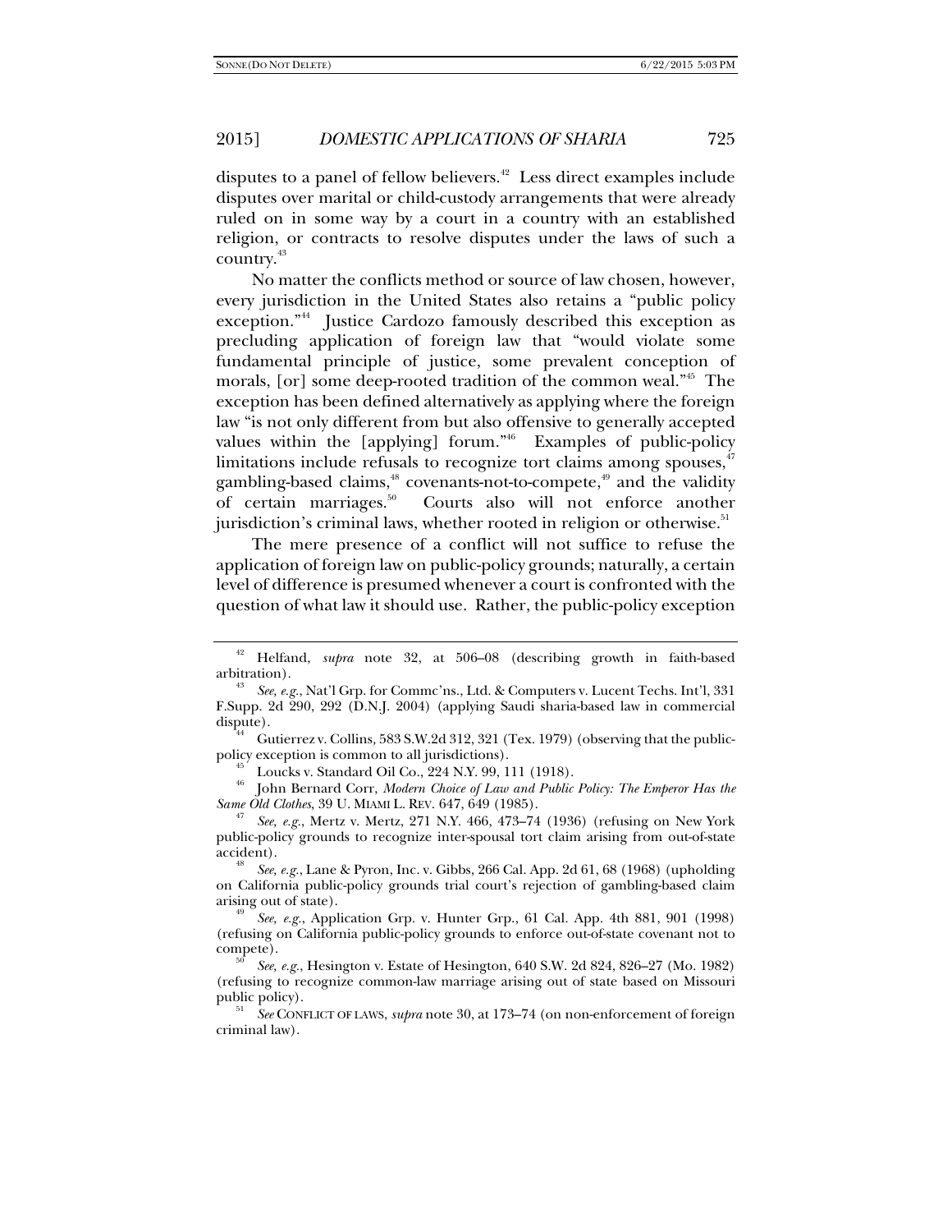disputes to a panel of fellow believers.[42] Less direct examples include disputes over marital or child-custody arrangements that were already ruled on in some way by a court in a country with an established religion, or contracts to resolve disputes under the laws of such a country.[43]

No matter the conflicts method or source of law chosen, however, every jurisdiction in the United States also retains a "public policy exception."[44] Justice Cardozo famously described this exception as precluding application of foreign law that "would violate some fundamental principle of justice, some prevalent conception of morals, [or] some deep-rooted tradition of the common weal."[45] The exception has been defined alternatively as applying where the foreign law "is not only different from but also offensive to generally accepted values within the [applying] forum."[46] Examples of public-policy limitations include refusals to recognize tort claims among spouses,[47] gambling-based claims,[48] covenants-not-to-compete,[49] and the validity of certain marriages.[50] Courts also will not enforce another jurisdiction's criminal laws, whether rooted in religion or otherwise.[51]

The mere presence of a conflict will not suffice to refuse the application of foreign law on public-policy grounds; naturally, a certain level of difference is presumed whenever a court is confronted with the question of what law it should use. Rather, the public-policy exception

---

[42] Helfand, *supra* note 32, at 506–08 (describing growth in faith-based arbitration).

[43] *See, e.g.*, Nat'l Grp. for Commc'ns., Ltd. & Computers v. Lucent Techs. Int'l, 331 F.Supp. 2d 290, 292 (D.N.J. 2004) (applying Saudi sharia-based law in commercial dispute).

[44] Gutierrez v. Collins, 583 S.W.2d 312, 321 (Tex. 1979) (observing that the public-policy exception is common to all jurisdictions).

[45] Loucks v. Standard Oil Co., 224 N.Y. 99, 111 (1918).

[46] John Bernard Corr, *Modern Choice of Law and Public Policy: The Emperor Has the Same Old Clothes*, 39 U. MIAMI L. REV. 647, 649 (1985).

[47] *See, e.g.*, Mertz v. Mertz, 271 N.Y. 466, 473–74 (1936) (refusing on New York public-policy grounds to recognize inter-spousal tort claim arising from out-of-state accident).

[48] *See, e.g.*, Lane & Pyron, Inc. v. Gibbs, 266 Cal. App. 2d 61, 68 (1968) (upholding on California public-policy grounds trial court's rejection of gambling-based claim arising out of state).

[49] *See, e.g.*, Application Grp. v. Hunter Grp., 61 Cal. App. 4th 881, 901 (1998) (refusing on California public-policy grounds to enforce out-of-state covenant not to compete).

[50] *See, e.g.*, Hesington v. Estate of Hesington, 640 S.W. 2d 824, 826–27 (Mo. 1982) (refusing to recognize common-law marriage arising out of state based on Missouri public policy).

[51] *See* CONFLICT OF LAWS, *supra* note 30, at 173–74 (on non-enforcement of foreign criminal law).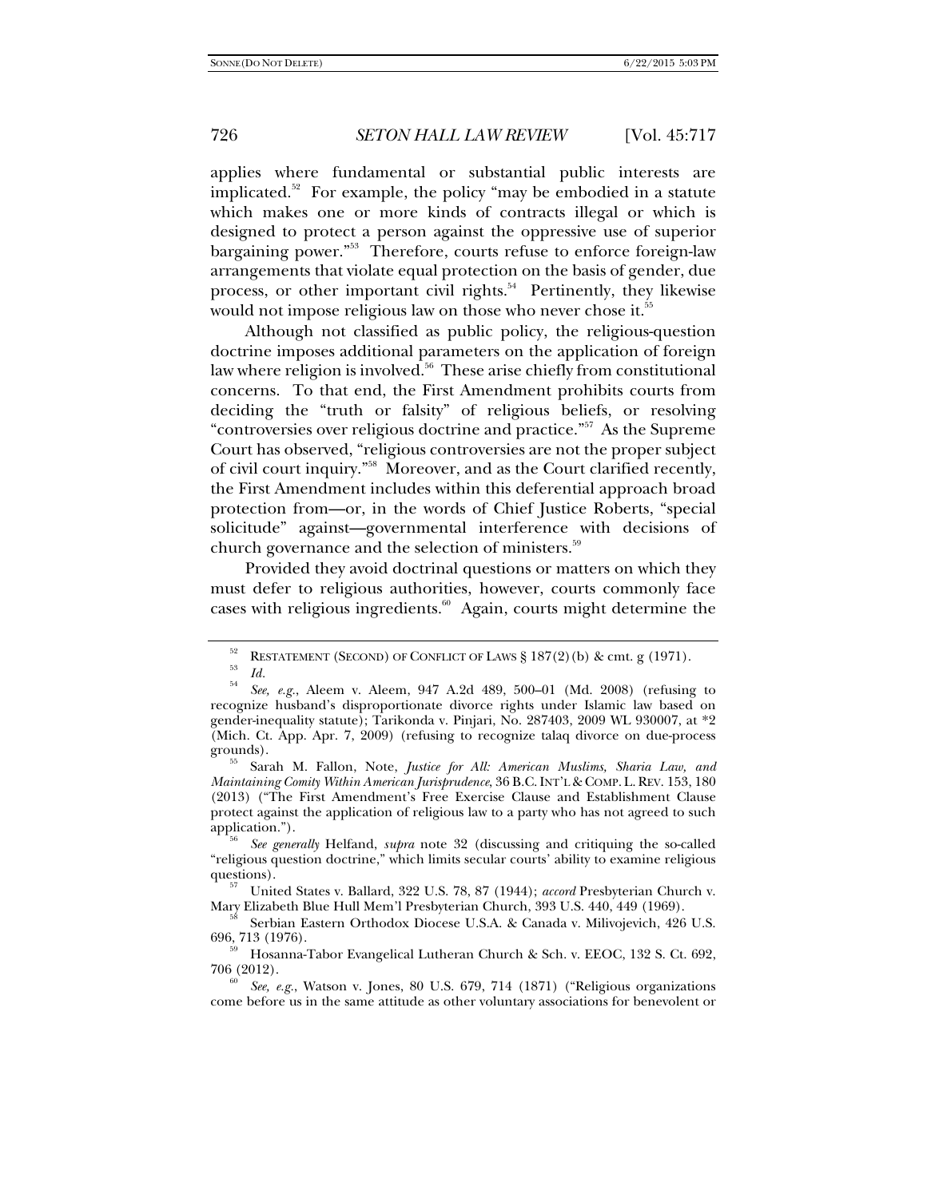applies where fundamental or substantial public interests are implicated.[52] For example, the policy "may be embodied in a statute which makes one or more kinds of contracts illegal or which is designed to protect a person against the oppressive use of superior bargaining power."[53] Therefore, courts refuse to enforce foreign-law arrangements that violate equal protection on the basis of gender, due process, or other important civil rights.[54] Pertinently, they likewise would not impose religious law on those who never chose it.[55]

Although not classified as public policy, the religious-question doctrine imposes additional parameters on the application of foreign law where religion is involved.[56] These arise chiefly from constitutional concerns. To that end, the First Amendment prohibits courts from deciding the "truth or falsity" of religious beliefs, or resolving "controversies over religious doctrine and practice."[57] As the Supreme Court has observed, "religious controversies are not the proper subject of civil court inquiry."[58] Moreover, and as the Court clarified recently, the First Amendment includes within this deferential approach broad protection from—or, in the words of Chief Justice Roberts, "special solicitude" against—governmental interference with decisions of church governance and the selection of ministers.[59]

Provided they avoid doctrinal questions or matters on which they must defer to religious authorities, however, courts commonly face cases with religious ingredients.[60] Again, courts might determine the

---

[52] RESTATEMENT (SECOND) OF CONFLICT OF LAWS § 187(2)(b) & cmt. g (1971).

[53] *Id.*

[54] *See, e.g.*, Aleem v. Aleem, 947 A.2d 489, 500–01 (Md. 2008) (refusing to recognize husband's disproportionate divorce rights under Islamic law based on gender-inequality statute); Tarikonda v. Pinjari, No. 287403, 2009 WL 930007, at *2 (Mich. Ct. App. Apr. 7, 2009) (refusing to recognize talaq divorce on due-process grounds).

[55] Sarah M. Fallon, Note, *Justice for All: American Muslims, Sharia Law, and Maintaining Comity Within American Jurisprudence*, 36 B.C. INT'L & COMP. L. REV. 153, 180 (2013) ("The First Amendment's Free Exercise Clause and Establishment Clause protect against the application of religious law to a party who has not agreed to such application.").

[56] *See generally* Helfand, *supra* note 32 (discussing and critiquing the so-called "religious question doctrine," which limits secular courts' ability to examine religious questions).

[57] United States v. Ballard, 322 U.S. 78, 87 (1944); *accord* Presbyterian Church v. Mary Elizabeth Blue Hull Mem'l Presbyterian Church, 393 U.S. 440, 449 (1969).

[58] Serbian Eastern Orthodox Diocese U.S.A. & Canada v. Milivojevich, 426 U.S. 696, 713 (1976).

[59] Hosanna-Tabor Evangelical Lutheran Church & Sch. v. EEOC, 132 S. Ct. 692, 706 (2012).

[60] *See, e.g.*, Watson v. Jones, 80 U.S. 679, 714 (1871) ("Religious organizations come before us in the same attitude as other voluntary associations for benevolent or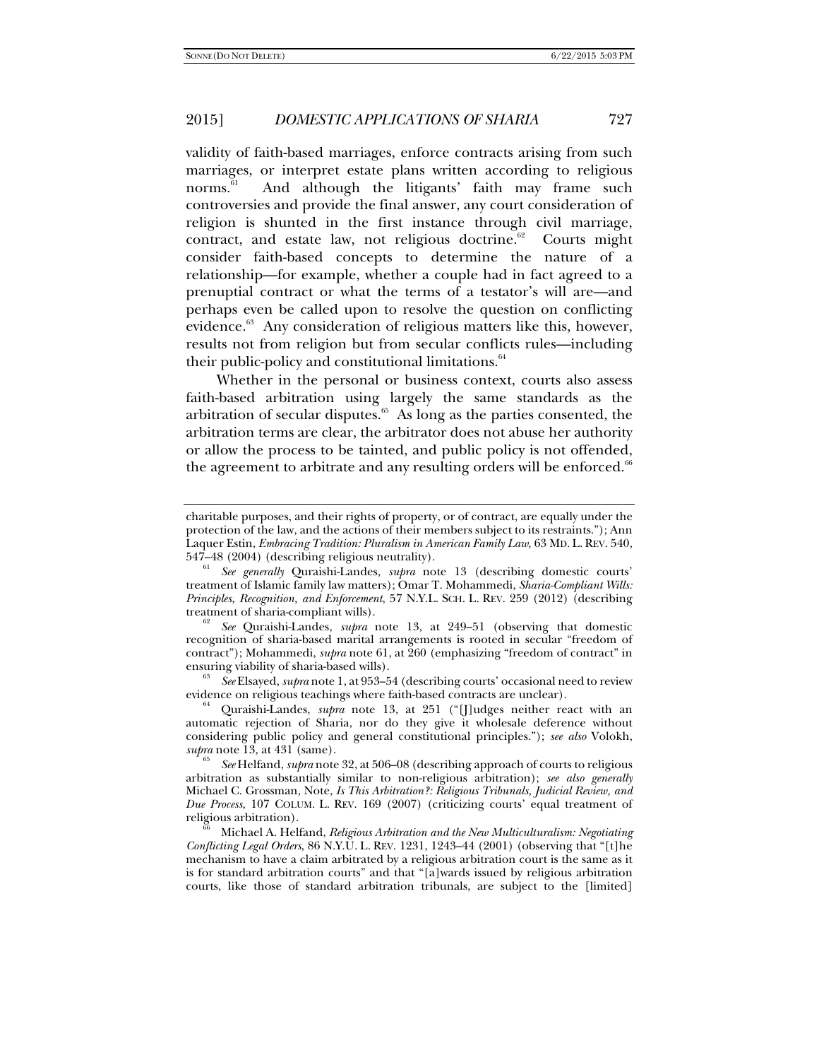validity of faith-based marriages, enforce contracts arising from such marriages, or interpret estate plans written according to religious norms.[61] And although the litigants' faith may frame such controversies and provide the final answer, any court consideration of religion is shunted in the first instance through civil marriage, contract, and estate law, not religious doctrine.[62] Courts might consider faith-based concepts to determine the nature of a relationship—for example, whether a couple had in fact agreed to a prenuptial contract or what the terms of a testator's will are—and perhaps even be called upon to resolve the question on conflicting evidence.[63] Any consideration of religious matters like this, however, results not from religion but from secular conflicts rules—including their public-policy and constitutional limitations.[64]

Whether in the personal or business context, courts also assess faith-based arbitration using largely the same standards as the arbitration of secular disputes.[65] As long as the parties consented, the arbitration terms are clear, the arbitrator does not abuse her authority or allow the process to be tainted, and public policy is not offended, the agreement to arbitrate and any resulting orders will be enforced.[66]

---

charitable purposes, and their rights of property, or of contract, are equally under the protection of the law, and the actions of their members subject to its restraints."); Ann Laquer Estin, *Embracing Tradition: Pluralism in American Family Law*, 63 MD. L. REV. 540, 547–48 (2004) (describing religious neutrality).

[61] *See generally* Quraishi-Landes, *supra* note 13 (describing domestic courts' treatment of Islamic family law matters); Omar T. Mohammedi, *Sharia-Compliant Wills: Principles, Recognition, and Enforcement*, 57 N.Y.L. SCH. L. REV. 259 (2012) (describing treatment of sharia-compliant wills).

[62] *See* Quraishi-Landes, *supra* note 13, at 249–51 (observing that domestic recognition of sharia-based marital arrangements is rooted in secular "freedom of contract"); Mohammedi, *supra* note 61, at 260 (emphasizing "freedom of contract" in ensuring viability of sharia-based wills).

[63] *See* Elsayed, *supra* note 1, at 953–54 (describing courts' occasional need to review evidence on religious teachings where faith-based contracts are unclear).

[64] Quraishi-Landes, *supra* note 13, at 251 ("[J]udges neither react with an automatic rejection of Sharia, nor do they give it wholesale deference without considering public policy and general constitutional principles."); *see also* Volokh, *supra* note 13, at 431 (same).

[65] *See* Helfand, *supra* note 32, at 506–08 (describing approach of courts to religious arbitration as substantially similar to non-religious arbitration); *see also generally* Michael C. Grossman, Note, *Is This Arbitration?: Religious Tribunals, Judicial Review, and Due Process*, 107 COLUM. L. REV. 169 (2007) (criticizing courts' equal treatment of religious arbitration).

[66] Michael A. Helfand, *Religious Arbitration and the New Multiculturalism: Negotiating Conflicting Legal Orders*, 86 N.Y.U. L. REV. 1231, 1243–44 (2001) (observing that "[t]he mechanism to have a claim arbitrated by a religious arbitration court is the same as it is for standard arbitration courts" and that "[a]wards issued by religious arbitration courts, like those of standard arbitration tribunals, are subject to the [limited]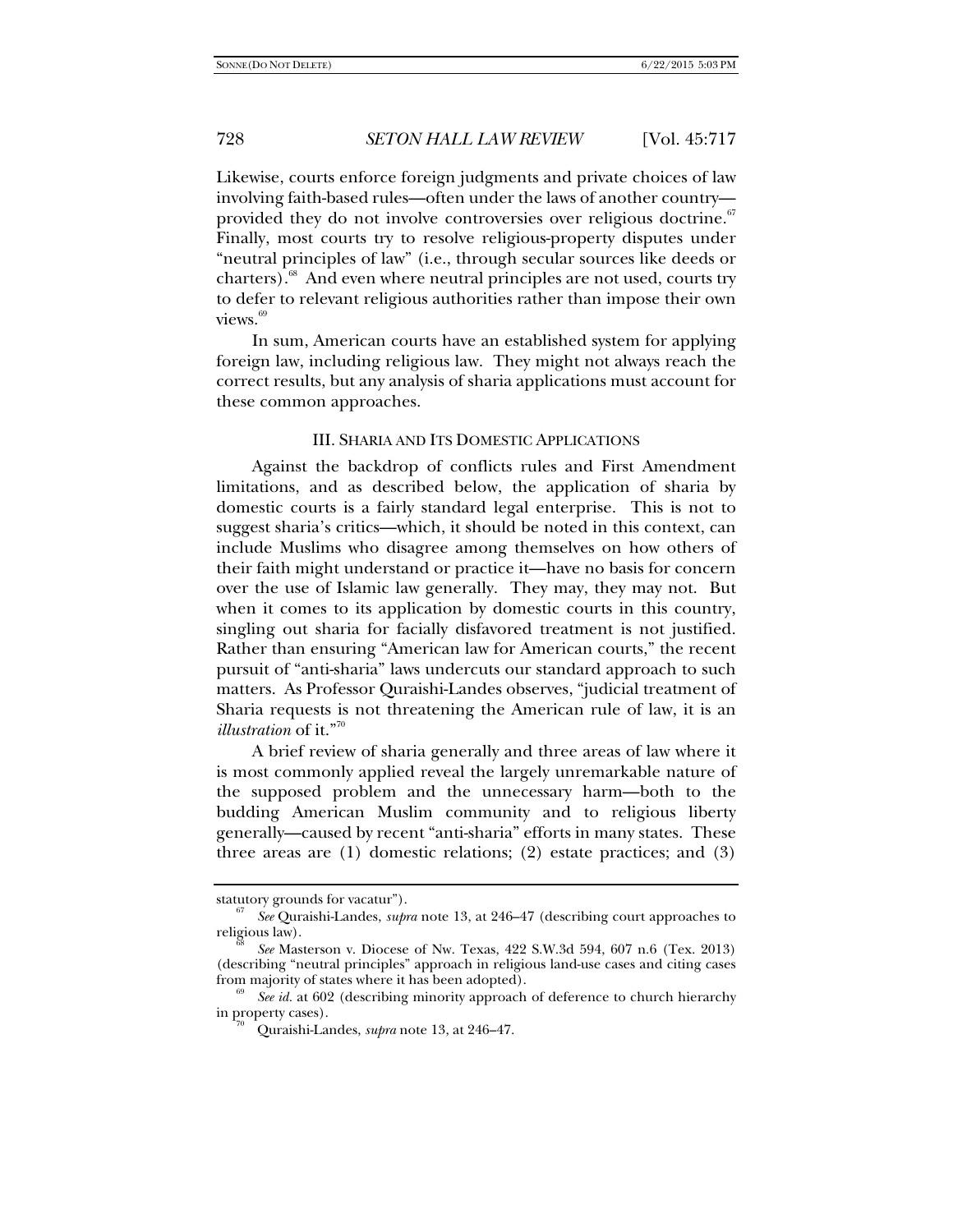Likewise, courts enforce foreign judgments and private choices of law involving faith-based rules—often under the laws of another country—provided they do not involve controversies over religious doctrine.[67] Finally, most courts try to resolve religious-property disputes under "neutral principles of law" (i.e., through secular sources like deeds or charters).[68] And even where neutral principles are not used, courts try to defer to relevant religious authorities rather than impose their own views.[69]

In sum, American courts have an established system for applying foreign law, including religious law. They might not always reach the correct results, but any analysis of sharia applications must account for these common approaches.

## III. Sharia and Its Domestic Applications

Against the backdrop of conflicts rules and First Amendment limitations, and as described below, the application of sharia by domestic courts is a fairly standard legal enterprise. This is not to suggest sharia's critics—which, it should be noted in this context, can include Muslims who disagree among themselves on how others of their faith might understand or practice it—have no basis for concern over the use of Islamic law generally. They may, they may not. But when it comes to its application by domestic courts in this country, singling out sharia for facially disfavored treatment is not justified. Rather than ensuring "American law for American courts," the recent pursuit of "anti-sharia" laws undercuts our standard approach to such matters. As Professor Quraishi-Landes observes, "judicial treatment of Sharia requests is not threatening the American rule of law, it is an *illustration* of it."[70]

A brief review of sharia generally and three areas of law where it is most commonly applied reveal the largely unremarkable nature of the supposed problem and the unnecessary harm—both to the budding American Muslim community and to religious liberty generally—caused by recent "anti-sharia" efforts in many states. These three areas are (1) domestic relations; (2) estate practices; and (3)

---

statutory grounds for vacatur").

[67] *See* Quraishi-Landes, *supra* note 13, at 246–47 (describing court approaches to religious law).

[68] *See* Masterson v. Diocese of Nw. Texas, 422 S.W.3d 594, 607 n.6 (Tex. 2013) (describing "neutral principles" approach in religious land-use cases and citing cases from majority of states where it has been adopted).

[69] *See id.* at 602 (describing minority approach of deference to church hierarchy in property cases).

[70] Quraishi-Landes, *supra* note 13, at 246–47.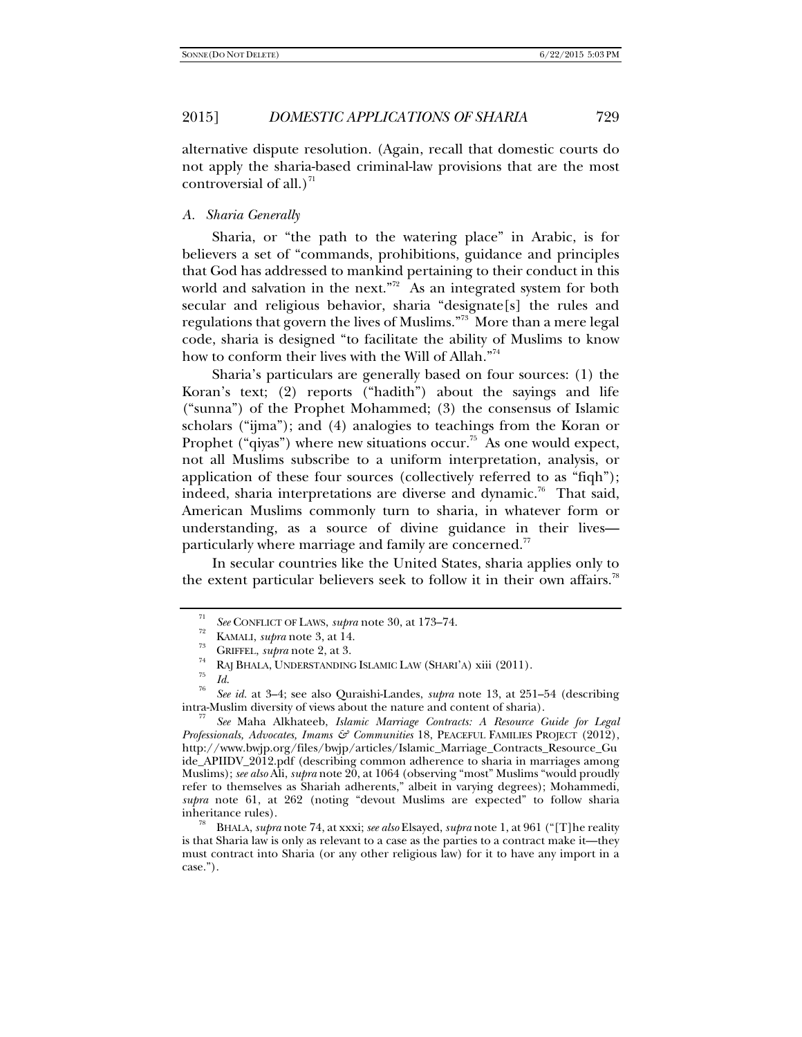alternative dispute resolution. (Again, recall that domestic courts do not apply the sharia-based criminal-law provisions that are the most controversial of all.)[71]

### *A. Sharia Generally*

Sharia, or "the path to the watering place" in Arabic, is for believers a set of "commands, prohibitions, guidance and principles that God has addressed to mankind pertaining to their conduct in this world and salvation in the next."[72] As an integrated system for both secular and religious behavior, sharia "designate[s] the rules and regulations that govern the lives of Muslims."[73] More than a mere legal code, sharia is designed "to facilitate the ability of Muslims to know how to conform their lives with the Will of Allah."[74]

Sharia's particulars are generally based on four sources: (1) the Koran's text; (2) reports ("hadith") about the sayings and life ("sunna") of the Prophet Mohammed; (3) the consensus of Islamic scholars ("ijma"); and (4) analogies to teachings from the Koran or Prophet ("qiyas") where new situations occur.[75] As one would expect, not all Muslims subscribe to a uniform interpretation, analysis, or application of these four sources (collectively referred to as "fiqh"); indeed, sharia interpretations are diverse and dynamic.[76] That said, American Muslims commonly turn to sharia, in whatever form or understanding, as a source of divine guidance in their lives—particularly where marriage and family are concerned.[77]

In secular countries like the United States, sharia applies only to the extent particular believers seek to follow it in their own affairs.[78]

---

[71] *See* CONFLICT OF LAWS, *supra* note 30, at 173–74.

[72] KAMALI, *supra* note 3, at 14.

[73] GRIFFEL, *supra* note 2, at 3.

[74] RAJ BHALA, UNDERSTANDING ISLAMIC LAW (SHARI'A) xiii (2011).

[75] *Id.*

[76] *See id.* at 3–4; see also Quraishi-Landes, *supra* note 13, at 251–54 (describing intra-Muslim diversity of views about the nature and content of sharia).

[77] *See* Maha Alkhateeb, *Islamic Marriage Contracts: A Resource Guide for Legal Professionals, Advocates, Imams & Communities* 18, PEACEFUL FAMILIES PROJECT (2012), http://www.bwjp.org/files/bwjp/articles/Islamic_Marriage_Contracts_Resource_Guide_APIIDV_2012.pdf (describing common adherence to sharia in marriages among Muslims); *see also* Ali, *supra* note 20, at 1064 (observing "most" Muslims "would proudly refer to themselves as Shariah adherents," albeit in varying degrees); Mohammedi, *supra* note 61, at 262 (noting "devout Muslims are expected" to follow sharia inheritance rules).

[78] BHALA, *supra* note 74, at xxxi; *see also* Elsayed, *supra* note 1, at 961 ("[T]he reality is that Sharia law is only as relevant to a case as the parties to a contract make it—they must contract into Sharia (or any other religious law) for it to have any import in a case.").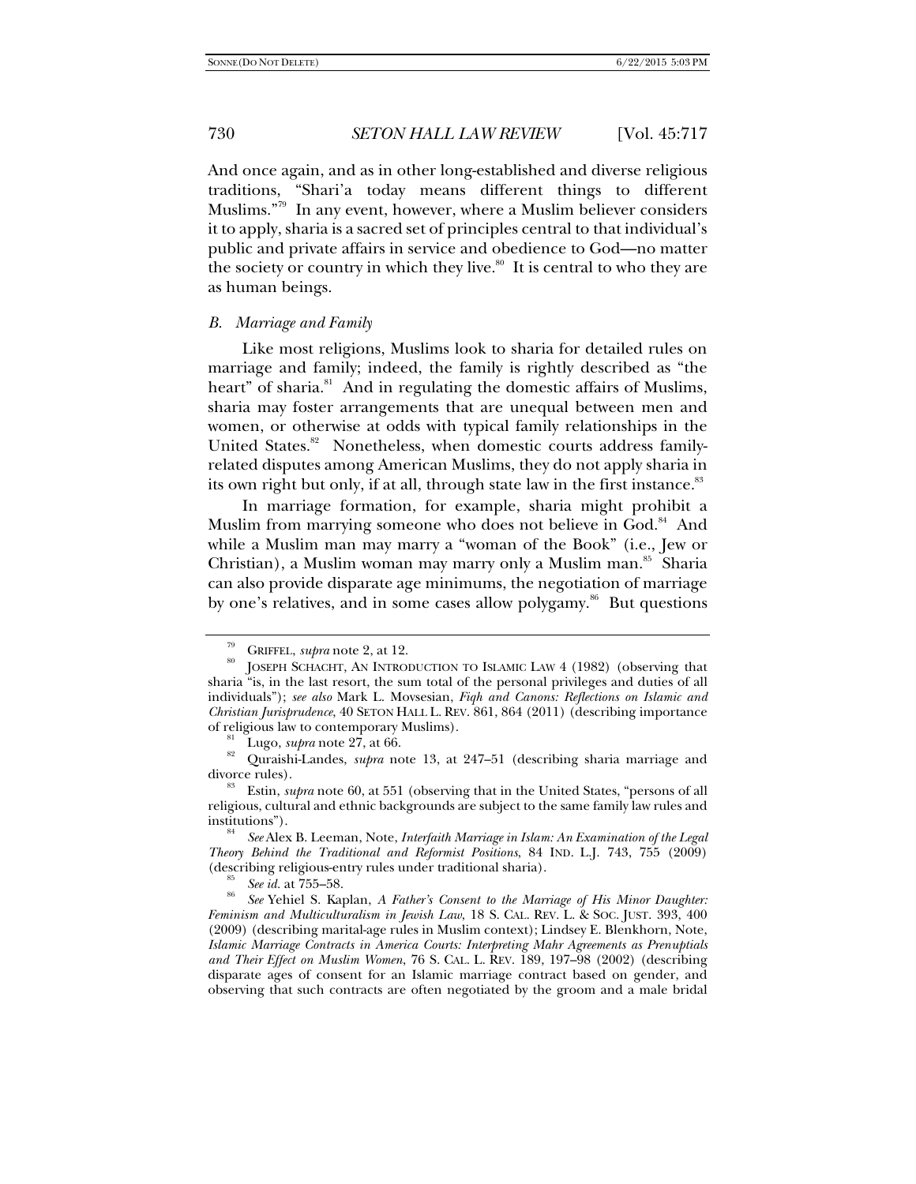And once again, and as in other long-established and diverse religious traditions, "Shari'a today means different things to different Muslims."[79] In any event, however, where a Muslim believer considers it to apply, sharia is a sacred set of principles central to that individual's public and private affairs in service and obedience to God—no matter the society or country in which they live.[80] It is central to who they are as human beings.

### *B. Marriage and Family*

Like most religions, Muslims look to sharia for detailed rules on marriage and family; indeed, the family is rightly described as "the heart" of sharia.[81] And in regulating the domestic affairs of Muslims, sharia may foster arrangements that are unequal between men and women, or otherwise at odds with typical family relationships in the United States.[82] Nonetheless, when domestic courts address family-related disputes among American Muslims, they do not apply sharia in its own right but only, if at all, through state law in the first instance.[83]

In marriage formation, for example, sharia might prohibit a Muslim from marrying someone who does not believe in God.[84] And while a Muslim man may marry a "woman of the Book" (i.e., Jew or Christian), a Muslim woman may marry only a Muslim man.[85] Sharia can also provide disparate age minimums, the negotiation of marriage by one's relatives, and in some cases allow polygamy.[86] But questions

---

[79] GRIFFEL, *supra* note 2, at 12.

[80] JOSEPH SCHACHT, AN INTRODUCTION TO ISLAMIC LAW 4 (1982) (observing that sharia "is, in the last resort, the sum total of the personal privileges and duties of all individuals"); *see also* Mark L. Movsesian, *Fiqh and Canons: Reflections on Islamic and Christian Jurisprudence*, 40 SETON HALL L. REV. 861, 864 (2011) (describing importance of religious law to contemporary Muslims).

[81] Lugo, *supra* note 27, at 66.

[82] Quraishi-Landes, *supra* note 13, at 247–51 (describing sharia marriage and divorce rules).

[83] Estin, *supra* note 60, at 551 (observing that in the United States, "persons of all religious, cultural and ethnic backgrounds are subject to the same family law rules and institutions").

[84] *See* Alex B. Leeman, Note, *Interfaith Marriage in Islam: An Examination of the Legal Theory Behind the Traditional and Reformist Positions*, 84 IND. L.J. 743, 755 (2009) (describing religious-entry rules under traditional sharia).

[85] *See id.* at 755–58.

[86] *See* Yehiel S. Kaplan, *A Father's Consent to the Marriage of His Minor Daughter: Feminism and Multiculturalism in Jewish Law*, 18 S. CAL. REV. L. & SOC. JUST. 393, 400 (2009) (describing marital-age rules in Muslim context); Lindsey E. Blenkhorn, Note, *Islamic Marriage Contracts in America Courts: Interpreting Mahr Agreements as Prenuptials and Their Effect on Muslim Women*, 76 S. CAL. L. REV. 189, 197–98 (2002) (describing disparate ages of consent for an Islamic marriage contract based on gender, and observing that such contracts are often negotiated by the groom and a male bridal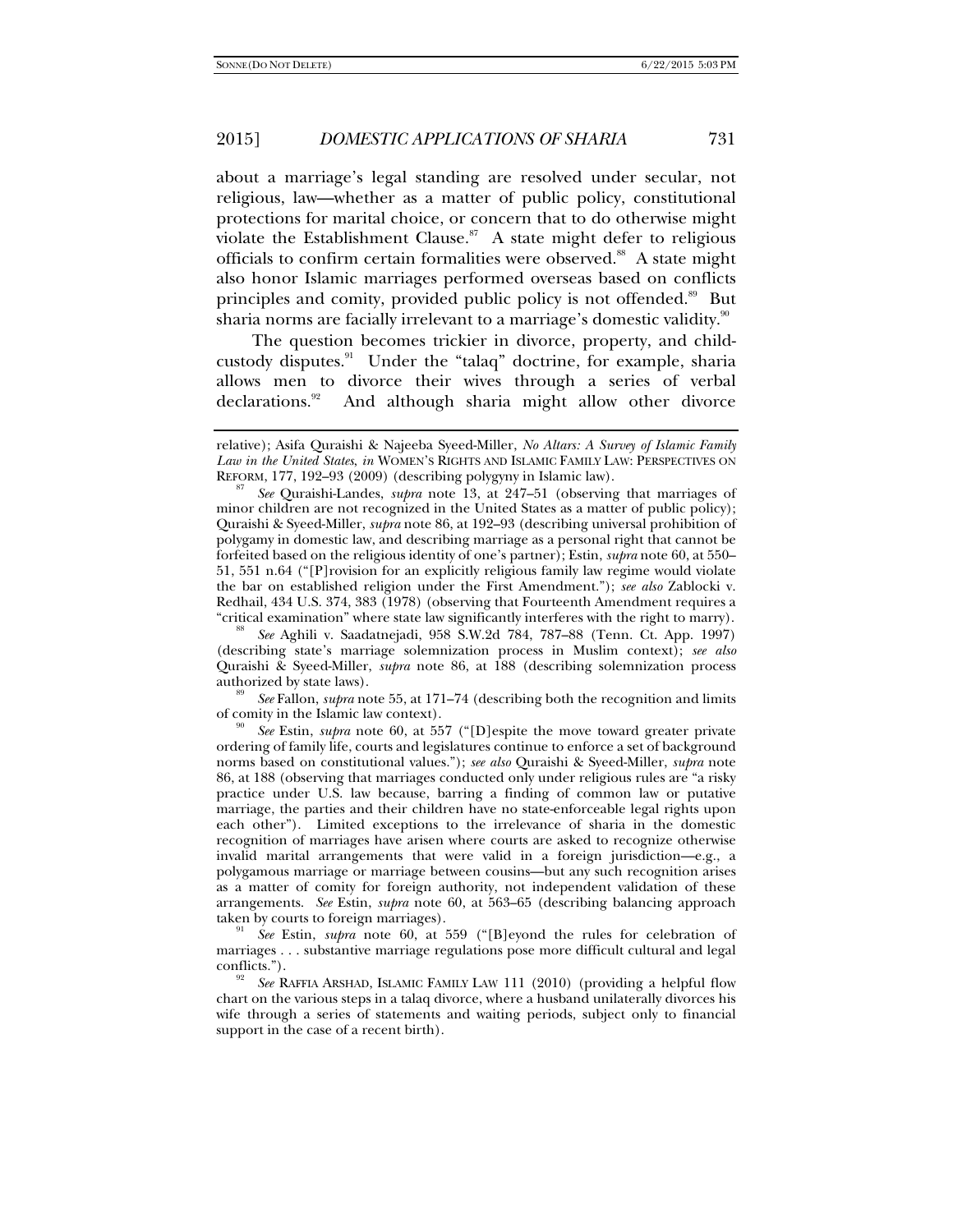about a marriage's legal standing are resolved under secular, not religious, law—whether as a matter of public policy, constitutional protections for marital choice, or concern that to do otherwise might violate the Establishment Clause.[87] A state might defer to religious officials to confirm certain formalities were observed.[88] A state might also honor Islamic marriages performed overseas based on conflicts principles and comity, provided public policy is not offended.[89] But sharia norms are facially irrelevant to a marriage's domestic validity.[90]

The question becomes trickier in divorce, property, and child-custody disputes.[91] Under the "talaq" doctrine, for example, sharia allows men to divorce their wives through a series of verbal declarations.[92] And although sharia might allow other divorce

---

relative); Asifa Quraishi & Najeeba Syeed-Miller, *No Altars: A Survey of Islamic Family Law in the United States*, *in* WOMEN'S RIGHTS AND ISLAMIC FAMILY LAW: PERSPECTIVES ON REFORM, 177, 192–93 (2009) (describing polygyny in Islamic law).

[87] *See* Quraishi-Landes, *supra* note 13, at 247–51 (observing that marriages of minor children are not recognized in the United States as a matter of public policy); Quraishi & Syeed-Miller, *supra* note 86, at 192–93 (describing universal prohibition of polygamy in domestic law, and describing marriage as a personal right that cannot be forfeited based on the religious identity of one's partner); Estin, *supra* note 60, at 550–51, 551 n.64 ("[P]rovision for an explicitly religious family law regime would violate the bar on established religion under the First Amendment."); *see also* Zablocki v. Redhail, 434 U.S. 374, 383 (1978) (observing that Fourteenth Amendment requires a "critical examination" where state law significantly interferes with the right to marry).

[88] *See* Aghili v. Saadatnejadi, 958 S.W.2d 784, 787–88 (Tenn. Ct. App. 1997) (describing state's marriage solemnization process in Muslim context); *see also* Quraishi & Syeed-Miller, *supra* note 86, at 188 (describing solemnization process authorized by state laws).

[89] *See* Fallon, *supra* note 55, at 171–74 (describing both the recognition and limits of comity in the Islamic law context).

[90] *See* Estin, *supra* note 60, at 557 ("[D]espite the move toward greater private ordering of family life, courts and legislatures continue to enforce a set of background norms based on constitutional values."); *see also* Quraishi & Syeed-Miller, *supra* note 86, at 188 (observing that marriages conducted only under religious rules are "a risky practice under U.S. law because, barring a finding of common law or putative marriage, the parties and their children have no state-enforceable legal rights upon each other"). Limited exceptions to the irrelevance of sharia in the domestic recognition of marriages have arisen where courts are asked to recognize otherwise invalid marital arrangements that were valid in a foreign jurisdiction—e.g., a polygamous marriage or marriage between cousins—but any such recognition arises as a matter of comity for foreign authority, not independent validation of these arrangements. *See* Estin, *supra* note 60, at 563–65 (describing balancing approach taken by courts to foreign marriages).

[91] *See* Estin, *supra* note 60, at 559 ("[B]eyond the rules for celebration of marriages . . . substantive marriage regulations pose more difficult cultural and legal conflicts.").

[92] *See* RAFFIA ARSHAD, ISLAMIC FAMILY LAW 111 (2010) (providing a helpful flow chart on the various steps in a talaq divorce, where a husband unilaterally divorces his wife through a series of statements and waiting periods, subject only to financial support in the case of a recent birth).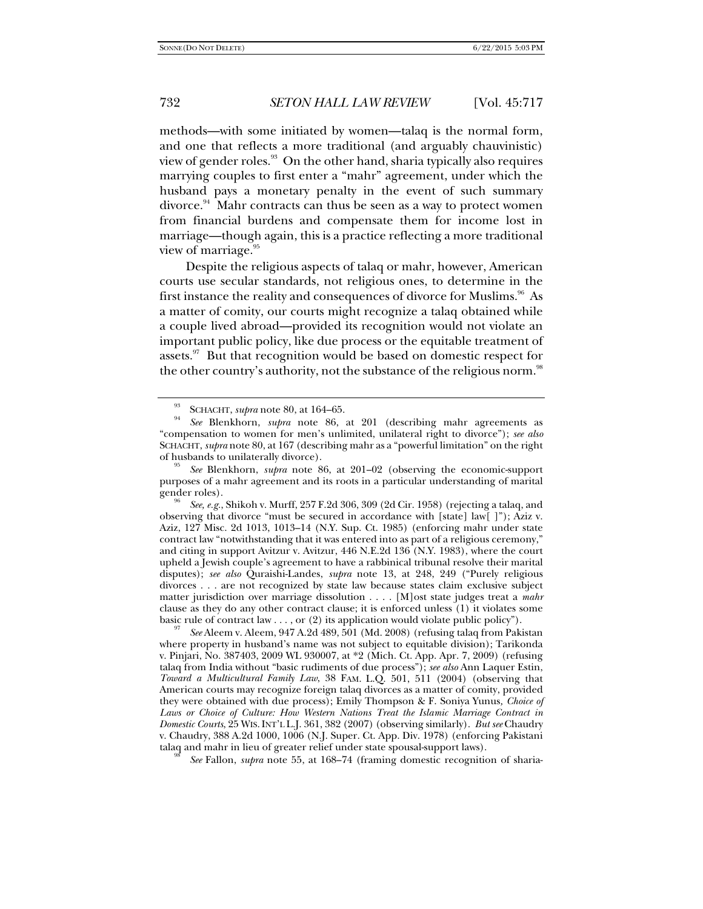methods—with some initiated by women—talaq is the normal form, and one that reflects a more traditional (and arguably chauvinistic) view of gender roles.[93] On the other hand, sharia typically also requires marrying couples to first enter a "mahr" agreement, under which the husband pays a monetary penalty in the event of such summary divorce.[94] Mahr contracts can thus be seen as a way to protect women from financial burdens and compensate them for income lost in marriage—though again, this is a practice reflecting a more traditional view of marriage.[95]

Despite the religious aspects of talaq or mahr, however, American courts use secular standards, not religious ones, to determine in the first instance the reality and consequences of divorce for Muslims.[96] As a matter of comity, our courts might recognize a talaq obtained while a couple lived abroad—provided its recognition would not violate an important public policy, like due process or the equitable treatment of assets.[97] But that recognition would be based on domestic respect for the other country's authority, not the substance of the religious norm.[98]

---

[93] SCHACHT, *supra* note 80, at 164–65.

[94] *See* Blenkhorn, *supra* note 86, at 201 (describing mahr agreements as "compensation to women for men's unlimited, unilateral right to divorce"); *see also* SCHACHT, *supra* note 80, at 167 (describing mahr as a "powerful limitation" on the right of husbands to unilaterally divorce).

[95] *See* Blenkhorn, *supra* note 86, at 201–02 (observing the economic-support purposes of a mahr agreement and its roots in a particular understanding of marital gender roles).

[96] *See, e.g.*, Shikoh v. Murff, 257 F.2d 306, 309 (2d Cir. 1958) (rejecting a talaq, and observing that divorce "must be secured in accordance with [state] law[ ]"); Aziz v. Aziz, 127 Misc. 2d 1013, 1013–14 (N.Y. Sup. Ct. 1985) (enforcing mahr under state contract law "notwithstanding that it was entered into as part of a religious ceremony," and citing in support Avitzur v. Avitzur, 446 N.E.2d 136 (N.Y. 1983), where the court upheld a Jewish couple's agreement to have a rabbinical tribunal resolve their marital disputes); *see also* Quraishi-Landes, *supra* note 13, at 248, 249 ("Purely religious divorces . . . are not recognized by state law because states claim exclusive subject matter jurisdiction over marriage dissolution . . . . [M]ost state judges treat a *mahr* clause as they do any other contract clause; it is enforced unless (1) it violates some basic rule of contract law . . . , or (2) its application would violate public policy").

[97] *See* Aleem v. Aleem, 947 A.2d 489, 501 (Md. 2008) (refusing talaq from Pakistan where property in husband's name was not subject to equitable division); Tarikonda v. Pinjari, No. 387403, 2009 WL 930007, at *2 (Mich. Ct. App. Apr. 7, 2009) (refusing talaq from India without "basic rudiments of due process"); *see also* Ann Laquer Estin, *Toward a Multicultural Family Law*, 38 FAM. L.Q. 501, 511 (2004) (observing that American courts may recognize foreign talaq divorces as a matter of comity, provided they were obtained with due process); Emily Thompson & F. Soniya Yunus, *Choice of Laws or Choice of Culture: How Western Nations Treat the Islamic Marriage Contract in Domestic Courts*, 25 WIS. INT'L L.J. 361, 382 (2007) (observing similarly). *But see* Chaudry v. Chaudry, 388 A.2d 1000, 1006 (N.J. Super. Ct. App. Div. 1978) (enforcing Pakistani talaq and mahr in lieu of greater relief under state spousal-support laws).

[98] *See* Fallon, *supra* note 55, at 168–74 (framing domestic recognition of sharia-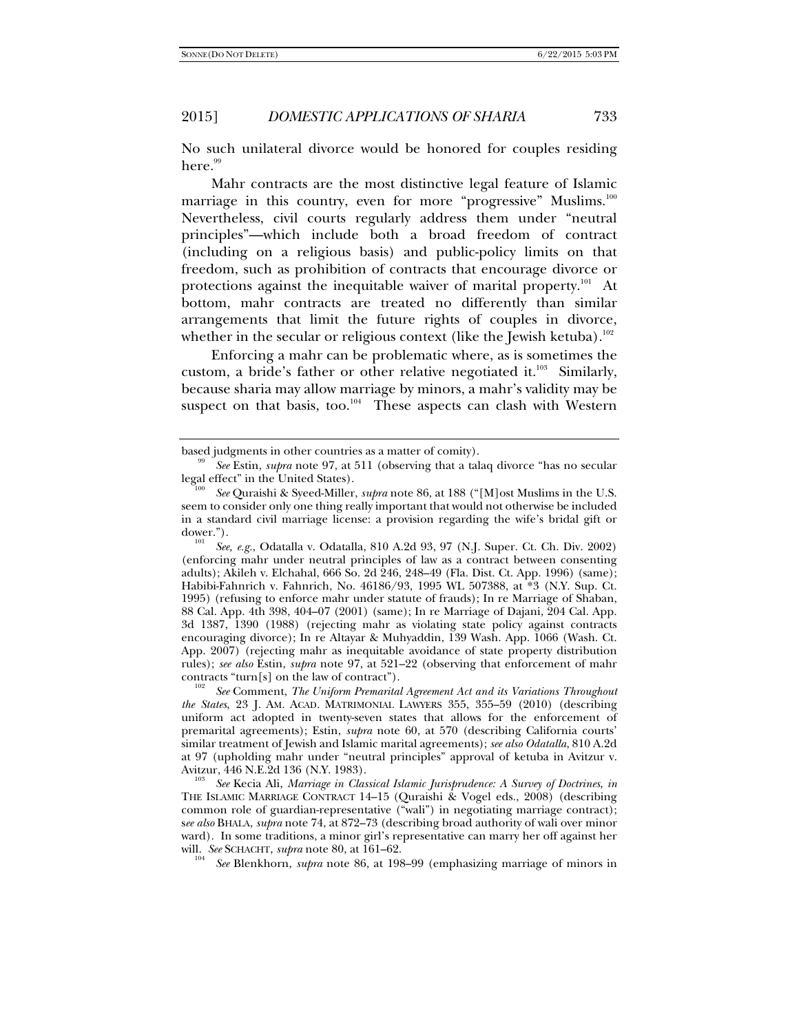No such unilateral divorce would be honored for couples residing here.[99]

Mahr contracts are the most distinctive legal feature of Islamic marriage in this country, even for more "progressive" Muslims.[100] Nevertheless, civil courts regularly address them under "neutral principles"—which include both a broad freedom of contract (including on a religious basis) and public-policy limits on that freedom, such as prohibition of contracts that encourage divorce or protections against the inequitable waiver of marital property.[101] At bottom, mahr contracts are treated no differently than similar arrangements that limit the future rights of couples in divorce, whether in the secular or religious context (like the Jewish ketuba).[102]

Enforcing a mahr can be problematic where, as is sometimes the custom, a bride's father or other relative negotiated it.[103] Similarly, because sharia may allow marriage by minors, a mahr's validity may be suspect on that basis, too.[104] These aspects can clash with Western

---

based judgments in other countries as a matter of comity).

[99] *See* Estin, *supra* note 97, at 511 (observing that a talaq divorce "has no secular legal effect" in the United States).

[100] *See* Quraishi & Syeed-Miller, *supra* note 86, at 188 ("[M]ost Muslims in the U.S. seem to consider only one thing really important that would not otherwise be included in a standard civil marriage license: a provision regarding the wife's bridal gift or dower.").

[101] *See, e.g.*, Odatalla v. Odatalla, 810 A.2d 93, 97 (N.J. Super. Ct. Ch. Div. 2002) (enforcing mahr under neutral principles of law as a contract between consenting adults); Akileh v. Elchahal, 666 So. 2d 246, 248–49 (Fla. Dist. Ct. App. 1996) (same); Habibi-Fahnrich v. Fahnrich, No. 46186/93, 1995 WL 507388, at *3 (N.Y. Sup. Ct. 1995) (refusing to enforce mahr under statute of frauds); In re Marriage of Shaban, 88 Cal. App. 4th 398, 404–07 (2001) (same); In re Marriage of Dajani, 204 Cal. App. 3d 1387, 1390 (1988) (rejecting mahr as violating state policy against contracts encouraging divorce); In re Altayar & Muhyaddin, 139 Wash. App. 1066 (Wash. Ct. App. 2007) (rejecting mahr as inequitable avoidance of state property distribution rules); *see also* Estin, *supra* note 97, at 521–22 (observing that enforcement of mahr contracts "turn[s] on the law of contract").

[102] *See* Comment, *The Uniform Premarital Agreement Act and its Variations Throughout the States*, 23 J. AM. ACAD. MATRIMONIAL LAWYERS 355, 355–59 (2010) (describing uniform act adopted in twenty-seven states that allows for the enforcement of premarital agreements); Estin, *supra* note 60, at 570 (describing California courts' similar treatment of Jewish and Islamic marital agreements); *see also Odatalla*, 810 A.2d at 97 (upholding mahr under "neutral principles" approval of ketuba in Avitzur v. Avitzur, 446 N.E.2d 136 (N.Y. 1983).

[103] *See* Kecia Ali, *Marriage in Classical Islamic Jurisprudence: A Survey of Doctrines*, *in* THE ISLAMIC MARRIAGE CONTRACT 14–15 (Quraishi & Vogel eds., 2008) (describing common role of guardian-representative ("wali") in negotiating marriage contract); s*ee also* BHALA, *supra* note 74, at 872–73 (describing broad authority of wali over minor ward). In some traditions, a minor girl's representative can marry her off against her will. *See* SCHACHT, *supra* note 80, at 161–62.

[104] *See* Blenkhorn, *supra* note 86, at 198–99 (emphasizing marriage of minors in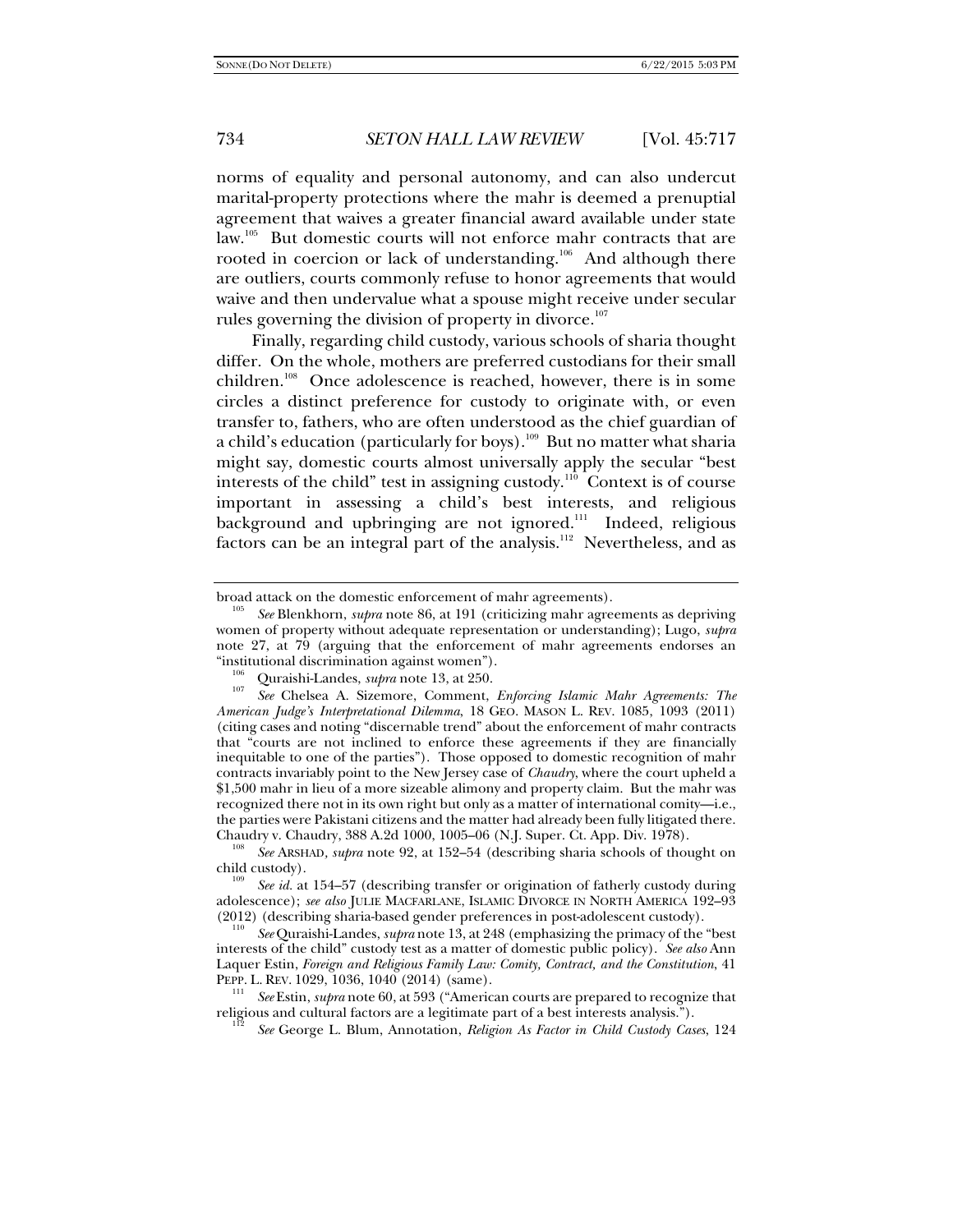norms of equality and personal autonomy, and can also undercut marital-property protections where the mahr is deemed a prenuptial agreement that waives a greater financial award available under state law.[105] But domestic courts will not enforce mahr contracts that are rooted in coercion or lack of understanding.[106] And although there are outliers, courts commonly refuse to honor agreements that would waive and then undervalue what a spouse might receive under secular rules governing the division of property in divorce.[107]

Finally, regarding child custody, various schools of sharia thought differ. On the whole, mothers are preferred custodians for their small children.[108] Once adolescence is reached, however, there is in some circles a distinct preference for custody to originate with, or even transfer to, fathers, who are often understood as the chief guardian of a child's education (particularly for boys).[109] But no matter what sharia might say, domestic courts almost universally apply the secular "best interests of the child" test in assigning custody.[110] Context is of course important in assessing a child's best interests, and religious background and upbringing are not ignored.[111] Indeed, religious factors can be an integral part of the analysis.[112] Nevertheless, and as

---

broad attack on the domestic enforcement of mahr agreements).

[105] *See* Blenkhorn, *supra* note 86, at 191 (criticizing mahr agreements as depriving women of property without adequate representation or understanding); Lugo, *supra* note 27, at 79 (arguing that the enforcement of mahr agreements endorses an "institutional discrimination against women").

[106] Quraishi-Landes, *supra* note 13, at 250.

[107] *See* Chelsea A. Sizemore, Comment, *Enforcing Islamic Mahr Agreements: The American Judge's Interpretational Dilemma*, 18 GEO. MASON L. REV. 1085, 1093 (2011) (citing cases and noting "discernable trend" about the enforcement of mahr contracts that "courts are not inclined to enforce these agreements if they are financially inequitable to one of the parties"). Those opposed to domestic recognition of mahr contracts invariably point to the New Jersey case of *Chaudry*, where the court upheld a $1,500 mahr in lieu of a more sizeable alimony and property claim. But the mahr was recognized there not in its own right but only as a matter of international comity—i.e., the parties were Pakistani citizens and the matter had already been fully litigated there. Chaudry v. Chaudry, 388 A.2d 1000, 1005–06 (N.J. Super. Ct. App. Div. 1978).

[108] *See* ARSHAD, *supra* note 92, at 152–54 (describing sharia schools of thought on child custody).

[109] *See id.* at 154–57 (describing transfer or origination of fatherly custody during adolescence); *see also* JULIE MACFARLANE, ISLAMIC DIVORCE IN NORTH AMERICA 192–93 (2012) (describing sharia-based gender preferences in post-adolescent custody).

[110] *See* Quraishi-Landes, *supra* note 13, at 248 (emphasizing the primacy of the "best interests of the child" custody test as a matter of domestic public policy). *See also* Ann Laquer Estin, *Foreign and Religious Family Law: Comity, Contract, and the Constitution*, 41 PEPP. L. REV. 1029, 1036, 1040 (2014) (same).

[111] *See* Estin, *supra* note 60, at 593 ("American courts are prepared to recognize that religious and cultural factors are a legitimate part of a best interests analysis.").

[112] *See* George L. Blum, Annotation, *Religion As Factor in Child Custody Cases*, 124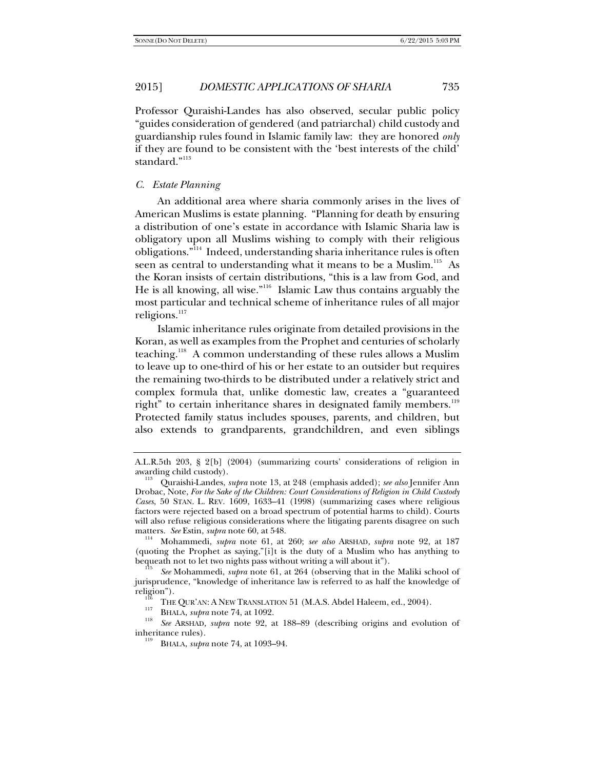Professor Quraishi-Landes has also observed, secular public policy "guides consideration of gendered (and patriarchal) child custody and guardianship rules found in Islamic family law: they are honored *only* if they are found to be consistent with the 'best interests of the child' standard."[113]

### *C. Estate Planning*

An additional area where sharia commonly arises in the lives of American Muslims is estate planning. "Planning for death by ensuring a distribution of one's estate in accordance with Islamic Sharia law is obligatory upon all Muslims wishing to comply with their religious obligations."[114] Indeed, understanding sharia inheritance rules is often seen as central to understanding what it means to be a Muslim.[115] As the Koran insists of certain distributions, "this is a law from God, and He is all knowing, all wise."[116] Islamic Law thus contains arguably the most particular and technical scheme of inheritance rules of all major religions.[117]

Islamic inheritance rules originate from detailed provisions in the Koran, as well as examples from the Prophet and centuries of scholarly teaching.[118] A common understanding of these rules allows a Muslim to leave up to one-third of his or her estate to an outsider but requires the remaining two-thirds to be distributed under a relatively strict and complex formula that, unlike domestic law, creates a "guaranteed right" to certain inheritance shares in designated family members.[119] Protected family status includes spouses, parents, and children, but also extends to grandparents, grandchildren, and even siblings

---

A.L.R.5th 203, § 2[b] (2004) (summarizing courts' considerations of religion in awarding child custody).

[113] Quraishi-Landes, *supra* note 13, at 248 (emphasis added); *see also* Jennifer Ann Drobac, Note, *For the Sake of the Children: Court Considerations of Religion in Child Custody Cases*, 50 STAN. L. REV. 1609, 1633–41 (1998) (summarizing cases where religious factors were rejected based on a broad spectrum of potential harms to child). Courts will also refuse religious considerations where the litigating parents disagree on such matters. *See* Estin, *supra* note 60, at 548.

[114] Mohammedi, *supra* note 61, at 260; *see also* ARSHAD, *supra* note 92, at 187 (quoting the Prophet as saying,"[i]t is the duty of a Muslim who has anything to bequeath not to let two nights pass without writing a will about it").

[115] *See* Mohammedi, *supra* note 61, at 264 (observing that in the Maliki school of jurisprudence, "knowledge of inheritance law is referred to as half the knowledge of religion").

[116] THE QUR'AN: A NEW TRANSLATION 51 (M.A.S. Abdel Haleem, ed., 2004).

[117] BHALA, *supra* note 74, at 1092.

[118] *See* ARSHAD, *supra* note 92, at 188–89 (describing origins and evolution of inheritance rules).

[119] BHALA, *supra* note 74, at 1093–94.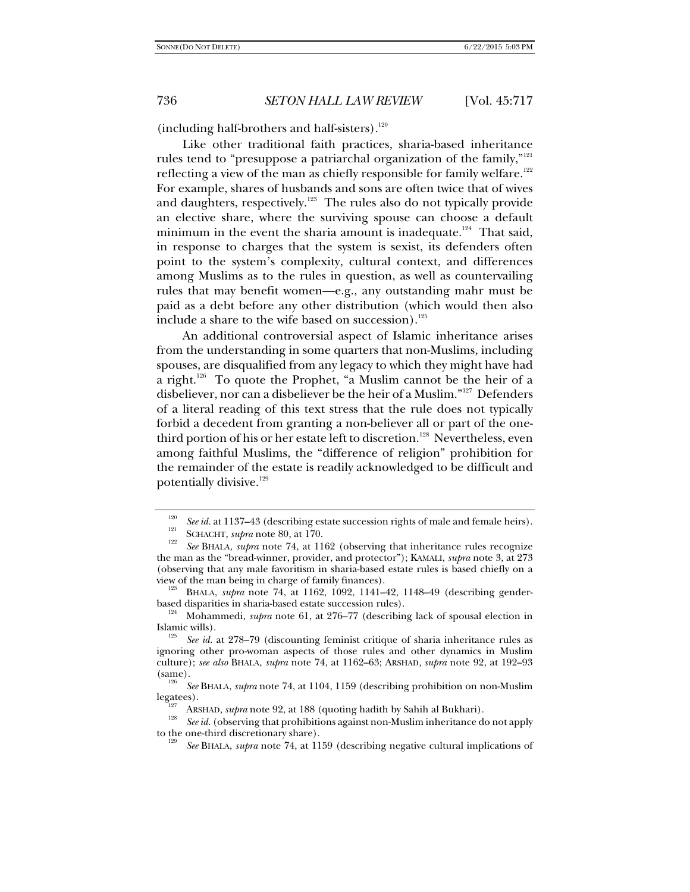(including half-brothers and half-sisters).[120]

Like other traditional faith practices, sharia-based inheritance rules tend to "presuppose a patriarchal organization of the family,"[121] reflecting a view of the man as chiefly responsible for family welfare.[122] For example, shares of husbands and sons are often twice that of wives and daughters, respectively.[123] The rules also do not typically provide an elective share, where the surviving spouse can choose a default minimum in the event the sharia amount is inadequate.[124] That said, in response to charges that the system is sexist, its defenders often point to the system's complexity, cultural context, and differences among Muslims as to the rules in question, as well as countervailing rules that may benefit women—e.g., any outstanding mahr must be paid as a debt before any other distribution (which would then also include a share to the wife based on succession).[125]

An additional controversial aspect of Islamic inheritance arises from the understanding in some quarters that non-Muslims, including spouses, are disqualified from any legacy to which they might have had a right.[126] To quote the Prophet, "a Muslim cannot be the heir of a disbeliever, nor can a disbeliever be the heir of a Muslim."[127] Defenders of a literal reading of this text stress that the rule does not typically forbid a decedent from granting a non-believer all or part of the one-third portion of his or her estate left to discretion.[128] Nevertheless, even among faithful Muslims, the "difference of religion" prohibition for the remainder of the estate is readily acknowledged to be difficult and potentially divisive.[129]

---

[120] *See id.* at 1137–43 (describing estate succession rights of male and female heirs).

[121] SCHACHT, *supra* note 80, at 170.

[122] *See* BHALA, *supra* note 74, at 1162 (observing that inheritance rules recognize the man as the "bread-winner, provider, and protector"); KAMALI, *supra* note 3, at 273 (observing that any male favoritism in sharia-based estate rules is based chiefly on a view of the man being in charge of family finances).

[123] BHALA, *supra* note 74, at 1162, 1092, 1141–42, 1148–49 (describing gender-based disparities in sharia-based estate succession rules).

[124] Mohammedi, *supra* note 61, at 276–77 (describing lack of spousal election in Islamic wills).

[125] *See id.* at 278–79 (discounting feminist critique of sharia inheritance rules as ignoring other pro-woman aspects of those rules and other dynamics in Muslim culture); *see also* BHALA, *supra* note 74, at 1162–63; ARSHAD, *supra* note 92, at 192–93 (same).

[126] *See* BHALA, *supra* note 74, at 1104, 1159 (describing prohibition on non-Muslim legatees).

[127] ARSHAD, *supra* note 92, at 188 (quoting hadith by Sahih al Bukhari).

[128] *See id.* (observing that prohibitions against non-Muslim inheritance do not apply to the one-third discretionary share).

[129] *See* BHALA, *supra* note 74, at 1159 (describing negative cultural implications of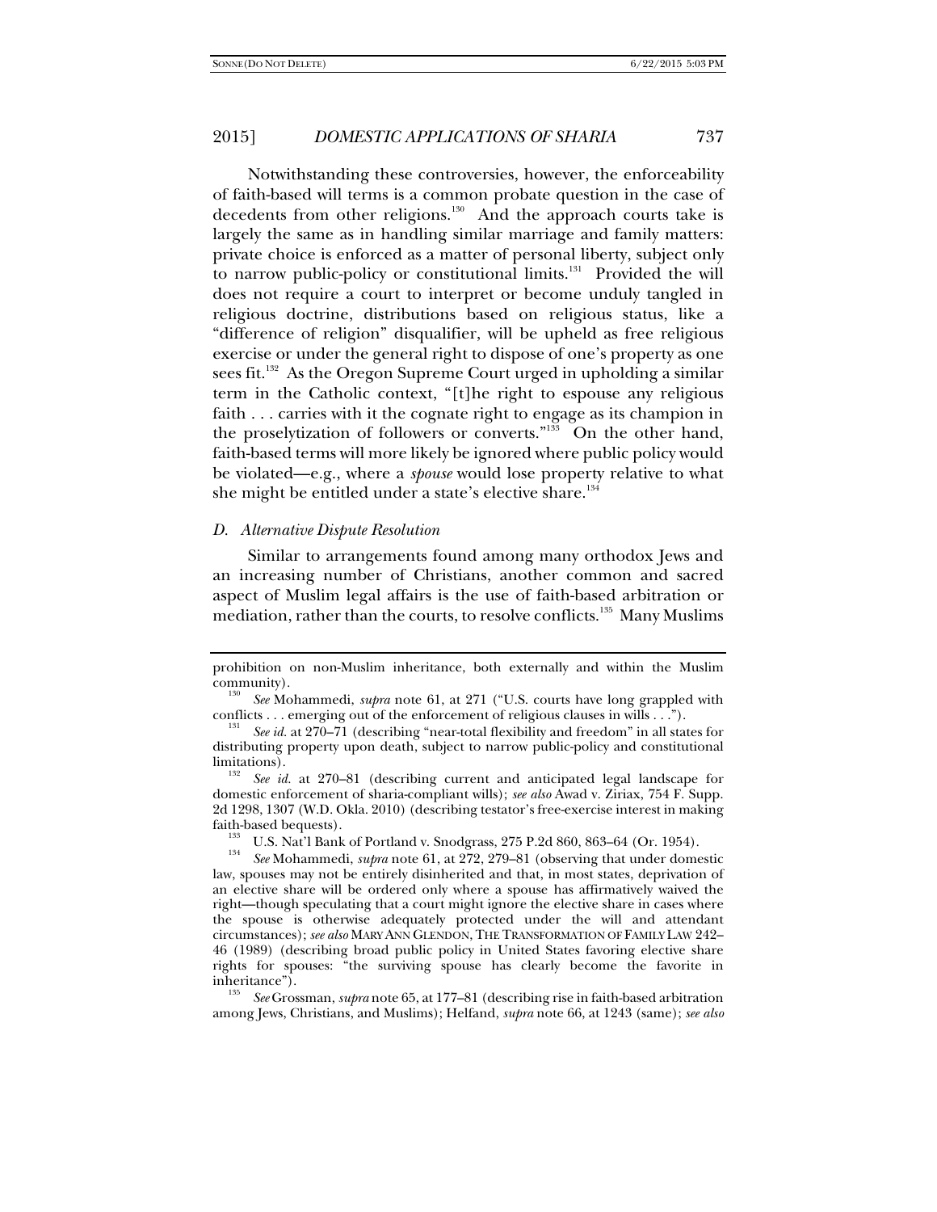Notwithstanding these controversies, however, the enforceability of faith-based will terms is a common probate question in the case of decedents from other religions.[130] And the approach courts take is largely the same as in handling similar marriage and family matters: private choice is enforced as a matter of personal liberty, subject only to narrow public-policy or constitutional limits.[131] Provided the will does not require a court to interpret or become unduly tangled in religious doctrine, distributions based on religious status, like a "difference of religion" disqualifier, will be upheld as free religious exercise or under the general right to dispose of one's property as one sees fit.[132] As the Oregon Supreme Court urged in upholding a similar term in the Catholic context, "[t]he right to espouse any religious faith . . . carries with it the cognate right to engage as its champion in the proselytization of followers or converts."[133] On the other hand, faith-based terms will more likely be ignored where public policy would be violated—e.g., where a *spouse* would lose property relative to what she might be entitled under a state's elective share.[134]

### *D. Alternative Dispute Resolution*

Similar to arrangements found among many orthodox Jews and an increasing number of Christians, another common and sacred aspect of Muslim legal affairs is the use of faith-based arbitration or mediation, rather than the courts, to resolve conflicts.[135] Many Muslims

---

prohibition on non-Muslim inheritance, both externally and within the Muslim community).

[130] *See* Mohammedi, *supra* note 61, at 271 ("U.S. courts have long grappled with conflicts . . . emerging out of the enforcement of religious clauses in wills . . .").

[131] *See id.* at 270–71 (describing "near-total flexibility and freedom" in all states for distributing property upon death, subject to narrow public-policy and constitutional limitations).

[132] *See id.* at 270–81 (describing current and anticipated legal landscape for domestic enforcement of sharia-compliant wills); *see also* Awad v. Ziriax, 754 F. Supp. 2d 1298, 1307 (W.D. Okla. 2010) (describing testator's free-exercise interest in making faith-based bequests).

[133] U.S. Nat'l Bank of Portland v. Snodgrass, 275 P.2d 860, 863–64 (Or. 1954).

[134] *See* Mohammedi, *supra* note 61, at 272, 279–81 (observing that under domestic law, spouses may not be entirely disinherited and that, in most states, deprivation of an elective share will be ordered only where a spouse has affirmatively waived the right—though speculating that a court might ignore the elective share in cases where the spouse is otherwise adequately protected under the will and attendant circumstances); *see also* MARY ANN GLENDON, THE TRANSFORMATION OF FAMILY LAW 242–46 (1989) (describing broad public policy in United States favoring elective share rights for spouses: "the surviving spouse has clearly become the favorite in inheritance").

[135] *See* Grossman, *supra* note 65, at 177–81 (describing rise in faith-based arbitration among Jews, Christians, and Muslims); Helfand, *supra* note 66, at 1243 (same); *see also*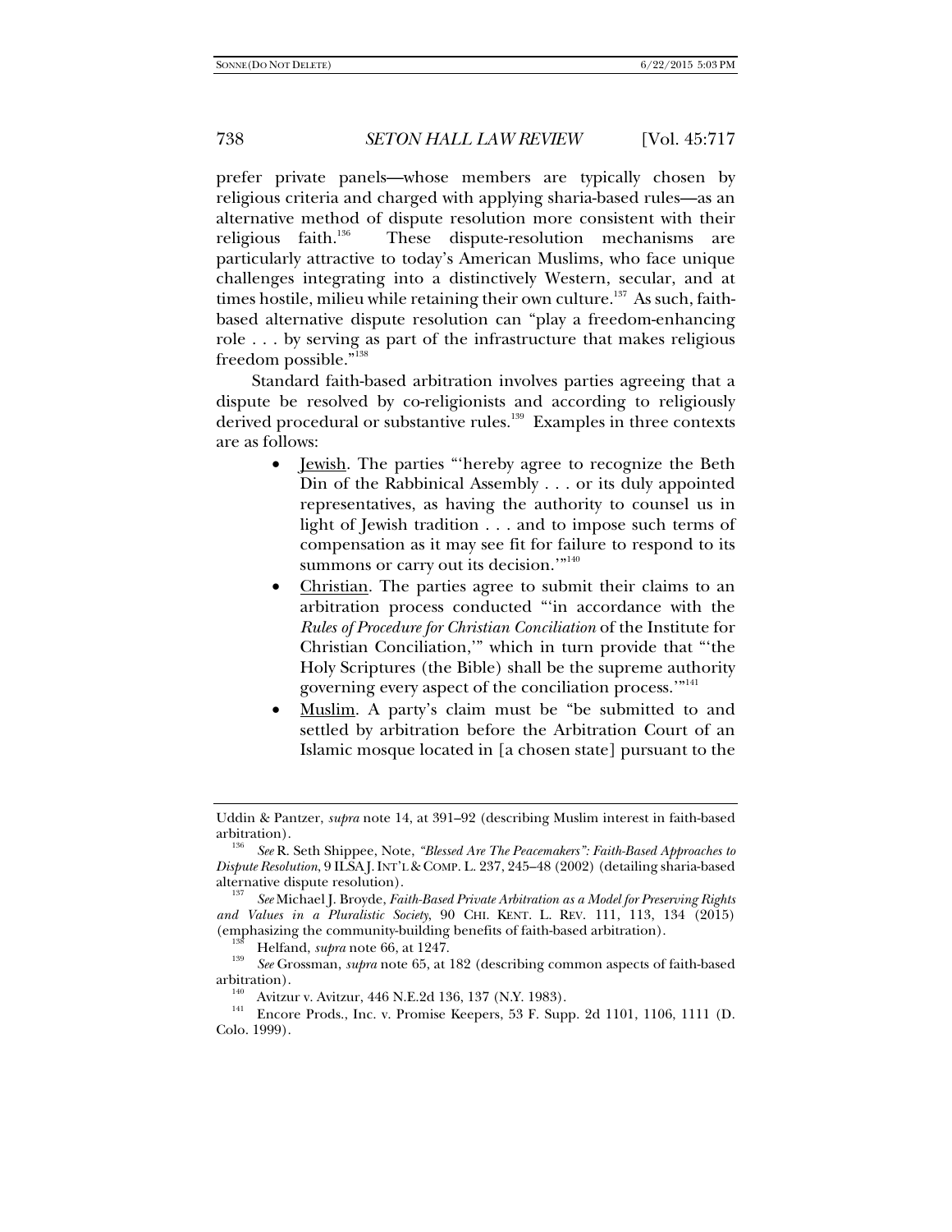prefer private panels—whose members are typically chosen by religious criteria and charged with applying sharia-based rules—as an alternative method of dispute resolution more consistent with their religious faith.[136] These dispute-resolution mechanisms are particularly attractive to today's American Muslims, who face unique challenges integrating into a distinctively Western, secular, and at times hostile, milieu while retaining their own culture.[137] As such, faith-based alternative dispute resolution can "play a freedom-enhancing role . . . by serving as part of the infrastructure that makes religious freedom possible."[138]

Standard faith-based arbitration involves parties agreeing that a dispute be resolved by co-religionists and according to religiously derived procedural or substantive rules.[139] Examples in three contexts are as follows:

- Jewish. The parties "'hereby agree to recognize the Beth Din of the Rabbinical Assembly . . . or its duly appointed representatives, as having the authority to counsel us in light of Jewish tradition . . . and to impose such terms of compensation as it may see fit for failure to respond to its summons or carry out its decision.'"[140]
- Christian. The parties agree to submit their claims to an arbitration process conducted "'in accordance with the *Rules of Procedure for Christian Conciliation* of the Institute for Christian Conciliation,'" which in turn provide that "'the Holy Scriptures (the Bible) shall be the supreme authority governing every aspect of the conciliation process.'"[141]
- Muslim. A party's claim must be "be submitted to and settled by arbitration before the Arbitration Court of an Islamic mosque located in [a chosen state] pursuant to the

---

Uddin & Pantzer, *supra* note 14, at 391–92 (describing Muslim interest in faith-based arbitration).

[136] *See* R. Seth Shippee, Note, *"Blessed Are The Peacemakers": Faith-Based Approaches to Dispute Resolution*, 9 ILSA J. INT'L & COMP. L. 237, 245–48 (2002) (detailing sharia-based alternative dispute resolution).

[137] *See* Michael J. Broyde, *Faith-Based Private Arbitration as a Model for Preserving Rights and Values in a Pluralistic Society*, 90 CHI. KENT. L. REV. 111, 113, 134 (2015) (emphasizing the community-building benefits of faith-based arbitration).

[138] Helfand, *supra* note 66, at 1247.

[139] *See* Grossman, *supra* note 65, at 182 (describing common aspects of faith-based arbitration).

[140] Avitzur v. Avitzur, 446 N.E.2d 136, 137 (N.Y. 1983).

[141] Encore Prods., Inc. v. Promise Keepers, 53 F. Supp. 2d 1101, 1106, 1111 (D. Colo. 1999).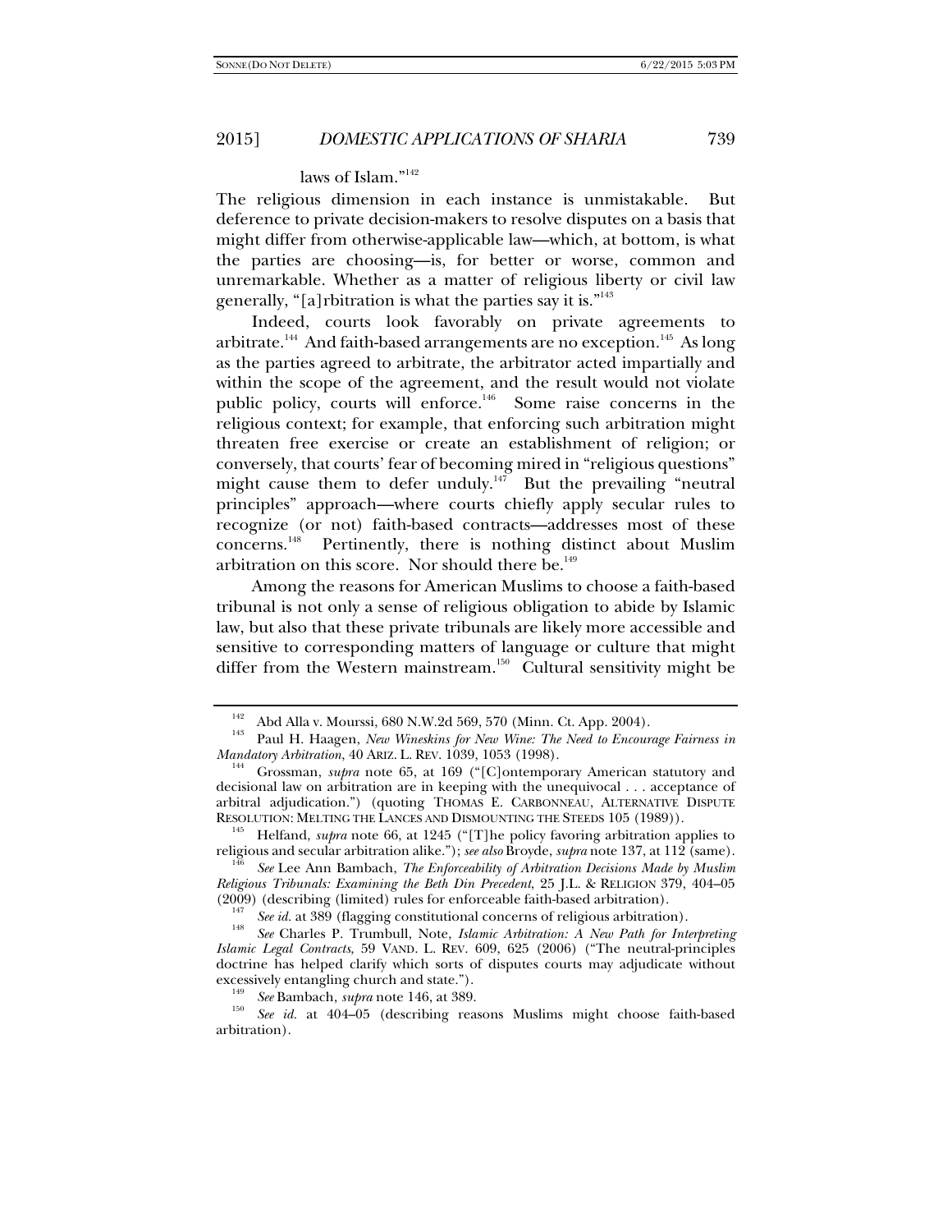laws of Islam."[142]

The religious dimension in each instance is unmistakable. But deference to private decision-makers to resolve disputes on a basis that might differ from otherwise-applicable law—which, at bottom, is what the parties are choosing—is, for better or worse, common and unremarkable. Whether as a matter of religious liberty or civil law generally, "[a]rbitration is what the parties say it is."[143]

Indeed, courts look favorably on private agreements to arbitrate.[144] And faith-based arrangements are no exception.[145] As long as the parties agreed to arbitrate, the arbitrator acted impartially and within the scope of the agreement, and the result would not violate public policy, courts will enforce.[146] Some raise concerns in the religious context; for example, that enforcing such arbitration might threaten free exercise or create an establishment of religion; or conversely, that courts' fear of becoming mired in "religious questions" might cause them to defer unduly.[147] But the prevailing "neutral principles" approach—where courts chiefly apply secular rules to recognize (or not) faith-based contracts—addresses most of these concerns.[148] Pertinently, there is nothing distinct about Muslim arbitration on this score. Nor should there be.[149]

Among the reasons for American Muslims to choose a faith-based tribunal is not only a sense of religious obligation to abide by Islamic law, but also that these private tribunals are likely more accessible and sensitive to corresponding matters of language or culture that might differ from the Western mainstream.[150] Cultural sensitivity might be

---

[142] Abd Alla v. Mourssi, 680 N.W.2d 569, 570 (Minn. Ct. App. 2004).

[143] Paul H. Haagen, *New Wineskins for New Wine: The Need to Encourage Fairness in Mandatory Arbitration*, 40 ARIZ. L. REV. 1039, 1053 (1998).

[144] Grossman, *supra* note 65, at 169 ("[C]ontemporary American statutory and decisional law on arbitration are in keeping with the unequivocal . . . acceptance of arbitral adjudication.") (quoting THOMAS E. CARBONNEAU, ALTERNATIVE DISPUTE RESOLUTION: MELTING THE LANCES AND DISMOUNTING THE STEEDS 105 (1989)).

[145] Helfand, *supra* note 66, at 1245 ("[T]he policy favoring arbitration applies to religious and secular arbitration alike."); *see also* Broyde, *supra* note 137, at 112 (same).

[146] *See* Lee Ann Bambach, *The Enforceability of Arbitration Decisions Made by Muslim Religious Tribunals: Examining the Beth Din Precedent*, 25 J.L. & RELIGION 379, 404–05 (2009) (describing (limited) rules for enforceable faith-based arbitration).

[147] *See id.* at 389 (flagging constitutional concerns of religious arbitration).

[148] *See* Charles P. Trumbull, Note, *Islamic Arbitration: A New Path for Interpreting Islamic Legal Contracts*, 59 VAND. L. REV. 609, 625 (2006) ("The neutral-principles doctrine has helped clarify which sorts of disputes courts may adjudicate without excessively entangling church and state.").

[149] *See* Bambach, *supra* note 146, at 389.

[150] *See id.* at 404–05 (describing reasons Muslims might choose faith-based arbitration).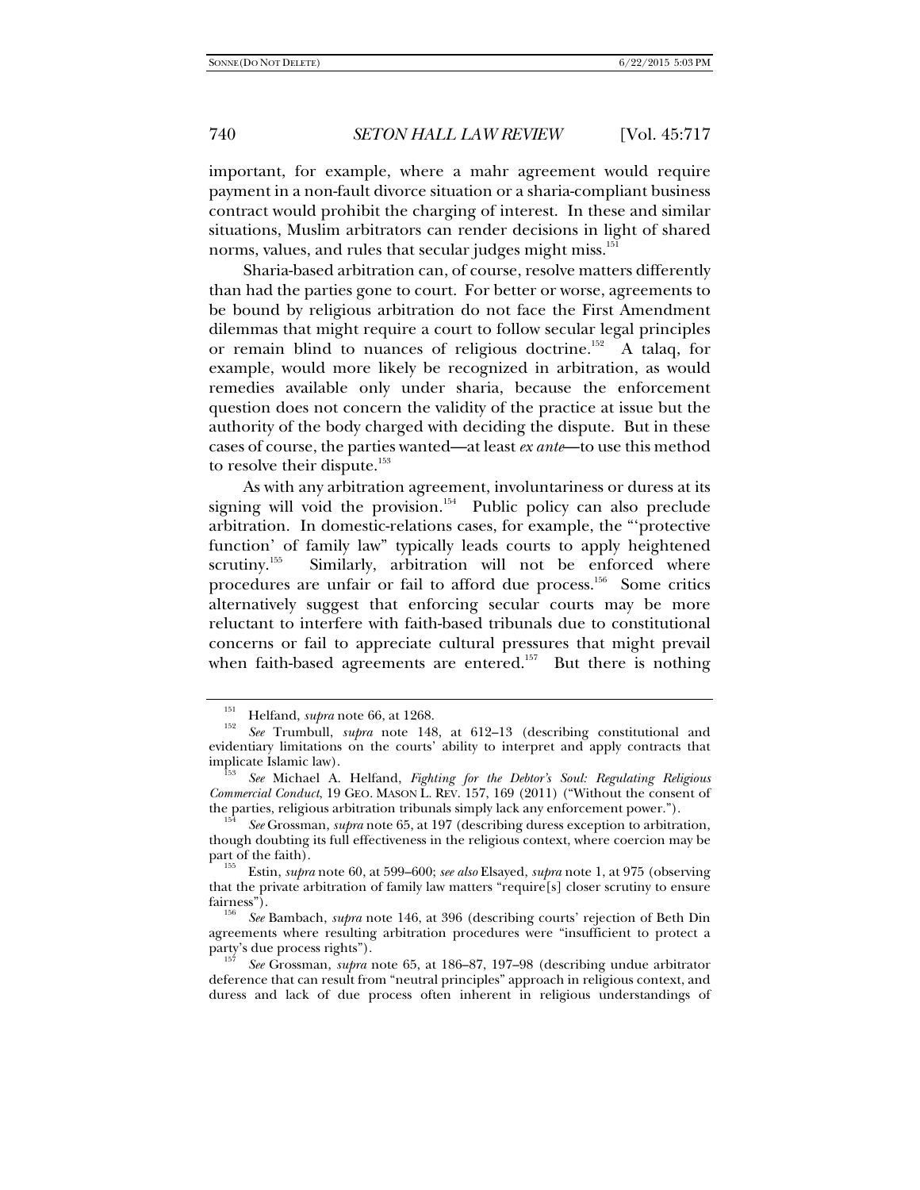important, for example, where a mahr agreement would require payment in a non-fault divorce situation or a sharia-compliant business contract would prohibit the charging of interest. In these and similar situations, Muslim arbitrators can render decisions in light of shared norms, values, and rules that secular judges might miss.[151]

Sharia-based arbitration can, of course, resolve matters differently than had the parties gone to court. For better or worse, agreements to be bound by religious arbitration do not face the First Amendment dilemmas that might require a court to follow secular legal principles or remain blind to nuances of religious doctrine.[152] A talaq, for example, would more likely be recognized in arbitration, as would remedies available only under sharia, because the enforcement question does not concern the validity of the practice at issue but the authority of the body charged with deciding the dispute. But in these cases of course, the parties wanted—at least *ex ante*—to use this method to resolve their dispute.[153]

As with any arbitration agreement, involuntariness or duress at its signing will void the provision.[154] Public policy can also preclude arbitration. In domestic-relations cases, for example, the "'protective function' of family law" typically leads courts to apply heightened scrutiny.[155] Similarly, arbitration will not be enforced where procedures are unfair or fail to afford due process.[156] Some critics alternatively suggest that enforcing secular courts may be more reluctant to interfere with faith-based tribunals due to constitutional concerns or fail to appreciate cultural pressures that might prevail when faith-based agreements are entered.[157] But there is nothing

---

[151] Helfand, *supra* note 66, at 1268.

[152] *See* Trumbull, *supra* note 148, at 612–13 (describing constitutional and evidentiary limitations on the courts' ability to interpret and apply contracts that implicate Islamic law).

[153] *See* Michael A. Helfand, *Fighting for the Debtor's Soul: Regulating Religious Commercial Conduct*, 19 GEO. MASON L. REV. 157, 169 (2011) ("Without the consent of the parties, religious arbitration tribunals simply lack any enforcement power.").

[154] *See* Grossman, *supra* note 65, at 197 (describing duress exception to arbitration, though doubting its full effectiveness in the religious context, where coercion may be part of the faith).

[155] Estin, *supra* note 60, at 599–600; *see also* Elsayed, *supra* note 1, at 975 (observing that the private arbitration of family law matters "require[s] closer scrutiny to ensure fairness").

[156] *See* Bambach, *supra* note 146, at 396 (describing courts' rejection of Beth Din agreements where resulting arbitration procedures were "insufficient to protect a party's due process rights").

[157] *See* Grossman, *supra* note 65, at 186–87, 197–98 (describing undue arbitrator deference that can result from "neutral principles" approach in religious context, and duress and lack of due process often inherent in religious understandings of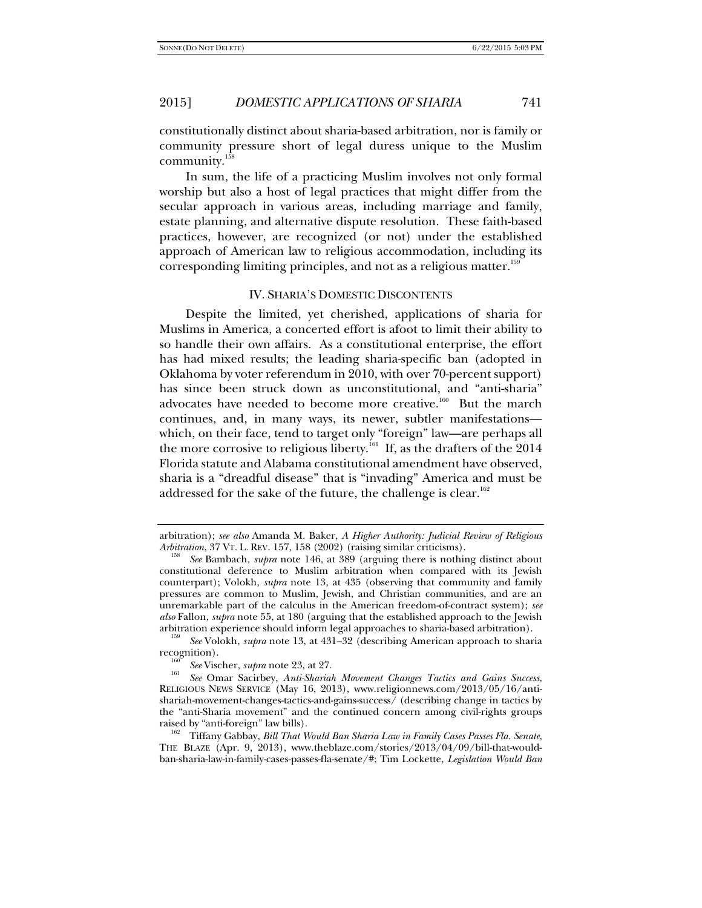constitutionally distinct about sharia-based arbitration, nor is family or community pressure short of legal duress unique to the Muslim community.[158]

In sum, the life of a practicing Muslim involves not only formal worship but also a host of legal practices that might differ from the secular approach in various areas, including marriage and family, estate planning, and alternative dispute resolution. These faith-based practices, however, are recognized (or not) under the established approach of American law to religious accommodation, including its corresponding limiting principles, and not as a religious matter.[159]

## IV. SHARIA'S DOMESTIC DISCONTENTS

Despite the limited, yet cherished, applications of sharia for Muslims in America, a concerted effort is afoot to limit their ability to so handle their own affairs. As a constitutional enterprise, the effort has had mixed results; the leading sharia-specific ban (adopted in Oklahoma by voter referendum in 2010, with over 70-percent support) has since been struck down as unconstitutional, and "anti-sharia" advocates have needed to become more creative.[160] But the march continues, and, in many ways, its newer, subtler manifestations—which, on their face, tend to target only "foreign" law—are perhaps all the more corrosive to religious liberty.[161] If, as the drafters of the 2014 Florida statute and Alabama constitutional amendment have observed, sharia is a "dreadful disease" that is "invading" America and must be addressed for the sake of the future, the challenge is clear.[162]

---

arbitration); *see also* Amanda M. Baker, *A Higher Authority: Judicial Review of Religious Arbitration*, 37 VT. L. REV. 157, 158 (2002) (raising similar criticisms).

[158] *See* Bambach, *supra* note 146, at 389 (arguing there is nothing distinct about constitutional deference to Muslim arbitration when compared with its Jewish counterpart); Volokh, *supra* note 13, at 435 (observing that community and family pressures are common to Muslim, Jewish, and Christian communities, and are an unremarkable part of the calculus in the American freedom-of-contract system); *see also* Fallon, *supra* note 55, at 180 (arguing that the established approach to the Jewish arbitration experience should inform legal approaches to sharia-based arbitration).

[159] *See* Volokh, *supra* note 13, at 431–32 (describing American approach to sharia recognition).

[160] *See* Vischer, *supra* note 23, at 27.

[161] *See* Omar Sacirbey, *Anti-Shariah Movement Changes Tactics and Gains Success*, RELIGIOUS NEWS SERVICE (May 16, 2013), www.religionnews.com/2013/05/16/anti-shariah-movement-changes-tactics-and-gains-success/ (describing change in tactics by the "anti-Sharia movement" and the continued concern among civil-rights groups raised by "anti-foreign" law bills).

[162] Tiffany Gabbay, *Bill That Would Ban Sharia Law in Family Cases Passes Fla. Senate*, THE BLAZE (Apr. 9, 2013), www.theblaze.com/stories/2013/04/09/bill-that-would-ban-sharia-law-in-family-cases-passes-fla-senate/#; Tim Lockette, *Legislation Would Ban*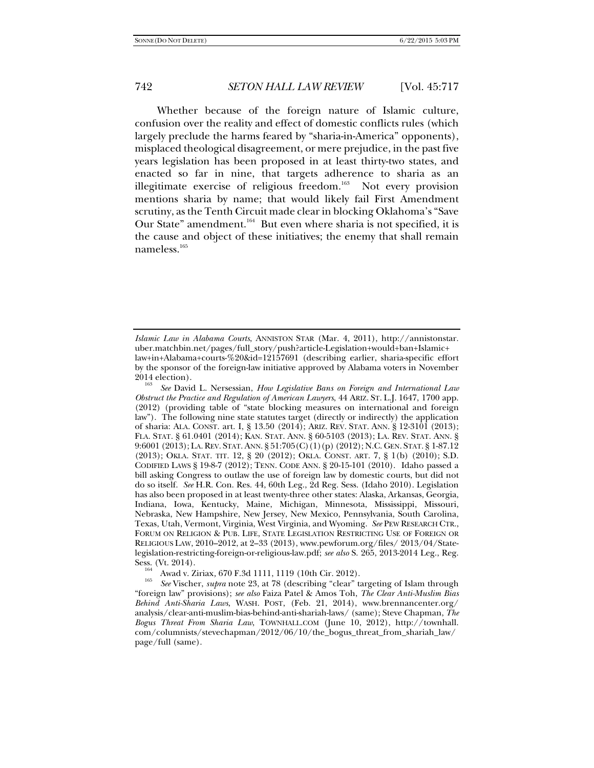Whether because of the foreign nature of Islamic culture, confusion over the reality and effect of domestic conflicts rules (which largely preclude the harms feared by "sharia-in-America" opponents), misplaced theological disagreement, or mere prejudice, in the past five years legislation has been proposed in at least thirty-two states, and enacted so far in nine, that targets adherence to sharia as an illegitimate exercise of religious freedom.[163] Not every provision mentions sharia by name; that would likely fail First Amendment scrutiny, as the Tenth Circuit made clear in blocking Oklahoma's "Save Our State" amendment.[164] But even where sharia is not specified, it is the cause and object of these initiatives; the enemy that shall remain nameless.[165]

---

*Islamic Law in Alabama Courts*, ANNISTON STAR (Mar. 4, 2011), http://annistonstar.uber.matchbin.net/pages/full_story/push?article-Legislation+would+ban+Islamic+law+in+Alabama+courts-%20&id=12157691 (describing earlier, sharia-specific effort by the sponsor of the foreign-law initiative approved by Alabama voters in November 2014 election).

[163] *See* David L. Nersessian, *How Legislative Bans on Foreign and International Law Obstruct the Practice and Regulation of American Lawyers*, 44 ARIZ. ST. L.J. 1647, 1700 app. (2012) (providing table of "state blocking measures on international and foreign law"). The following nine state statutes target (directly or indirectly) the application of sharia: ALA. CONST. art. I, § 13.50 (2014); ARIZ. REV. STAT. ANN. § 12-3101 (2013); FLA. STAT. § 61.0401 (2014); KAN. STAT. ANN. § 60-5103 (2013); LA. REV. STAT. ANN. § 9:6001 (2013); LA. REV. STAT. ANN. § 51:705(C)(1)(p) (2012); N.C. GEN. STAT. § 1-87.12 (2013); OKLA. STAT. TIT. 12, § 20 (2012); OKLA. CONST. ART. 7, § 1(b) (2010); S.D. CODIFIED LAWS § 19-8-7 (2012); TENN. CODE ANN. § 20-15-101 (2010). Idaho passed a bill asking Congress to outlaw the use of foreign law by domestic courts, but did not do so itself. *See* H.R. Con. Res. 44, 60th Leg., 2d Reg. Sess. (Idaho 2010). Legislation has also been proposed in at least twenty-three other states: Alaska, Arkansas, Georgia, Indiana, Iowa, Kentucky, Maine, Michigan, Minnesota, Mississippi, Missouri, Nebraska, New Hampshire, New Jersey, New Mexico, Pennsylvania, South Carolina, Texas, Utah, Vermont, Virginia, West Virginia, and Wyoming. *See* PEW RESEARCH CTR., FORUM ON RELIGION & PUB. LIFE, STATE LEGISLATION RESTRICTING USE OF FOREIGN OR RELIGIOUS LAW, 2010–2012, at 2–33 (2013), www.pewforum.org/files/ 2013/04/State-legislation-restricting-foreign-or-religious-law.pdf; *see also* S. 265, 2013-2014 Leg., Reg. Sess. (Vt. 2014).

[164] Awad v. Ziriax, 670 F.3d 1111, 1119 (10th Cir. 2012).

[165] *See* Vischer, *supra* note 23, at 78 (describing "clear" targeting of Islam through "foreign law" provisions); *see also* Faiza Patel & Amos Toh, *The Clear Anti-Muslim Bias Behind Anti-Sharia Laws*, WASH. POST, (Feb. 21, 2014), www.brennancenter.org/analysis/clear-anti-muslim-bias-behind-anti-shariah-laws/ (same); Steve Chapman, *The Bogus Threat From Sharia Law*, TOWNHALL.COM (June 10, 2012), http://townhall.com/columnists/stevechapman/2012/06/10/the_bogus_threat_from_shariah_law/page/full (same).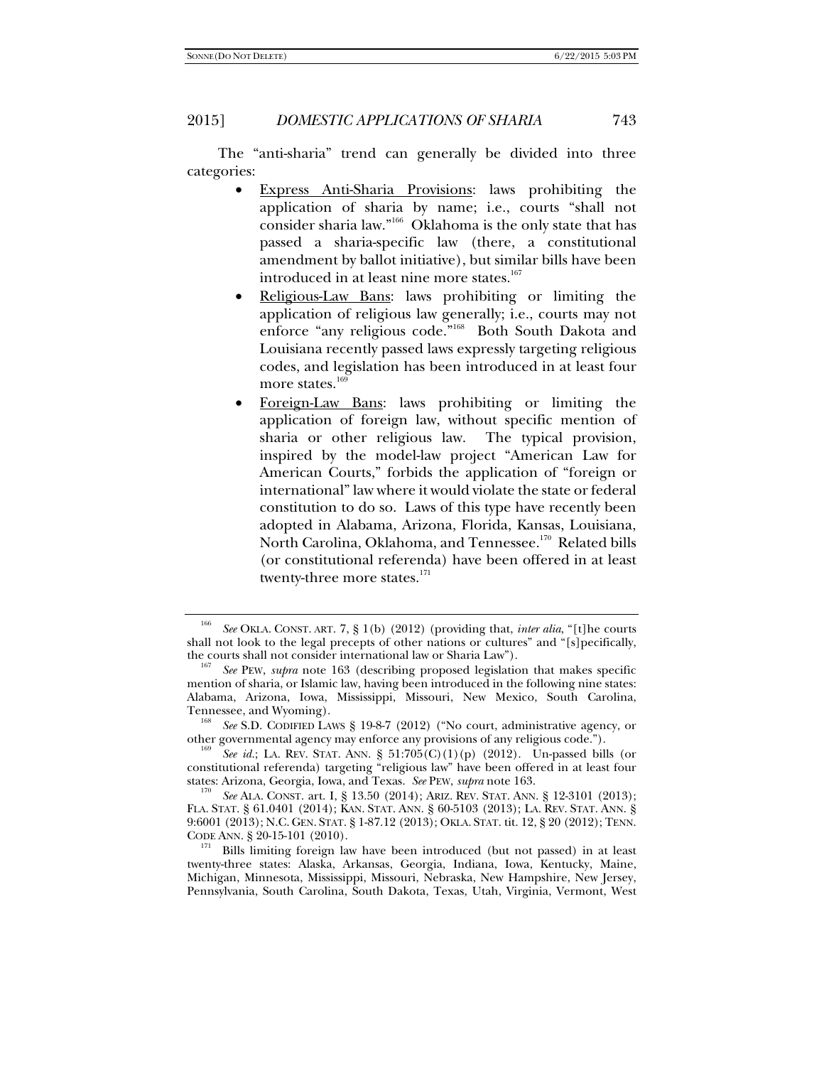The "anti-sharia" trend can generally be divided into three categories:

- Express Anti-Sharia Provisions: laws prohibiting the application of sharia by name; i.e., courts "shall not consider sharia law."[166] Oklahoma is the only state that has passed a sharia-specific law (there, a constitutional amendment by ballot initiative), but similar bills have been introduced in at least nine more states.[167]
- Religious-Law Bans: laws prohibiting or limiting the application of religious law generally; i.e., courts may not enforce "any religious code."[168] Both South Dakota and Louisiana recently passed laws expressly targeting religious codes, and legislation has been introduced in at least four more states.[169]
- Foreign-Law Bans: laws prohibiting or limiting the application of foreign law, without specific mention of sharia or other religious law. The typical provision, inspired by the model-law project "American Law for American Courts," forbids the application of "foreign or international" law where it would violate the state or federal constitution to do so. Laws of this type have recently been adopted in Alabama, Arizona, Florida, Kansas, Louisiana, North Carolina, Oklahoma, and Tennessee.[170] Related bills (or constitutional referenda) have been offered in at least twenty-three more states.[171]

---

[166] *See* OKLA. CONST. ART. 7, § 1(b) (2012) (providing that, *inter alia*, "[t]he courts shall not look to the legal precepts of other nations or cultures" and "[s]pecifically, the courts shall not consider international law or Sharia Law").

[167] *See* PEW, *supra* note 163 (describing proposed legislation that makes specific mention of sharia, or Islamic law, having been introduced in the following nine states: Alabama, Arizona, Iowa, Mississippi, Missouri, New Mexico, South Carolina, Tennessee, and Wyoming).

[168] *See* S.D. CODIFIED LAWS § 19-8-7 (2012) ("No court, administrative agency, or other governmental agency may enforce any provisions of any religious code.").

[169] *See id.*; LA. REV. STAT. ANN. § 51:705(C)(1)(p) (2012). Un-passed bills (or constitutional referenda) targeting "religious law" have been offered in at least four states: Arizona, Georgia, Iowa, and Texas. *See* PEW, *supra* note 163.

[170] *See* ALA. CONST. art. I, § 13.50 (2014); ARIZ. REV. STAT. ANN. § 12-3101 (2013); FLA. STAT. § 61.0401 (2014); KAN. STAT. ANN. § 60-5103 (2013); LA. REV. STAT. ANN. § 9:6001 (2013); N.C. GEN. STAT. § 1-87.12 (2013); OKLA. STAT. tit. 12, § 20 (2012); TENN. CODE ANN. § 20-15-101 (2010).

[171] Bills limiting foreign law have been introduced (but not passed) in at least twenty-three states: Alaska, Arkansas, Georgia, Indiana, Iowa, Kentucky, Maine, Michigan, Minnesota, Mississippi, Missouri, Nebraska, New Hampshire, New Jersey, Pennsylvania, South Carolina, South Dakota, Texas, Utah, Virginia, Vermont, West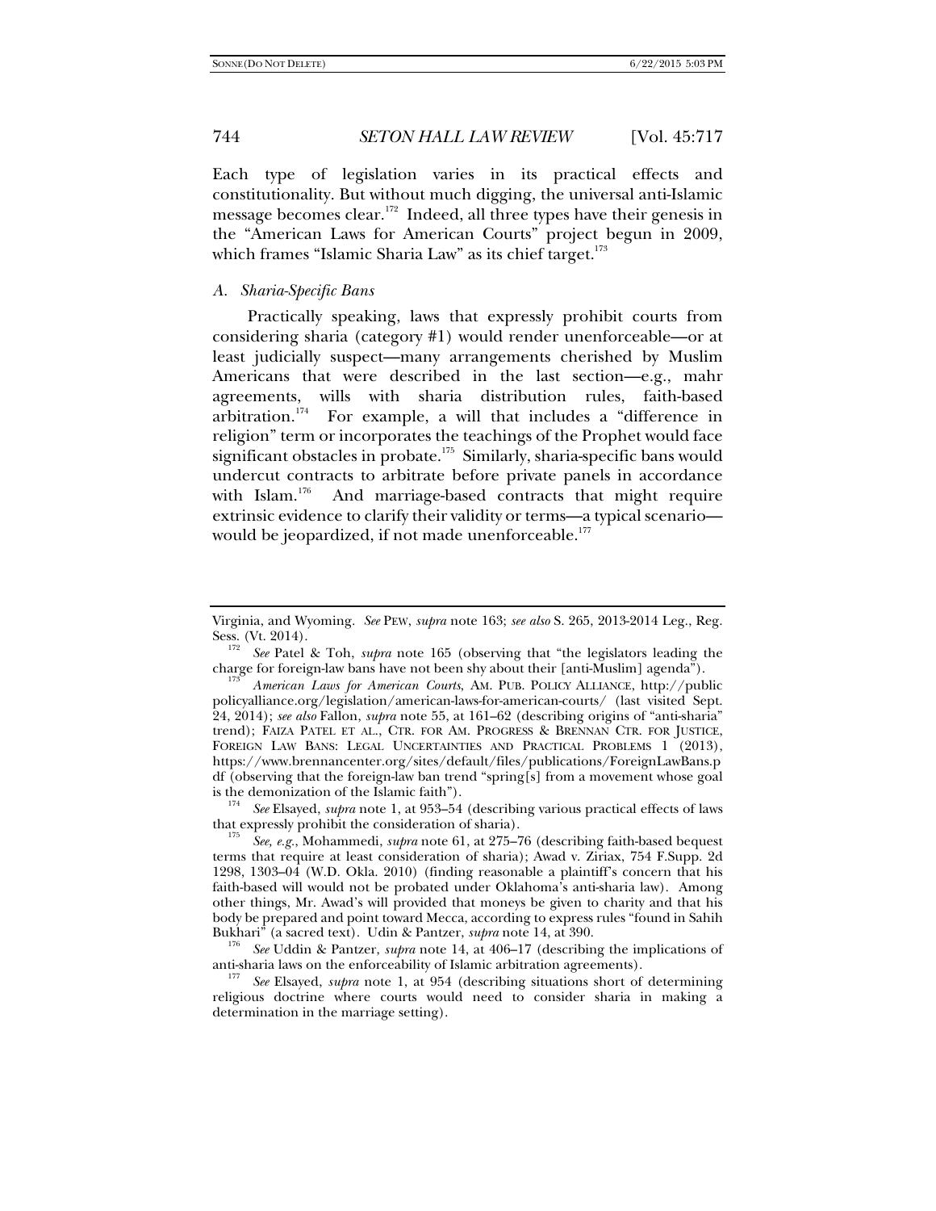Each type of legislation varies in its practical effects and constitutionality. But without much digging, the universal anti-Islamic message becomes clear.[172] Indeed, all three types have their genesis in the "American Laws for American Courts" project begun in 2009, which frames "Islamic Sharia Law" as its chief target.[173]

### *A. Sharia-Specific Bans*

Practically speaking, laws that expressly prohibit courts from considering sharia (category #1) would render unenforceable—or at least judicially suspect—many arrangements cherished by Muslim Americans that were described in the last section—e.g., mahr agreements, wills with sharia distribution rules, faith-based arbitration.[174] For example, a will that includes a "difference in religion" term or incorporates the teachings of the Prophet would face significant obstacles in probate.[175] Similarly, sharia-specific bans would undercut contracts to arbitrate before private panels in accordance with Islam.[176] And marriage-based contracts that might require extrinsic evidence to clarify their validity or terms—a typical scenario—would be jeopardized, if not made unenforceable.[177]

---

Virginia, and Wyoming. *See* PEW, *supra* note 163; *see also* S. 265, 2013-2014 Leg., Reg. Sess. (Vt. 2014).

[172] *See* Patel & Toh, *supra* note 165 (observing that "the legislators leading the charge for foreign-law bans have not been shy about their [anti-Muslim] agenda").

[173] *American Laws for American Courts*, AM. PUB. POLICY ALLIANCE, http://publicpolicyalliance.org/legislation/american-laws-for-american-courts/ (last visited Sept. 24, 2014); *see also* Fallon, *supra* note 55, at 161–62 (describing origins of "anti-sharia" trend); FAIZA PATEL ET AL., CTR. FOR AM. PROGRESS & BRENNAN CTR. FOR JUSTICE, FOREIGN LAW BANS: LEGAL UNCERTAINTIES AND PRACTICAL PROBLEMS 1 (2013), https://www.brennancenter.org/sites/default/files/publications/ForeignLawBans.pdf (observing that the foreign-law ban trend "spring[s] from a movement whose goal is the demonization of the Islamic faith").

[174] *See* Elsayed, *supra* note 1, at 953–54 (describing various practical effects of laws that expressly prohibit the consideration of sharia).

[175] *See, e.g.*, Mohammedi, *supra* note 61, at 275–76 (describing faith-based bequest terms that require at least consideration of sharia); Awad v. Ziriax, 754 F.Supp. 2d 1298, 1303–04 (W.D. Okla. 2010) (finding reasonable a plaintiff's concern that his faith-based will would not be probated under Oklahoma's anti-sharia law). Among other things, Mr. Awad's will provided that moneys be given to charity and that his body be prepared and point toward Mecca, according to express rules "found in Sahih Bukhari" (a sacred text). Udin & Pantzer, *supra* note 14, at 390.

[176] *See* Uddin & Pantzer, *supra* note 14, at 406–17 (describing the implications of anti-sharia laws on the enforceability of Islamic arbitration agreements).

[177] *See* Elsayed, *supra* note 1, at 954 (describing situations short of determining religious doctrine where courts would need to consider sharia in making a determination in the marriage setting).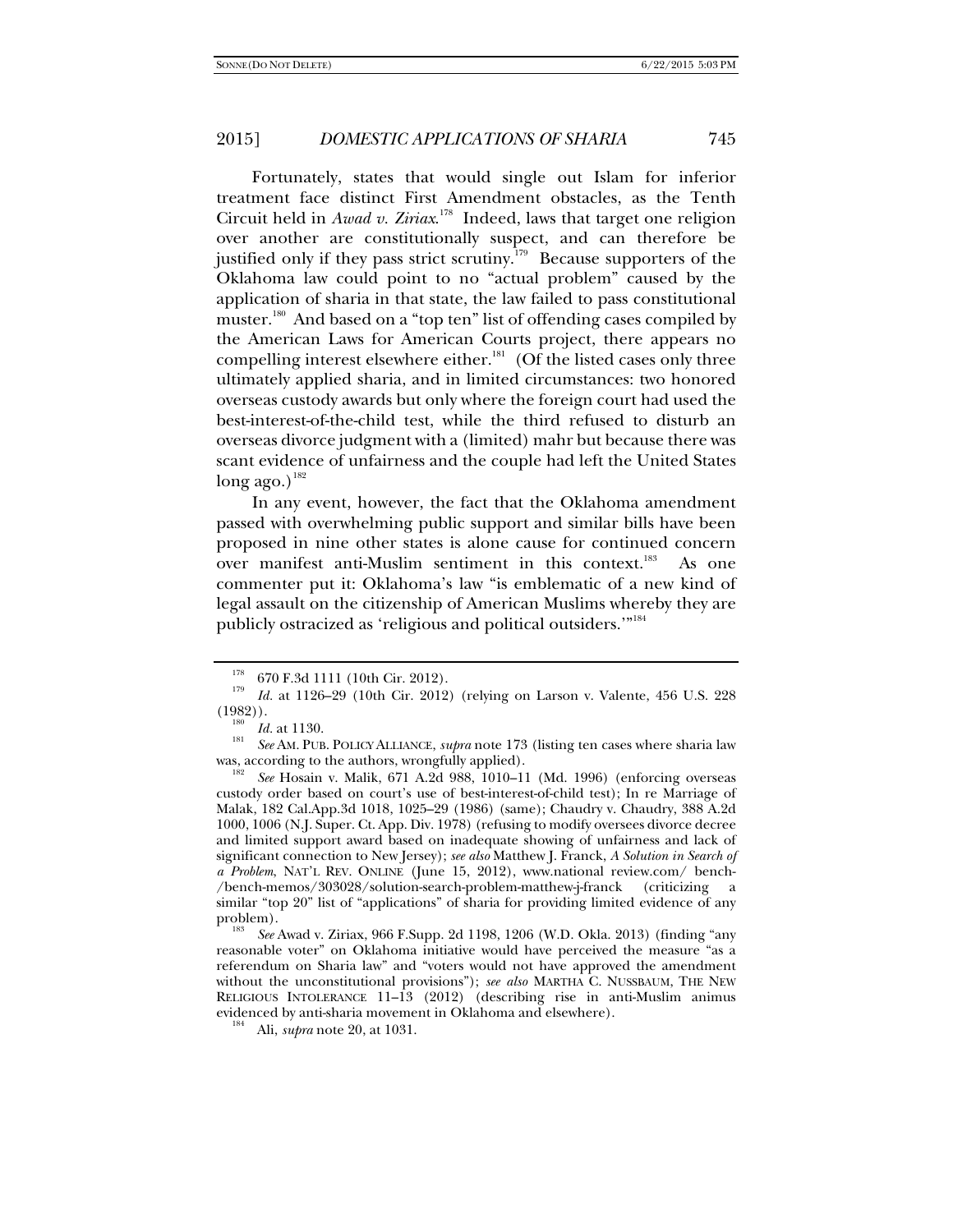Fortunately, states that would single out Islam for inferior treatment face distinct First Amendment obstacles, as the Tenth Circuit held in *Awad v. Ziriax*.[178] Indeed, laws that target one religion over another are constitutionally suspect, and can therefore be justified only if they pass strict scrutiny.[179] Because supporters of the Oklahoma law could point to no "actual problem" caused by the application of sharia in that state, the law failed to pass constitutional muster.[180] And based on a "top ten" list of offending cases compiled by the American Laws for American Courts project, there appears no compelling interest elsewhere either.[181] (Of the listed cases only three ultimately applied sharia, and in limited circumstances: two honored overseas custody awards but only where the foreign court had used the best-interest-of-the-child test, while the third refused to disturb an overseas divorce judgment with a (limited) mahr but because there was scant evidence of unfairness and the couple had left the United States long ago.)[182]

In any event, however, the fact that the Oklahoma amendment passed with overwhelming public support and similar bills have been proposed in nine other states is alone cause for continued concern over manifest anti-Muslim sentiment in this context.[183] As one commenter put it: Oklahoma's law "is emblematic of a new kind of legal assault on the citizenship of American Muslims whereby they are publicly ostracized as 'religious and political outsiders.'"[184]

---

[178] 670 F.3d 1111 (10th Cir. 2012).

[179] *Id.* at 1126–29 (10th Cir. 2012) (relying on Larson v. Valente, 456 U.S. 228 (1982)).

[180] *Id.* at 1130.

[181] *See* AM. PUB. POLICY ALLIANCE, *supra* note 173 (listing ten cases where sharia law was, according to the authors, wrongfully applied).

[182] *See* Hosain v. Malik, 671 A.2d 988, 1010–11 (Md. 1996) (enforcing overseas custody order based on court's use of best-interest-of-child test); In re Marriage of Malak, 182 Cal.App.3d 1018, 1025–29 (1986) (same); Chaudry v. Chaudry, 388 A.2d 1000, 1006 (N.J. Super. Ct. App. Div. 1978) (refusing to modify oversees divorce decree and limited support award based on inadequate showing of unfairness and lack of significant connection to New Jersey); *see also* Matthew J. Franck, *A Solution in Search of a Problem*, NAT'L REV. ONLINE (June 15, 2012), www.national review.com/ bench-/bench-memos/303028/solution-search-problem-matthew-j-franck (criticizing a similar "top 20" list of "applications" of sharia for providing limited evidence of any problem).

[183] *See* Awad v. Ziriax, 966 F.Supp. 2d 1198, 1206 (W.D. Okla. 2013) (finding "any reasonable voter" on Oklahoma initiative would have perceived the measure "as a referendum on Sharia law" and "voters would not have approved the amendment without the unconstitutional provisions"); *see also* MARTHA C. NUSSBAUM, THE NEW RELIGIOUS INTOLERANCE 11–13 (2012) (describing rise in anti-Muslim animus evidenced by anti-sharia movement in Oklahoma and elsewhere).

[184] Ali, *supra* note 20, at 1031.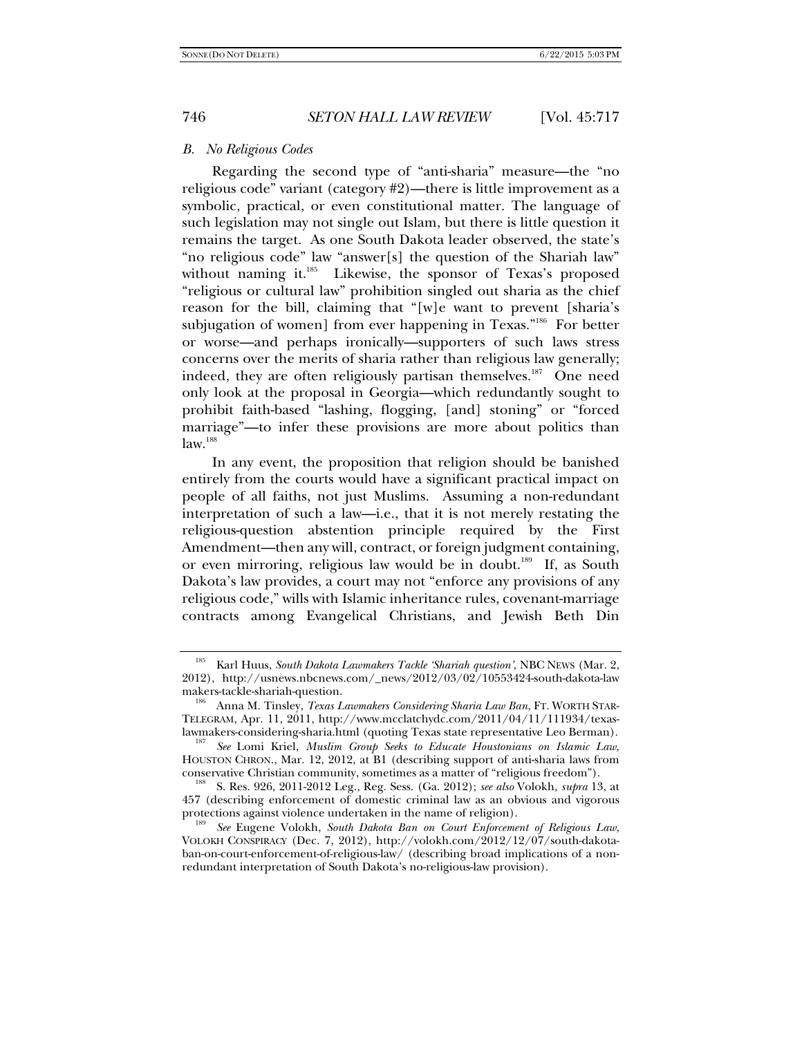### *B. No Religious Codes*

Regarding the second type of "anti-sharia" measure—the "no religious code" variant (category #2)—there is little improvement as a symbolic, practical, or even constitutional matter. The language of such legislation may not single out Islam, but there is little question it remains the target. As one South Dakota leader observed, the state's "no religious code" law "answer[s] the question of the Shariah law" without naming it.[185] Likewise, the sponsor of Texas's proposed "religious or cultural law" prohibition singled out sharia as the chief reason for the bill, claiming that "[w]e want to prevent [sharia's subjugation of women] from ever happening in Texas."[186] For better or worse—and perhaps ironically—supporters of such laws stress concerns over the merits of sharia rather than religious law generally; indeed, they are often religiously partisan themselves.[187] One need only look at the proposal in Georgia—which redundantly sought to prohibit faith-based "lashing, flogging, [and] stoning" or "forced marriage"—to infer these provisions are more about politics than law.[188]

In any event, the proposition that religion should be banished entirely from the courts would have a significant practical impact on people of all faiths, not just Muslims. Assuming a non-redundant interpretation of such a law—i.e., that it is not merely restating the religious-question abstention principle required by the First Amendment—then any will, contract, or foreign judgment containing, or even mirroring, religious law would be in doubt.[189] If, as South Dakota's law provides, a court may not "enforce any provisions of any religious code," wills with Islamic inheritance rules, covenant-marriage contracts among Evangelical Christians, and Jewish Beth Din

---

[185] Karl Huus, *South Dakota Lawmakers Tackle 'Shariah question'*, NBC NEWS (Mar. 2, 2012), http://usnews.nbcnews.com/_news/2012/03/02/10553424-south-dakota-lawmakers-tackle-shariah-question.

[186] Anna M. Tinsley, *Texas Lawmakers Considering Sharia Law Ban*, FT. WORTH STAR-TELEGRAM, Apr. 11, 2011, http://www.mcclatchydc.com/2011/04/11/111934/texas-lawmakers-considering-sharia.html (quoting Texas state representative Leo Berman).

[187] *See* Lomi Kriel, *Muslim Group Seeks to Educate Houstonians on Islamic Law*, HOUSTON CHRON., Mar. 12, 2012, at B1 (describing support of anti-sharia laws from conservative Christian community, sometimes as a matter of "religious freedom").

[188] S. Res. 926, 2011-2012 Leg., Reg. Sess. (Ga. 2012); *see also* Volokh, *supra* 13, at 457 (describing enforcement of domestic criminal law as an obvious and vigorous protections against violence undertaken in the name of religion).

[189] *See* Eugene Volokh, *South Dakota Ban on Court Enforcement of Religious Law*, VOLOKH CONSPIRACY (Dec. 7, 2012), http://volokh.com/2012/12/07/south-dakota-ban-on-court-enforcement-of-religious-law/ (describing broad implications of a non-redundant interpretation of South Dakota's no-religious-law provision).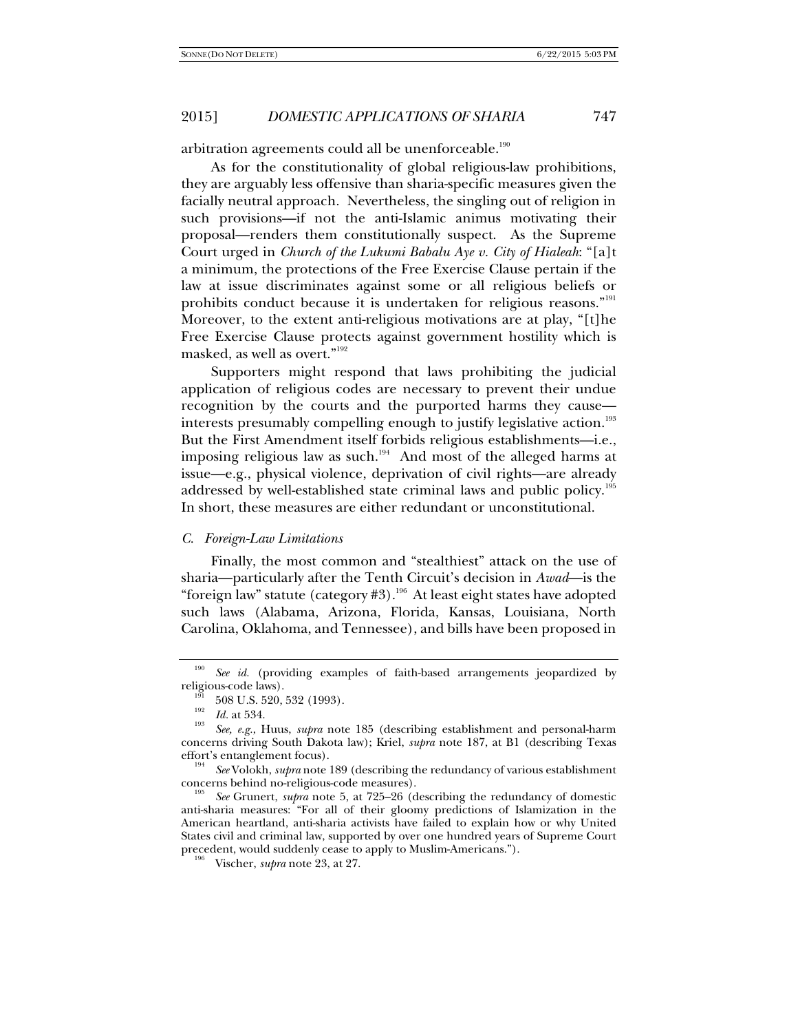arbitration agreements could all be unenforceable.[190]

As for the constitutionality of global religious-law prohibitions, they are arguably less offensive than sharia-specific measures given the facially neutral approach. Nevertheless, the singling out of religion in such provisions—if not the anti-Islamic animus motivating their proposal—renders them constitutionally suspect. As the Supreme Court urged in *Church of the Lukumi Babalu Aye v. City of Hialeah*: "[a]t a minimum, the protections of the Free Exercise Clause pertain if the law at issue discriminates against some or all religious beliefs or prohibits conduct because it is undertaken for religious reasons."[191] Moreover, to the extent anti-religious motivations are at play, "[t]he Free Exercise Clause protects against government hostility which is masked, as well as overt."[192]

Supporters might respond that laws prohibiting the judicial application of religious codes are necessary to prevent their undue recognition by the courts and the purported harms they cause—interests presumably compelling enough to justify legislative action.[193] But the First Amendment itself forbids religious establishments—i.e., imposing religious law as such.[194] And most of the alleged harms at issue—e.g., physical violence, deprivation of civil rights—are already addressed by well-established state criminal laws and public policy.[195] In short, these measures are either redundant or unconstitutional.

### *C. Foreign-Law Limitations*

Finally, the most common and "stealthiest" attack on the use of sharia—particularly after the Tenth Circuit's decision in *Awad*—is the "foreign law" statute (category #3).[196] At least eight states have adopted such laws (Alabama, Arizona, Florida, Kansas, Louisiana, North Carolina, Oklahoma, and Tennessee), and bills have been proposed in

---

[190] *See id.* (providing examples of faith-based arrangements jeopardized by religious-code laws).

[191] 508 U.S. 520, 532 (1993).

[192] *Id.* at 534.

[193] *See, e.g.*, Huus, *supra* note 185 (describing establishment and personal-harm concerns driving South Dakota law); Kriel, *supra* note 187, at B1 (describing Texas effort's entanglement focus).

[194] *See* Volokh, *supra* note 189 (describing the redundancy of various establishment concerns behind no-religious-code measures).

[195] *See* Grunert, *supra* note 5, at 725–26 (describing the redundancy of domestic anti-sharia measures: "For all of their gloomy predictions of Islamization in the American heartland, anti-sharia activists have failed to explain how or why United States civil and criminal law, supported by over one hundred years of Supreme Court precedent, would suddenly cease to apply to Muslim-Americans.").

[196] Vischer, *supra* note 23, at 27.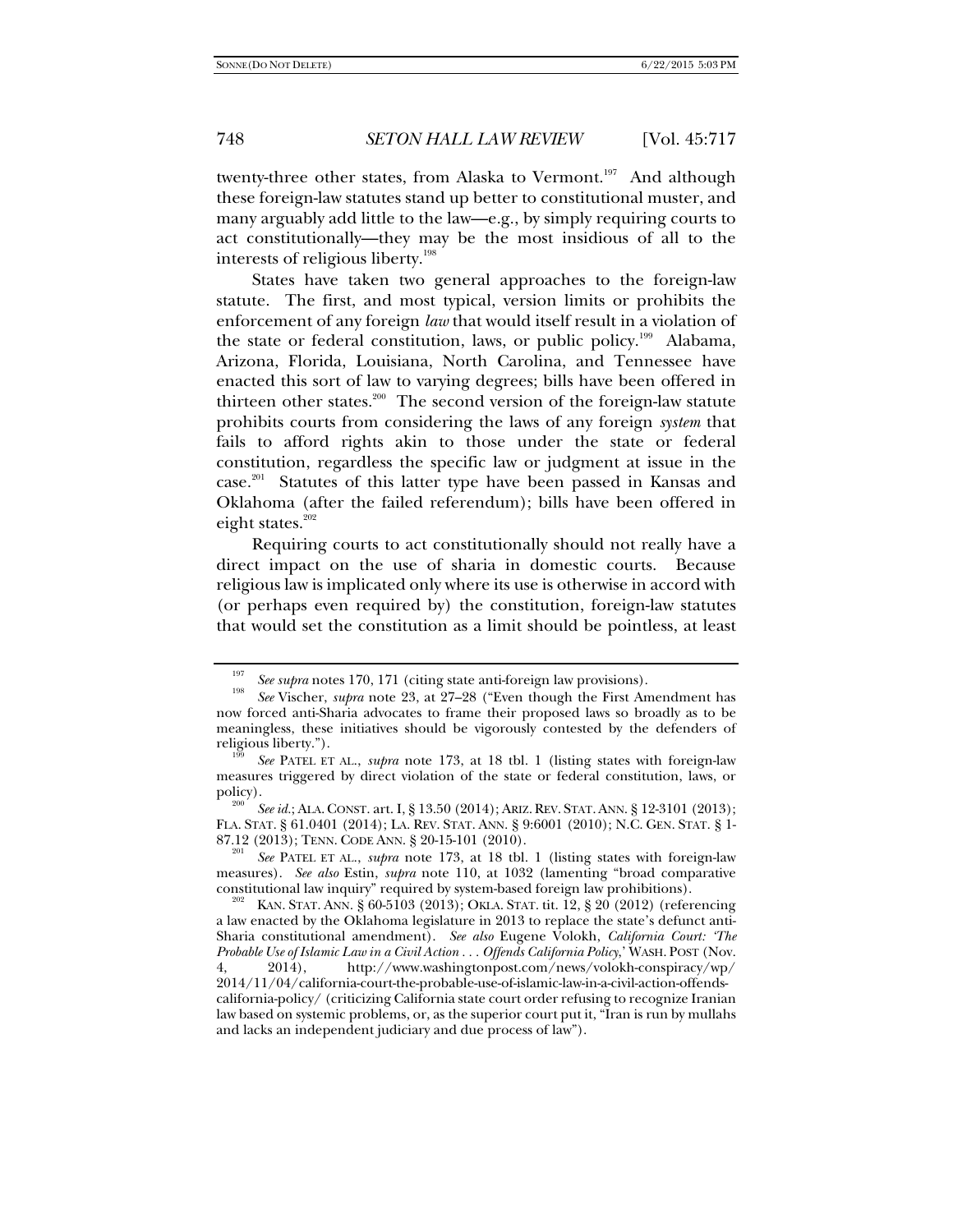twenty-three other states, from Alaska to Vermont.[197] And although these foreign-law statutes stand up better to constitutional muster, and many arguably add little to the law—e.g., by simply requiring courts to act constitutionally—they may be the most insidious of all to the interests of religious liberty.[198]

States have taken two general approaches to the foreign-law statute. The first, and most typical, version limits or prohibits the enforcement of any foreign *law* that would itself result in a violation of the state or federal constitution, laws, or public policy.[199] Alabama, Arizona, Florida, Louisiana, North Carolina, and Tennessee have enacted this sort of law to varying degrees; bills have been offered in thirteen other states.[200] The second version of the foreign-law statute prohibits courts from considering the laws of any foreign *system* that fails to afford rights akin to those under the state or federal constitution, regardless the specific law or judgment at issue in the case.[201] Statutes of this latter type have been passed in Kansas and Oklahoma (after the failed referendum); bills have been offered in eight states.[202]

Requiring courts to act constitutionally should not really have a direct impact on the use of sharia in domestic courts. Because religious law is implicated only where its use is otherwise in accord with (or perhaps even required by) the constitution, foreign-law statutes that would set the constitution as a limit should be pointless, at least

---

[197] *See supra* notes 170, 171 (citing state anti-foreign law provisions).

[198] *See* Vischer, *supra* note 23, at 27–28 ("Even though the First Amendment has now forced anti-Sharia advocates to frame their proposed laws so broadly as to be meaningless, these initiatives should be vigorously contested by the defenders of religious liberty.").

[199] *See* PATEL ET AL., *supra* note 173, at 18 tbl. 1 (listing states with foreign-law measures triggered by direct violation of the state or federal constitution, laws, or policy).

[200] *See id.*; ALA. CONST. art. I, § 13.50 (2014); ARIZ. REV. STAT. ANN. § 12-3101 (2013); FLA. STAT. § 61.0401 (2014); LA. REV. STAT. ANN. § 9:6001 (2010); N.C. GEN. STAT. § 1-87.12 (2013); TENN. CODE ANN. § 20-15-101 (2010).

[201] *See* PATEL ET AL., *supra* note 173, at 18 tbl. 1 (listing states with foreign-law measures). *See also* Estin, *supra* note 110, at 1032 (lamenting "broad comparative constitutional law inquiry" required by system-based foreign law prohibitions).

[202] KAN. STAT. ANN. § 60-5103 (2013); OKLA. STAT. tit. 12, § 20 (2012) (referencing a law enacted by the Oklahoma legislature in 2013 to replace the state's defunct anti-Sharia constitutional amendment). *See also* Eugene Volokh, *California Court: 'The Probable Use of Islamic Law in a Civil Action . . . Offends California Policy*,' WASH. POST (Nov. 4, 2014), http://www.washingtonpost.com/news/volokh-conspiracy/wp/2014/11/04/california-court-the-probable-use-of-islamic-law-in-a-civil-action-offends-california-policy/ (criticizing California state court order refusing to recognize Iranian law based on systemic problems, or, as the superior court put it, "Iran is run by mullahs and lacks an independent judiciary and due process of law").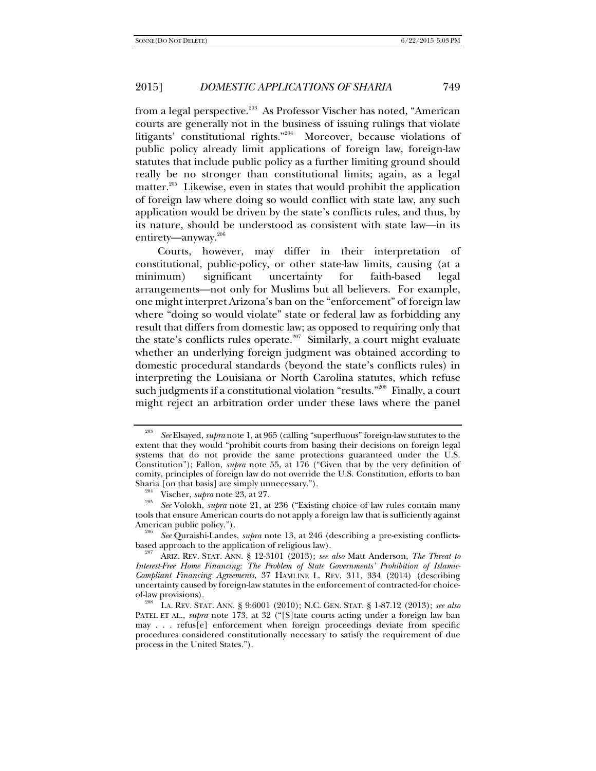from a legal perspective.[203] As Professor Vischer has noted, "American courts are generally not in the business of issuing rulings that violate litigants' constitutional rights."[204] Moreover, because violations of public policy already limit applications of foreign law, foreign-law statutes that include public policy as a further limiting ground should really be no stronger than constitutional limits; again, as a legal matter.[205] Likewise, even in states that would prohibit the application of foreign law where doing so would conflict with state law, any such application would be driven by the state's conflicts rules, and thus, by its nature, should be understood as consistent with state law—in its entirety—anyway.[206]

Courts, however, may differ in their interpretation of constitutional, public-policy, or other state-law limits, causing (at a minimum) significant uncertainty for faith-based legal arrangements—not only for Muslims but all believers. For example, one might interpret Arizona's ban on the "enforcement" of foreign law where "doing so would violate" state or federal law as forbidding any result that differs from domestic law; as opposed to requiring only that the state's conflicts rules operate.[207] Similarly, a court might evaluate whether an underlying foreign judgment was obtained according to domestic procedural standards (beyond the state's conflicts rules) in interpreting the Louisiana or North Carolina statutes, which refuse such judgments if a constitutional violation "results."[208] Finally, a court might reject an arbitration order under these laws where the panel

---

[203] *See* Elsayed, *supra* note 1, at 965 (calling "superfluous" foreign-law statutes to the extent that they would "prohibit courts from basing their decisions on foreign legal systems that do not provide the same protections guaranteed under the U.S. Constitution"); Fallon, *supra* note 55, at 176 ("Given that by the very definition of comity, principles of foreign law do not override the U.S. Constitution, efforts to ban Sharia [on that basis] are simply unnecessary.").

[204] Vischer, *supra* note 23, at 27.

[205] *See* Volokh, *supra* note 21, at 236 ("Existing choice of law rules contain many tools that ensure American courts do not apply a foreign law that is sufficiently against American public policy.").

[206] *See* Quraishi-Landes, *supra* note 13, at 246 (describing a pre-existing conflicts-based approach to the application of religious law).

[207] ARIZ. REV. STAT. ANN. § 12-3101 (2013); *see also* Matt Anderson, *The Threat to Interest-Free Home Financing: The Problem of State Governments' Prohibition of Islamic-Compliant Financing Agreements*, 37 HAMLINE L. REV. 311, 334 (2014) (describing uncertainty caused by foreign-law statutes in the enforcement of contracted-for choice-of-law provisions).

[208] LA. REV. STAT. ANN. § 9:6001 (2010); N.C. GEN. STAT. § 1-87.12 (2013); *see also* PATEL ET AL., *supra* note 173, at 32 ("[S]tate courts acting under a foreign law ban may . . . refus[e] enforcement when foreign proceedings deviate from specific procedures considered constitutionally necessary to satisfy the requirement of due process in the United States.").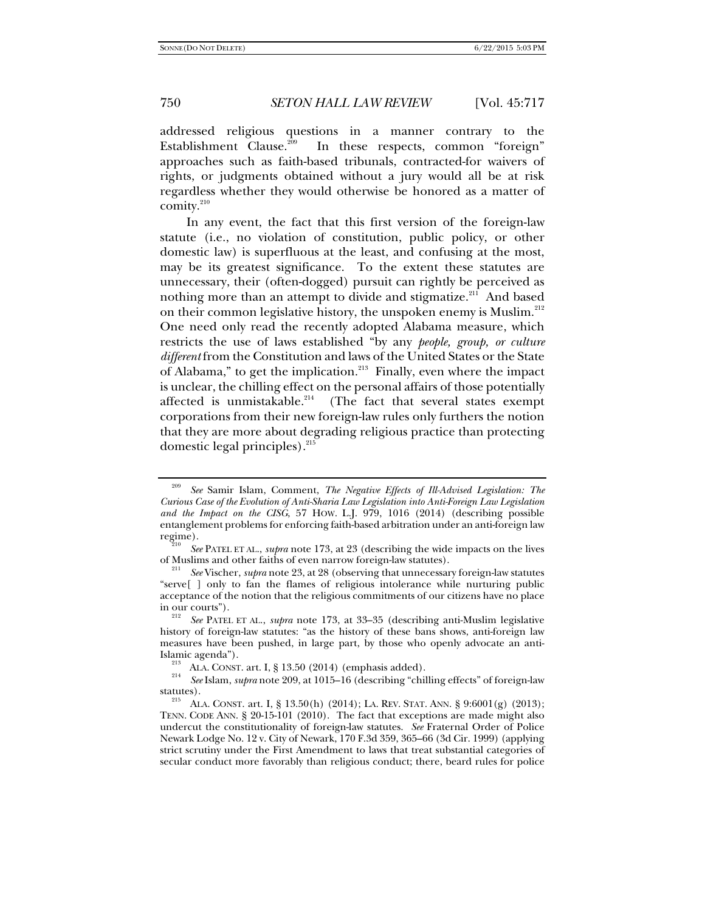addressed religious questions in a manner contrary to the Establishment Clause.[209] In these respects, common "foreign" approaches such as faith-based tribunals, contracted-for waivers of rights, or judgments obtained without a jury would all be at risk regardless whether they would otherwise be honored as a matter of comity.[210]

In any event, the fact that this first version of the foreign-law statute (i.e., no violation of constitution, public policy, or other domestic law) is superfluous at the least, and confusing at the most, may be its greatest significance. To the extent these statutes are unnecessary, their (often-dogged) pursuit can rightly be perceived as nothing more than an attempt to divide and stigmatize.[211] And based on their common legislative history, the unspoken enemy is Muslim.[212] One need only read the recently adopted Alabama measure, which restricts the use of laws established "by any *people, group, or culture different* from the Constitution and laws of the United States or the State of Alabama," to get the implication.[213] Finally, even where the impact is unclear, the chilling effect on the personal affairs of those potentially affected is unmistakable.[214] (The fact that several states exempt corporations from their new foreign-law rules only furthers the notion that they are more about degrading religious practice than protecting domestic legal principles).[215]

---

[209] *See* Samir Islam, Comment, *The Negative Effects of Ill-Advised Legislation: The Curious Case of the Evolution of Anti-Sharia Law Legislation into Anti-Foreign Law Legislation and the Impact on the CISG*, 57 HOW. L.J. 979, 1016 (2014) (describing possible entanglement problems for enforcing faith-based arbitration under an anti-foreign law regime).

[210] *See* PATEL ET AL., *supra* note 173, at 23 (describing the wide impacts on the lives of Muslims and other faiths of even narrow foreign-law statutes).

[211] *See* Vischer, *supra* note 23, at 28 (observing that unnecessary foreign-law statutes "serve[ ] only to fan the flames of religious intolerance while nurturing public acceptance of the notion that the religious commitments of our citizens have no place in our courts").

[212] *See* PATEL ET AL., *supra* note 173, at 33–35 (describing anti-Muslim legislative history of foreign-law statutes: "as the history of these bans shows, anti-foreign law measures have been pushed, in large part, by those who openly advocate an anti-Islamic agenda").

[213] ALA. CONST. art. I, § 13.50 (2014) (emphasis added).

[214] *See* Islam, *supra* note 209, at 1015–16 (describing "chilling effects" of foreign-law statutes).

[215] ALA. CONST. art. I, § 13.50(h) (2014); LA. REV. STAT. ANN. § 9:6001(g) (2013); TENN. CODE ANN. § 20-15-101 (2010). The fact that exceptions are made might also undercut the constitutionality of foreign-law statutes. *See* Fraternal Order of Police Newark Lodge No. 12 v. City of Newark, 170 F.3d 359, 365–66 (3d Cir. 1999) (applying strict scrutiny under the First Amendment to laws that treat substantial categories of secular conduct more favorably than religious conduct; there, beard rules for police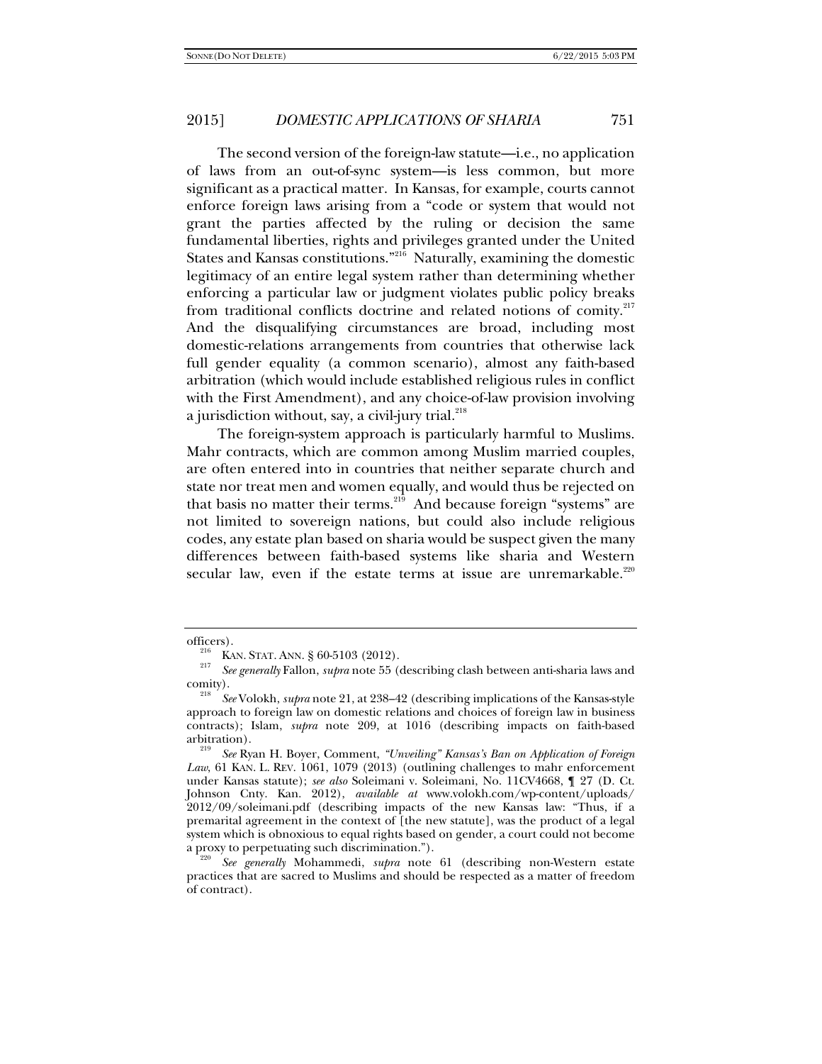The second version of the foreign-law statute—i.e., no application of laws from an out-of-sync system—is less common, but more significant as a practical matter. In Kansas, for example, courts cannot enforce foreign laws arising from a "code or system that would not grant the parties affected by the ruling or decision the same fundamental liberties, rights and privileges granted under the United States and Kansas constitutions."[216] Naturally, examining the domestic legitimacy of an entire legal system rather than determining whether enforcing a particular law or judgment violates public policy breaks from traditional conflicts doctrine and related notions of comity.[217] And the disqualifying circumstances are broad, including most domestic-relations arrangements from countries that otherwise lack full gender equality (a common scenario), almost any faith-based arbitration (which would include established religious rules in conflict with the First Amendment), and any choice-of-law provision involving a jurisdiction without, say, a civil-jury trial.[218]

The foreign-system approach is particularly harmful to Muslims. Mahr contracts, which are common among Muslim married couples, are often entered into in countries that neither separate church and state nor treat men and women equally, and would thus be rejected on that basis no matter their terms.[219] And because foreign "systems" are not limited to sovereign nations, but could also include religious codes, any estate plan based on sharia would be suspect given the many differences between faith-based systems like sharia and Western secular law, even if the estate terms at issue are unremarkable.[220]

---

officers).

[216] KAN. STAT. ANN. § 60-5103 (2012).

[217] *See generally* Fallon, *supra* note 55 (describing clash between anti-sharia laws and comity).

[218] *See* Volokh, *supra* note 21, at 238–42 (describing implications of the Kansas-style approach to foreign law on domestic relations and choices of foreign law in business contracts); Islam, *supra* note 209, at 1016 (describing impacts on faith-based arbitration).

[219] *See* Ryan H. Boyer, Comment, *"Unveiling" Kansas's Ban on Application of Foreign Law*, 61 KAN. L. REV. 1061, 1079 (2013) (outlining challenges to mahr enforcement under Kansas statute); *see also* Soleimani v. Soleimani, No. 11CV4668, ¶ 27 (D. Ct. Johnson Cnty. Kan. 2012), *available at* www.volokh.com/wp-content/uploads/2012/09/soleimani.pdf (describing impacts of the new Kansas law: "Thus, if a premarital agreement in the context of [the new statute], was the product of a legal system which is obnoxious to equal rights based on gender, a court could not become a proxy to perpetuating such discrimination.").

[220] *See generally* Mohammedi, *supra* note 61 (describing non-Western estate practices that are sacred to Muslims and should be respected as a matter of freedom of contract).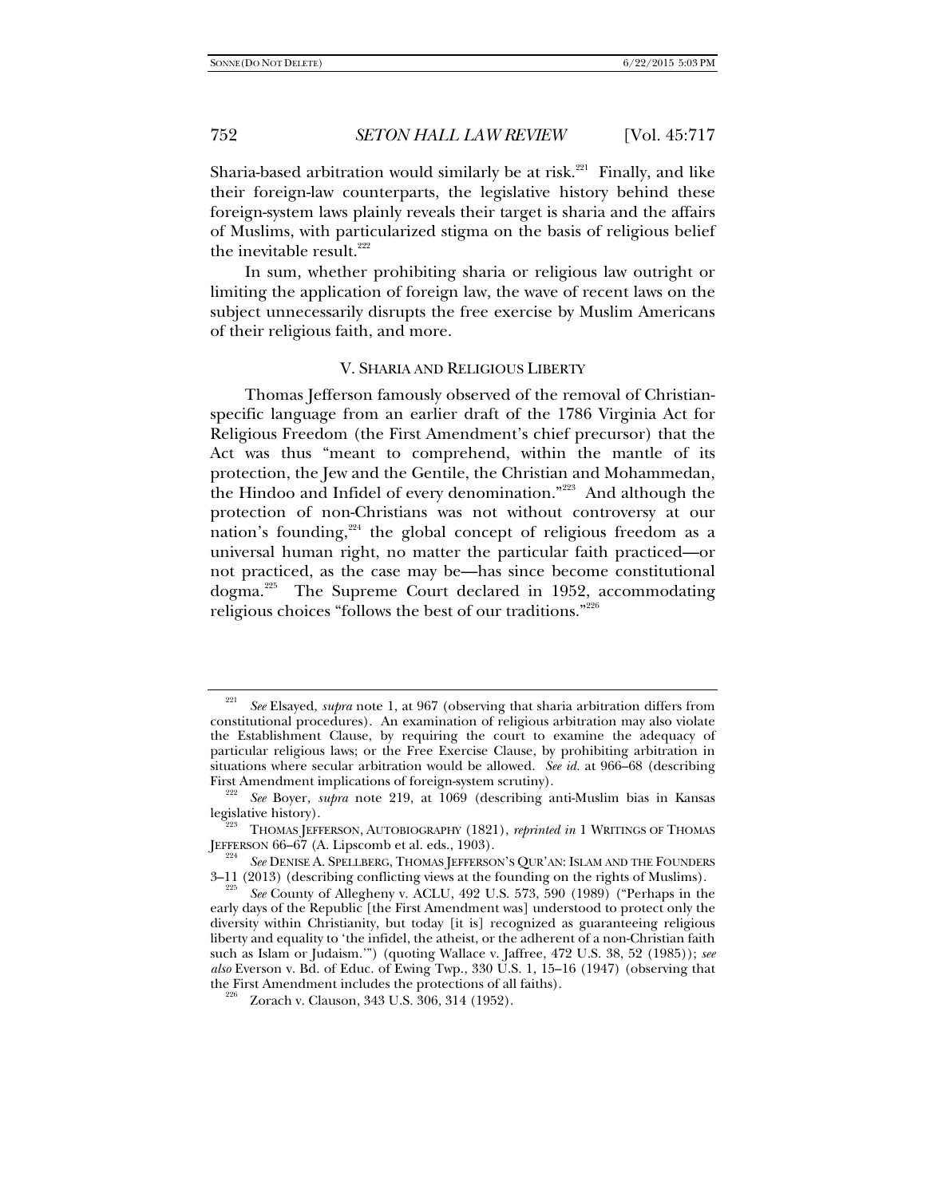Sharia-based arbitration would similarly be at risk.[221] Finally, and like their foreign-law counterparts, the legislative history behind these foreign-system laws plainly reveals their target is sharia and the affairs of Muslims, with particularized stigma on the basis of religious belief the inevitable result.[222]

In sum, whether prohibiting sharia or religious law outright or limiting the application of foreign law, the wave of recent laws on the subject unnecessarily disrupts the free exercise by Muslim Americans of their religious faith, and more.

## V. SHARIA AND RELIGIOUS LIBERTY

Thomas Jefferson famously observed of the removal of Christian-specific language from an earlier draft of the 1786 Virginia Act for Religious Freedom (the First Amendment's chief precursor) that the Act was thus "meant to comprehend, within the mantle of its protection, the Jew and the Gentile, the Christian and Mohammedan, the Hindoo and Infidel of every denomination."[223] And although the protection of non-Christians was not without controversy at our nation's founding,[224] the global concept of religious freedom as a universal human right, no matter the particular faith practiced—or not practiced, as the case may be—has since become constitutional dogma.[225] The Supreme Court declared in 1952, accommodating religious choices "follows the best of our traditions."[226]

---

[221] *See* Elsayed, *supra* note 1, at 967 (observing that sharia arbitration differs from constitutional procedures). An examination of religious arbitration may also violate the Establishment Clause, by requiring the court to examine the adequacy of particular religious laws; or the Free Exercise Clause, by prohibiting arbitration in situations where secular arbitration would be allowed. *See id.* at 966–68 (describing First Amendment implications of foreign-system scrutiny).

[222] *See* Boyer, *supra* note 219, at 1069 (describing anti-Muslim bias in Kansas legislative history).

[223] THOMAS JEFFERSON, AUTOBIOGRAPHY (1821), *reprinted in* 1 WRITINGS OF THOMAS JEFFERSON 66–67 (A. Lipscomb et al. eds., 1903).

[224] *See* DENISE A. SPELLBERG, THOMAS JEFFERSON'S QUR'AN: ISLAM AND THE FOUNDERS 3–11 (2013) (describing conflicting views at the founding on the rights of Muslims).

[225] *See* County of Allegheny v. ACLU, 492 U.S. 573, 590 (1989) ("Perhaps in the early days of the Republic [the First Amendment was] understood to protect only the diversity within Christianity, but today [it is] recognized as guaranteeing religious liberty and equality to 'the infidel, the atheist, or the adherent of a non-Christian faith such as Islam or Judaism.'") (quoting Wallace v. Jaffree, 472 U.S. 38, 52 (1985)); *see also* Everson v. Bd. of Educ. of Ewing Twp., 330 U.S. 1, 15–16 (1947) (observing that the First Amendment includes the protections of all faiths).

[226] Zorach v. Clauson, 343 U.S. 306, 314 (1952).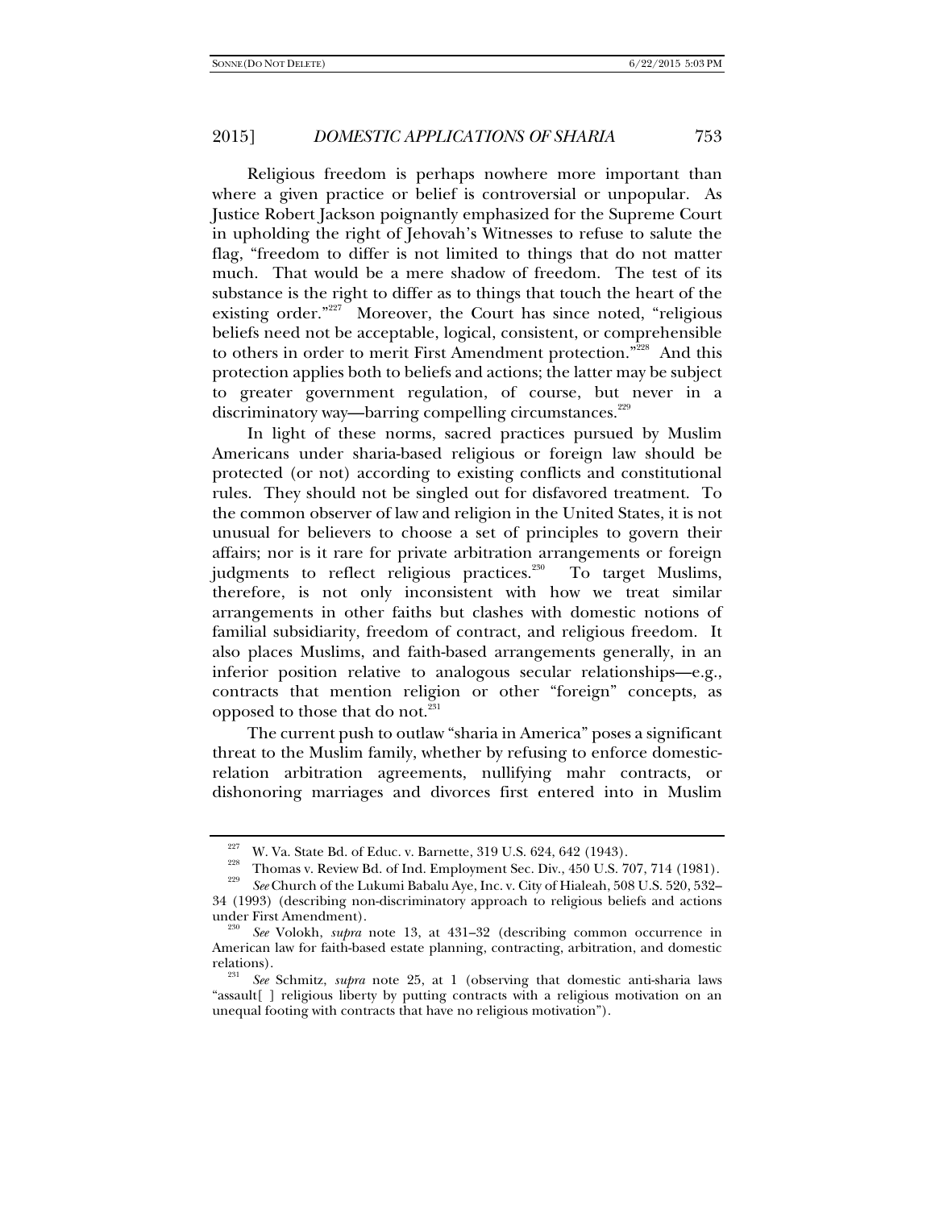Religious freedom is perhaps nowhere more important than where a given practice or belief is controversial or unpopular. As Justice Robert Jackson poignantly emphasized for the Supreme Court in upholding the right of Jehovah's Witnesses to refuse to salute the flag, "freedom to differ is not limited to things that do not matter much. That would be a mere shadow of freedom. The test of its substance is the right to differ as to things that touch the heart of the existing order."[227] Moreover, the Court has since noted, "religious beliefs need not be acceptable, logical, consistent, or comprehensible to others in order to merit First Amendment protection."[228] And this protection applies both to beliefs and actions; the latter may be subject to greater government regulation, of course, but never in a discriminatory way—barring compelling circumstances.[229]

In light of these norms, sacred practices pursued by Muslim Americans under sharia-based religious or foreign law should be protected (or not) according to existing conflicts and constitutional rules. They should not be singled out for disfavored treatment. To the common observer of law and religion in the United States, it is not unusual for believers to choose a set of principles to govern their affairs; nor is it rare for private arbitration arrangements or foreign judgments to reflect religious practices.[230] To target Muslims, therefore, is not only inconsistent with how we treat similar arrangements in other faiths but clashes with domestic notions of familial subsidiarity, freedom of contract, and religious freedom. It also places Muslims, and faith-based arrangements generally, in an inferior position relative to analogous secular relationships—e.g., contracts that mention religion or other "foreign" concepts, as opposed to those that do not.[231]

The current push to outlaw "sharia in America" poses a significant threat to the Muslim family, whether by refusing to enforce domestic-relation arbitration agreements, nullifying mahr contracts, or dishonoring marriages and divorces first entered into in Muslim

---

[227] W. Va. State Bd. of Educ. v. Barnette, 319 U.S. 624, 642 (1943).

[228] Thomas v. Review Bd. of Ind. Employment Sec. Div., 450 U.S. 707, 714 (1981).

[229] *See* Church of the Lukumi Babalu Aye, Inc. v. City of Hialeah, 508 U.S. 520, 532–34 (1993) (describing non-discriminatory approach to religious beliefs and actions under First Amendment).

[230] *See* Volokh, *supra* note 13, at 431–32 (describing common occurrence in American law for faith-based estate planning, contracting, arbitration, and domestic relations).

[231] *See* Schmitz, *supra* note 25, at 1 (observing that domestic anti-sharia laws "assault[ ] religious liberty by putting contracts with a religious motivation on an unequal footing with contracts that have no religious motivation").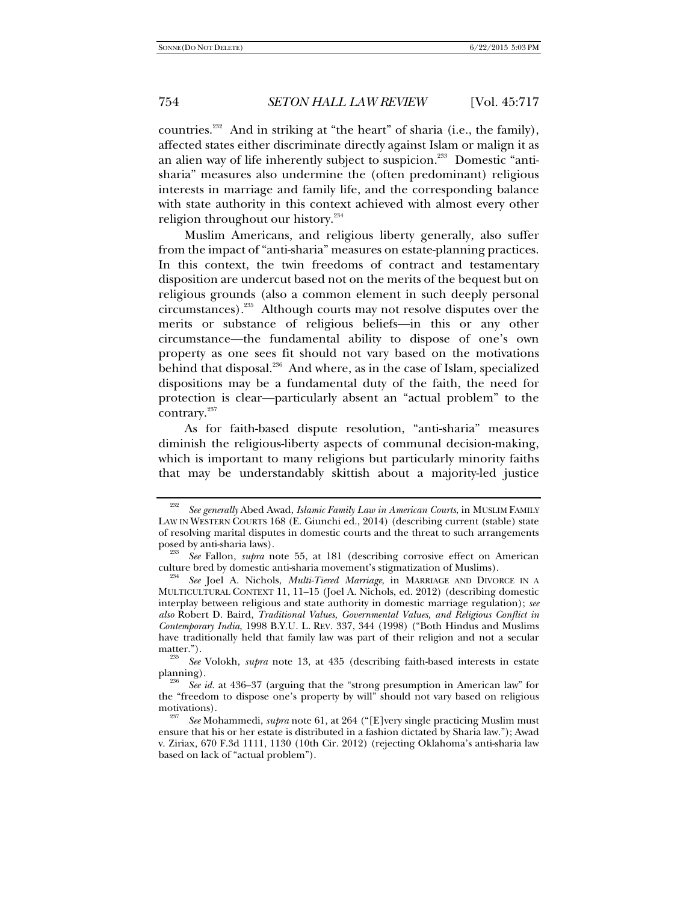countries.[232] And in striking at "the heart" of sharia (i.e., the family), affected states either discriminate directly against Islam or malign it as an alien way of life inherently subject to suspicion.[233] Domestic "anti-sharia" measures also undermine the (often predominant) religious interests in marriage and family life, and the corresponding balance with state authority in this context achieved with almost every other religion throughout our history.[234]

Muslim Americans, and religious liberty generally, also suffer from the impact of "anti-sharia" measures on estate-planning practices. In this context, the twin freedoms of contract and testamentary disposition are undercut based not on the merits of the bequest but on religious grounds (also a common element in such deeply personal circumstances).[235] Although courts may not resolve disputes over the merits or substance of religious beliefs—in this or any other circumstance—the fundamental ability to dispose of one's own property as one sees fit should not vary based on the motivations behind that disposal.[236] And where, as in the case of Islam, specialized dispositions may be a fundamental duty of the faith, the need for protection is clear—particularly absent an "actual problem" to the contrary.[237]

As for faith-based dispute resolution, "anti-sharia" measures diminish the religious-liberty aspects of communal decision-making, which is important to many religions but particularly minority faiths that may be understandably skittish about a majority-led justice

---

[232] *See generally* Abed Awad, *Islamic Family Law in American Courts*, in MUSLIM FAMILY LAW IN WESTERN COURTS 168 (E. Giunchi ed., 2014) (describing current (stable) state of resolving marital disputes in domestic courts and the threat to such arrangements posed by anti-sharia laws).

[233] *See* Fallon, *supra* note 55, at 181 (describing corrosive effect on American culture bred by domestic anti-sharia movement's stigmatization of Muslims).

[234] *See* Joel A. Nichols, *Multi-Tiered Marriage*, in MARRIAGE AND DIVORCE IN A MULTICULTURAL CONTEXT 11, 11–15 (Joel A. Nichols, ed. 2012) (describing domestic interplay between religious and state authority in domestic marriage regulation); *see also* Robert D. Baird, *Traditional Values, Governmental Values, and Religious Conflict in Contemporary India*, 1998 B.Y.U. L. REV. 337, 344 (1998) ("Both Hindus and Muslims have traditionally held that family law was part of their religion and not a secular matter.").

[235] *See* Volokh, *supra* note 13, at 435 (describing faith-based interests in estate planning).

[236] *See id.* at 436–37 (arguing that the "strong presumption in American law" for the "freedom to dispose one's property by will" should not vary based on religious motivations).

[237] *See* Mohammedi, *supra* note 61, at 264 ("[E]very single practicing Muslim must ensure that his or her estate is distributed in a fashion dictated by Sharia law."); Awad v. Ziriax, 670 F.3d 1111, 1130 (10th Cir. 2012) (rejecting Oklahoma's anti-sharia law based on lack of "actual problem").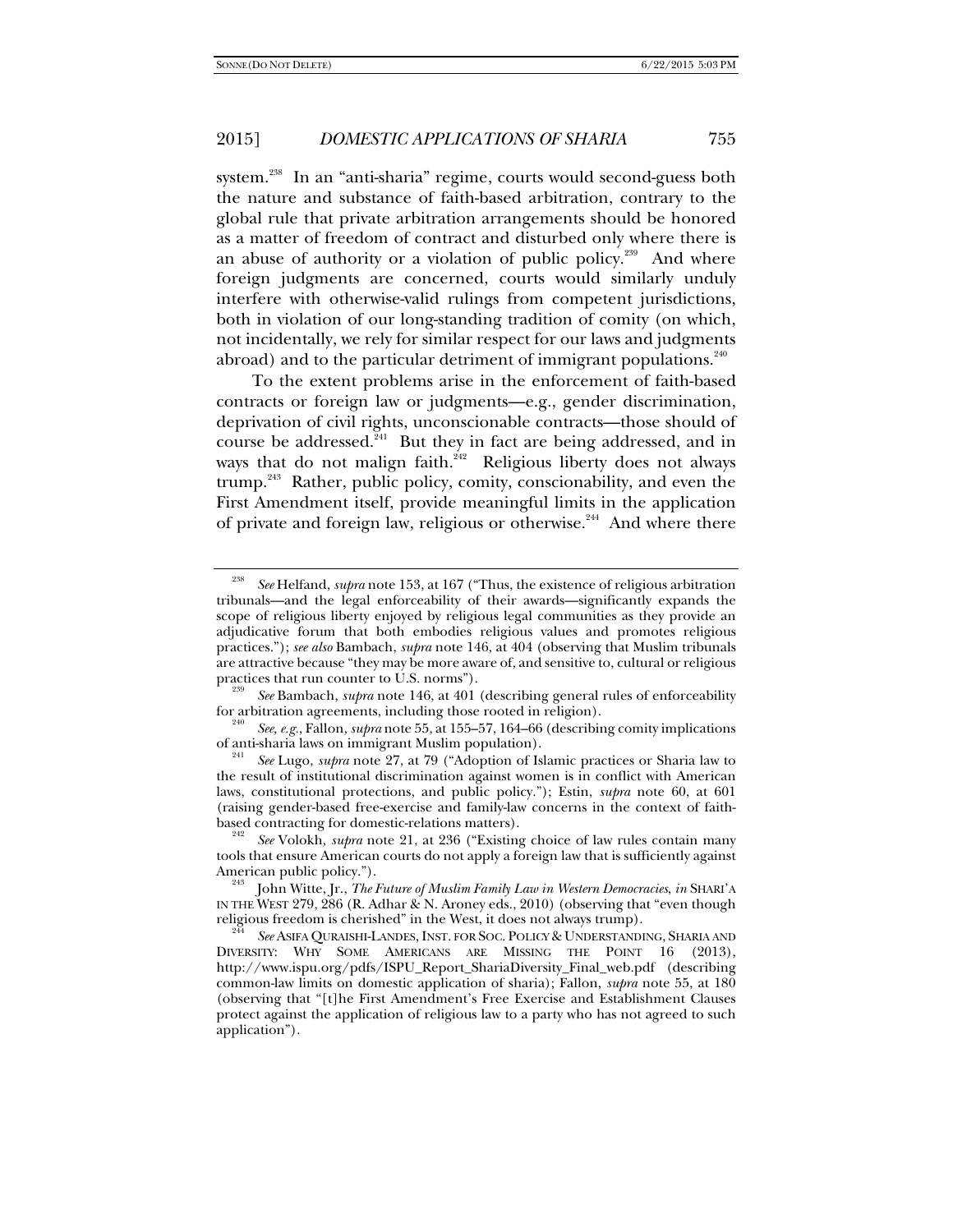system.[238] In an "anti-sharia" regime, courts would second-guess both the nature and substance of faith-based arbitration, contrary to the global rule that private arbitration arrangements should be honored as a matter of freedom of contract and disturbed only where there is an abuse of authority or a violation of public policy.[239] And where foreign judgments are concerned, courts would similarly unduly interfere with otherwise-valid rulings from competent jurisdictions, both in violation of our long-standing tradition of comity (on which, not incidentally, we rely for similar respect for our laws and judgments abroad) and to the particular detriment of immigrant populations.[240]

To the extent problems arise in the enforcement of faith-based contracts or foreign law or judgments—e.g., gender discrimination, deprivation of civil rights, unconscionable contracts—those should of course be addressed.[241] But they in fact are being addressed, and in ways that do not malign faith.[242] Religious liberty does not always trump.[243] Rather, public policy, comity, conscionability, and even the First Amendment itself, provide meaningful limits in the application of private and foreign law, religious or otherwise.[244] And where there

---

[238] *See* Helfand, *supra* note 153, at 167 ("Thus, the existence of religious arbitration tribunals—and the legal enforceability of their awards—significantly expands the scope of religious liberty enjoyed by religious legal communities as they provide an adjudicative forum that both embodies religious values and promotes religious practices."); *see also* Bambach, *supra* note 146, at 404 (observing that Muslim tribunals are attractive because "they may be more aware of, and sensitive to, cultural or religious practices that run counter to U.S. norms").

[239] *See* Bambach, *supra* note 146, at 401 (describing general rules of enforceability for arbitration agreements, including those rooted in religion).

[240] *See, e.g.*, Fallon, *supra* note 55, at 155–57, 164–66 (describing comity implications of anti-sharia laws on immigrant Muslim population).

[241] *See* Lugo, *supra* note 27, at 79 ("Adoption of Islamic practices or Sharia law to the result of institutional discrimination against women is in conflict with American laws, constitutional protections, and public policy."); Estin, *supra* note 60, at 601 (raising gender-based free-exercise and family-law concerns in the context of faith-based contracting for domestic-relations matters).

[242] *See* Volokh, *supra* note 21, at 236 ("Existing choice of law rules contain many tools that ensure American courts do not apply a foreign law that is sufficiently against American public policy.").

[243] John Witte, Jr., *The Future of Muslim Family Law in Western Democracies*, *in* SHARI'A IN THE WEST 279, 286 (R. Adhar & N. Aroney eds., 2010) (observing that "even though religious freedom is cherished" in the West, it does not always trump).

[244] *See* ASIFA QURAISHI-LANDES, INST. FOR SOC. POLICY & UNDERSTANDING, SHARIA AND DIVERSITY: WHY SOME AMERICANS ARE MISSING THE POINT 16 (2013), http://www.ispu.org/pdfs/ISPU_Report_ShariaDiversity_Final_web.pdf (describing common-law limits on domestic application of sharia); Fallon, *supra* note 55, at 180 (observing that "[t]he First Amendment's Free Exercise and Establishment Clauses protect against the application of religious law to a party who has not agreed to such application").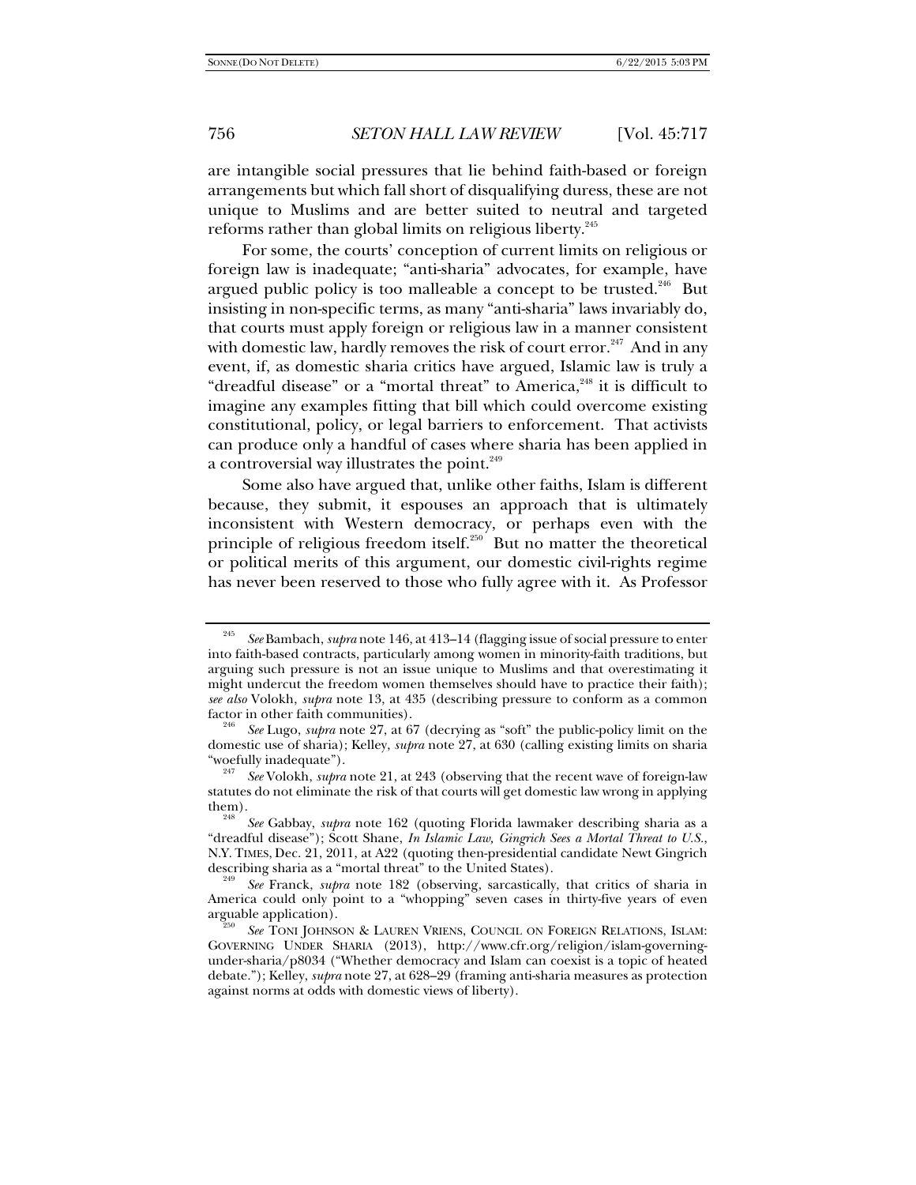are intangible social pressures that lie behind faith-based or foreign arrangements but which fall short of disqualifying duress, these are not unique to Muslims and are better suited to neutral and targeted reforms rather than global limits on religious liberty.[245]

For some, the courts' conception of current limits on religious or foreign law is inadequate; "anti-sharia" advocates, for example, have argued public policy is too malleable a concept to be trusted.[246] But insisting in non-specific terms, as many "anti-sharia" laws invariably do, that courts must apply foreign or religious law in a manner consistent with domestic law, hardly removes the risk of court error.[247] And in any event, if, as domestic sharia critics have argued, Islamic law is truly a "dreadful disease" or a "mortal threat" to America,[248] it is difficult to imagine any examples fitting that bill which could overcome existing constitutional, policy, or legal barriers to enforcement. That activists can produce only a handful of cases where sharia has been applied in a controversial way illustrates the point.[249]

Some also have argued that, unlike other faiths, Islam is different because, they submit, it espouses an approach that is ultimately inconsistent with Western democracy, or perhaps even with the principle of religious freedom itself.[250] But no matter the theoretical or political merits of this argument, our domestic civil-rights regime has never been reserved to those who fully agree with it. As Professor

---

[245] *See* Bambach, *supra* note 146, at 413–14 (flagging issue of social pressure to enter into faith-based contracts, particularly among women in minority-faith traditions, but arguing such pressure is not an issue unique to Muslims and that overestimating it might undercut the freedom women themselves should have to practice their faith); *see also* Volokh, *supra* note 13, at 435 (describing pressure to conform as a common factor in other faith communities).

[246] *See* Lugo, *supra* note 27, at 67 (decrying as "soft" the public-policy limit on the domestic use of sharia); Kelley, *supra* note 27, at 630 (calling existing limits on sharia "woefully inadequate").

[247] *See* Volokh, *supra* note 21, at 243 (observing that the recent wave of foreign-law statutes do not eliminate the risk of that courts will get domestic law wrong in applying them).

[248] *See* Gabbay, *supra* note 162 (quoting Florida lawmaker describing sharia as a "dreadful disease"); Scott Shane, *In Islamic Law, Gingrich Sees a Mortal Threat to U.S.*, N.Y. TIMES, Dec. 21, 2011, at A22 (quoting then-presidential candidate Newt Gingrich describing sharia as a "mortal threat" to the United States).

[249] *See* Franck, *supra* note 182 (observing, sarcastically, that critics of sharia in America could only point to a "whopping" seven cases in thirty-five years of even arguable application).

[250] *See* TONI JOHNSON & LAUREN VRIENS, COUNCIL ON FOREIGN RELATIONS, ISLAM: GOVERNING UNDER SHARIA (2013), http://www.cfr.org/religion/islam-governing-under-sharia/p8034 ("Whether democracy and Islam can coexist is a topic of heated debate."); Kelley, *supra* note 27, at 628–29 (framing anti-sharia measures as protection against norms at odds with domestic views of liberty).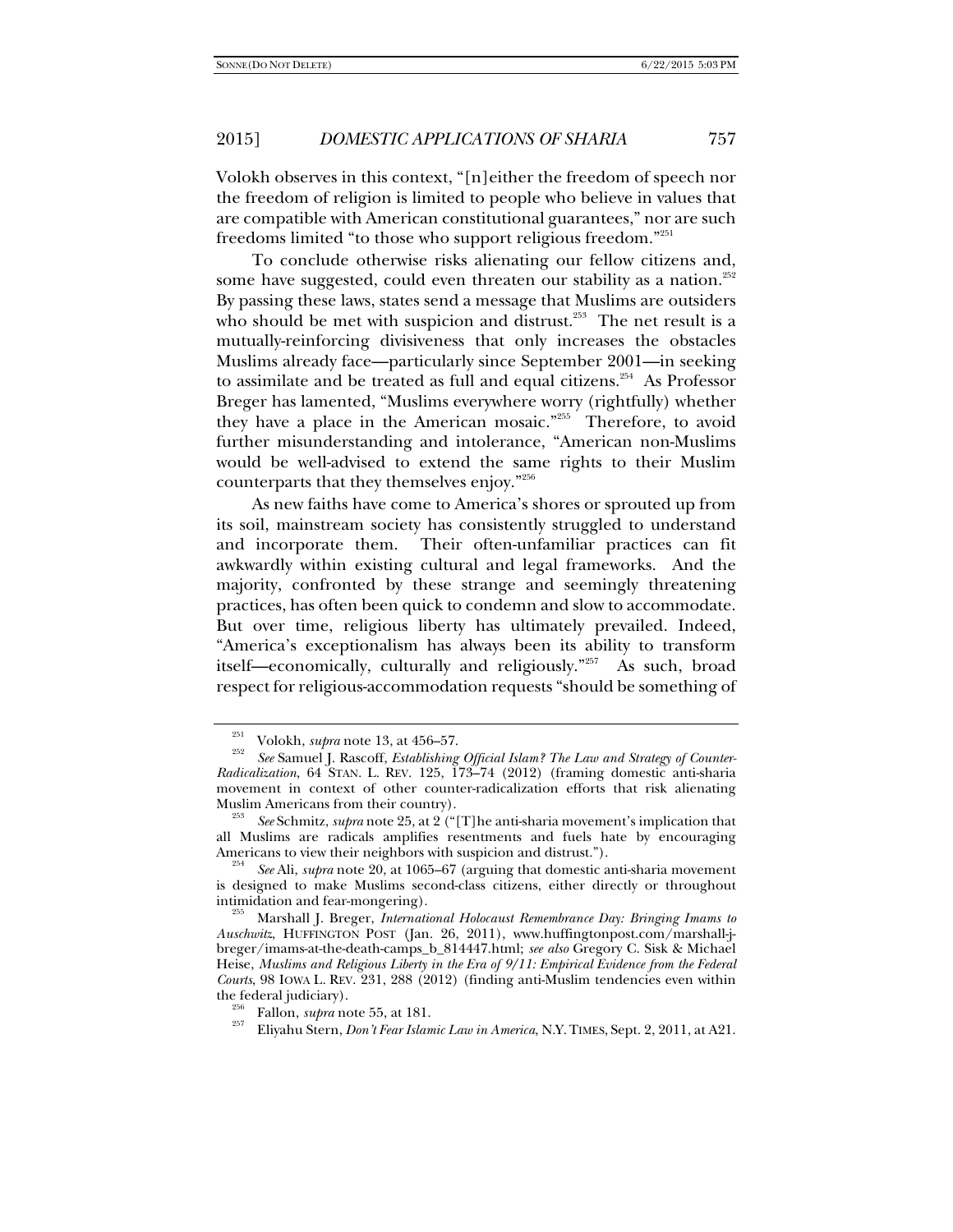Volokh observes in this context, "[n]either the freedom of speech nor the freedom of religion is limited to people who believe in values that are compatible with American constitutional guarantees," nor are such freedoms limited "to those who support religious freedom."[251]

To conclude otherwise risks alienating our fellow citizens and, some have suggested, could even threaten our stability as a nation.[252] By passing these laws, states send a message that Muslims are outsiders who should be met with suspicion and distrust.[253] The net result is a mutually-reinforcing divisiveness that only increases the obstacles Muslims already face—particularly since September 2001—in seeking to assimilate and be treated as full and equal citizens.[254] As Professor Breger has lamented, "Muslims everywhere worry (rightfully) whether they have a place in the American mosaic."[255] Therefore, to avoid further misunderstanding and intolerance, "American non-Muslims would be well-advised to extend the same rights to their Muslim counterparts that they themselves enjoy."[256]

As new faiths have come to America's shores or sprouted up from its soil, mainstream society has consistently struggled to understand and incorporate them. Their often-unfamiliar practices can fit awkwardly within existing cultural and legal frameworks. And the majority, confronted by these strange and seemingly threatening practices, has often been quick to condemn and slow to accommodate. But over time, religious liberty has ultimately prevailed. Indeed, "America's exceptionalism has always been its ability to transform itself—economically, culturally and religiously."[257] As such, broad respect for religious-accommodation requests "should be something of

---

[251] Volokh, *supra* note 13, at 456–57.

[252] *See* Samuel J. Rascoff, *Establishing Official Islam? The Law and Strategy of Counter-Radicalization*, 64 STAN. L. REV. 125, 173–74 (2012) (framing domestic anti-sharia movement in context of other counter-radicalization efforts that risk alienating Muslim Americans from their country).

[253] *See* Schmitz, *supra* note 25, at 2 ("[T]he anti-sharia movement's implication that all Muslims are radicals amplifies resentments and fuels hate by encouraging Americans to view their neighbors with suspicion and distrust.").

[254] *See* Ali, *supra* note 20, at 1065–67 (arguing that domestic anti-sharia movement is designed to make Muslims second-class citizens, either directly or throughout intimidation and fear-mongering).

[255] Marshall J. Breger, *International Holocaust Remembrance Day: Bringing Imams to Auschwitz*, HUFFINGTON POST (Jan. 26, 2011), www.huffingtonpost.com/marshall-j-breger/imams-at-the-death-camps_b_814447.html; *see also* Gregory C. Sisk & Michael Heise, *Muslims and Religious Liberty in the Era of 9/11: Empirical Evidence from the Federal Courts*, 98 IOWA L. REV. 231, 288 (2012) (finding anti-Muslim tendencies even within the federal judiciary).

[256] Fallon, *supra* note 55, at 181.

[257] Eliyahu Stern, *Don't Fear Islamic Law in America*, N.Y. TIMES, Sept. 2, 2011, at A21.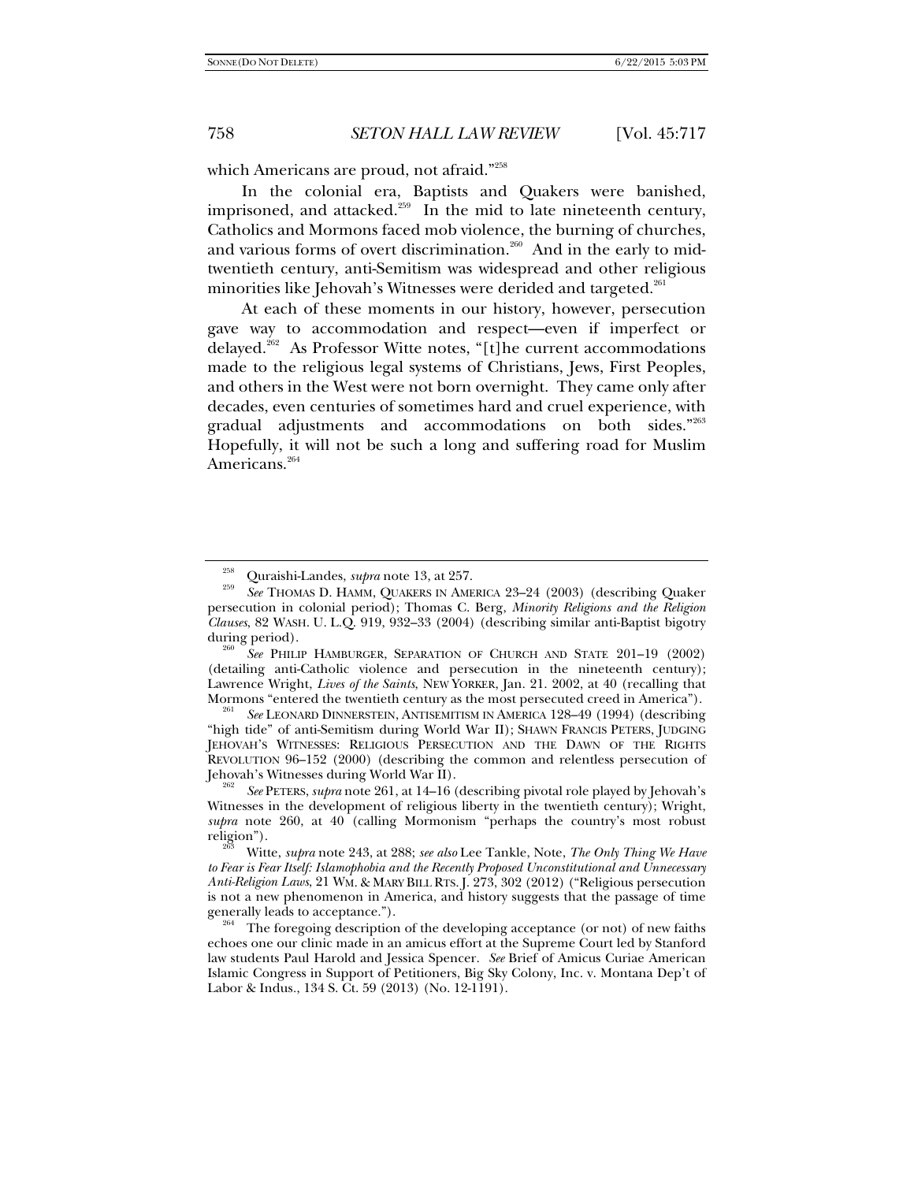which Americans are proud, not afraid."[258]

In the colonial era, Baptists and Quakers were banished, imprisoned, and attacked.[259] In the mid to late nineteenth century, Catholics and Mormons faced mob violence, the burning of churches, and various forms of overt discrimination.[260] And in the early to mid-twentieth century, anti-Semitism was widespread and other religious minorities like Jehovah's Witnesses were derided and targeted.[261]

At each of these moments in our history, however, persecution gave way to accommodation and respect—even if imperfect or delayed.[262] As Professor Witte notes, "[t]he current accommodations made to the religious legal systems of Christians, Jews, First Peoples, and others in the West were not born overnight. They came only after decades, even centuries of sometimes hard and cruel experience, with gradual adjustments and accommodations on both sides."[263] Hopefully, it will not be such a long and suffering road for Muslim Americans.[264]

---

[258] Quraishi-Landes, *supra* note 13, at 257.

[259] *See* THOMAS D. HAMM, QUAKERS IN AMERICA 23–24 (2003) (describing Quaker persecution in colonial period); Thomas C. Berg, *Minority Religions and the Religion Clauses*, 82 WASH. U. L.Q. 919, 932–33 (2004) (describing similar anti-Baptist bigotry during period).

[260] *See* PHILIP HAMBURGER, SEPARATION OF CHURCH AND STATE 201–19 (2002) (detailing anti-Catholic violence and persecution in the nineteenth century); Lawrence Wright, *Lives of the Saints*, NEW YORKER, Jan. 21. 2002, at 40 (recalling that Mormons "entered the twentieth century as the most persecuted creed in America").

[261] *See* LEONARD DINNERSTEIN, ANTISEMITISM IN AMERICA 128–49 (1994) (describing "high tide" of anti-Semitism during World War II); SHAWN FRANCIS PETERS, JUDGING JEHOVAH'S WITNESSES: RELIGIOUS PERSECUTION AND THE DAWN OF THE RIGHTS REVOLUTION 96–152 (2000) (describing the common and relentless persecution of Jehovah's Witnesses during World War II).

[262] *See* PETERS, *supra* note 261, at 14–16 (describing pivotal role played by Jehovah's Witnesses in the development of religious liberty in the twentieth century); Wright, *supra* note 260, at 40 (calling Mormonism "perhaps the country's most robust religion").

[263] Witte, *supra* note 243, at 288; *see also* Lee Tankle, Note, *The Only Thing We Have to Fear is Fear Itself: Islamophobia and the Recently Proposed Unconstitutional and Unnecessary Anti-Religion Laws*, 21 WM. & MARY BILL RTS. J. 273, 302 (2012) ("Religious persecution is not a new phenomenon in America, and history suggests that the passage of time generally leads to acceptance.").

[264] The foregoing description of the developing acceptance (or not) of new faiths echoes one our clinic made in an amicus effort at the Supreme Court led by Stanford law students Paul Harold and Jessica Spencer. *See* Brief of Amicus Curiae American Islamic Congress in Support of Petitioners, Big Sky Colony, Inc. v. Montana Dep't of Labor & Indus., 134 S. Ct. 59 (2013) (No. 12-1191).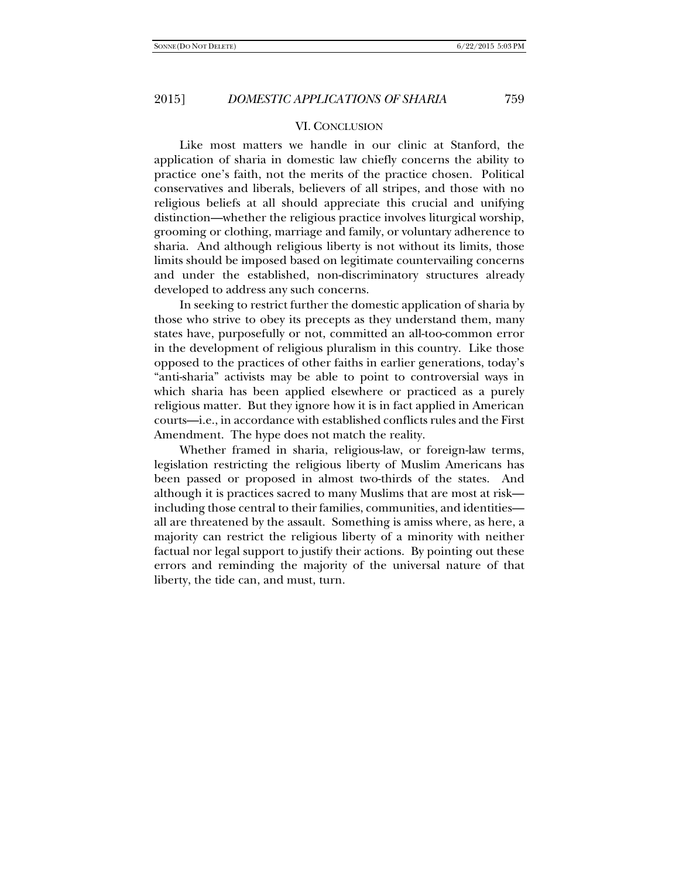## VI. CONCLUSION

Like most matters we handle in our clinic at Stanford, the application of sharia in domestic law chiefly concerns the ability to practice one's faith, not the merits of the practice chosen. Political conservatives and liberals, believers of all stripes, and those with no religious beliefs at all should appreciate this crucial and unifying distinction—whether the religious practice involves liturgical worship, grooming or clothing, marriage and family, or voluntary adherence to sharia. And although religious liberty is not without its limits, those limits should be imposed based on legitimate countervailing concerns and under the established, non-discriminatory structures already developed to address any such concerns.

In seeking to restrict further the domestic application of sharia by those who strive to obey its precepts as they understand them, many states have, purposefully or not, committed an all-too-common error in the development of religious pluralism in this country. Like those opposed to the practices of other faiths in earlier generations, today's "anti-sharia" activists may be able to point to controversial ways in which sharia has been applied elsewhere or practiced as a purely religious matter. But they ignore how it is in fact applied in American courts—i.e., in accordance with established conflicts rules and the First Amendment. The hype does not match the reality.

Whether framed in sharia, religious-law, or foreign-law terms, legislation restricting the religious liberty of Muslim Americans has been passed or proposed in almost two-thirds of the states. And although it is practices sacred to many Muslims that are most at risk—including those central to their families, communities, and identities—all are threatened by the assault. Something is amiss where, as here, a majority can restrict the religious liberty of a minority with neither factual nor legal support to justify their actions. By pointing out these errors and reminding the majority of the universal nature of that liberty, the tide can, and must, turn.